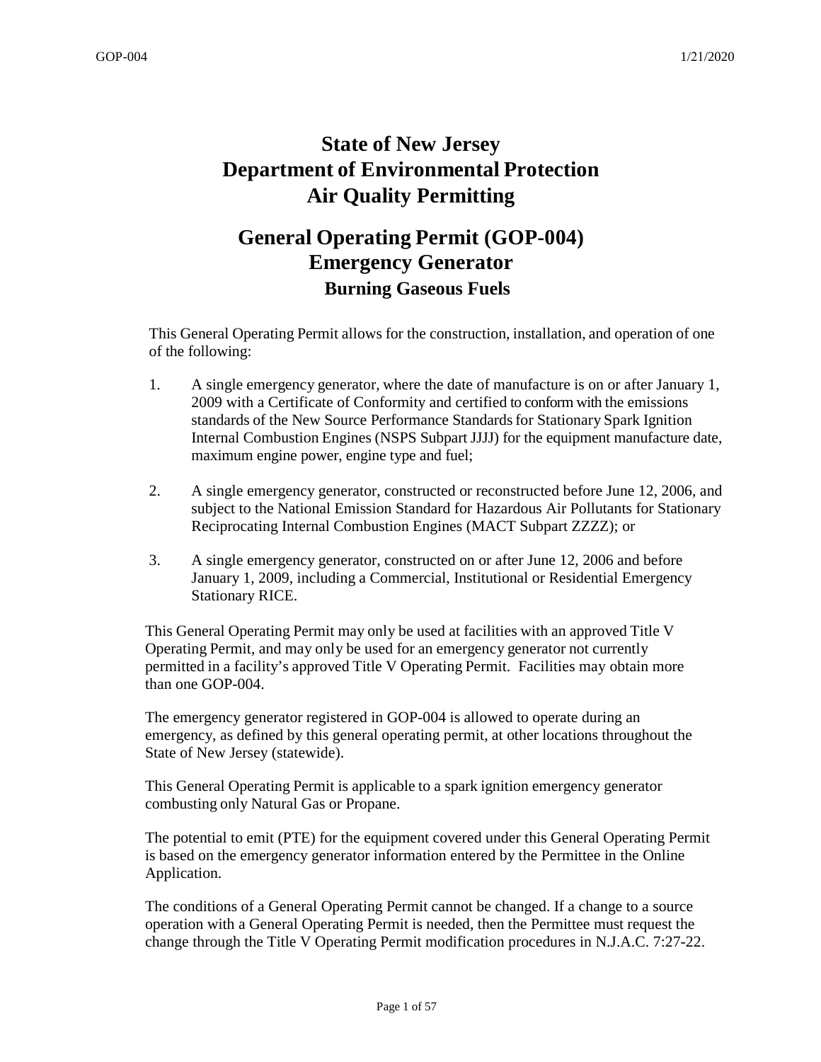# State of New Jersey
# Department of Environmental Protection
# Air Quality Permitting

## General Operating Permit (GOP-004)
## Emergency Generator
### Burning Gaseous Fuels

This General Operating Permit allows for the construction, installation, and operation of one of the following:

1. A single emergency generator, where the date of manufacture is on or after January 1, 2009 with a Certificate of Conformity and certified to conform with the emissions standards of the New Source Performance Standards for Stationary Spark Ignition Internal Combustion Engines (NSPS Subpart JJJJ) for the equipment manufacture date, maximum engine power, engine type and fuel;

2. A single emergency generator, constructed or reconstructed before June 12, 2006, and subject to the National Emission Standard for Hazardous Air Pollutants for Stationary Reciprocating Internal Combustion Engines (MACT Subpart ZZZZ); or

3. A single emergency generator, constructed on or after June 12, 2006 and before January 1, 2009, including a Commercial, Institutional or Residential Emergency Stationary RICE.

This General Operating Permit may only be used at facilities with an approved Title V Operating Permit, and may only be used for an emergency generator not currently permitted in a facility's approved Title V Operating Permit. Facilities may obtain more than one GOP-004.

The emergency generator registered in GOP-004 is allowed to operate during an emergency, as defined by this general operating permit, at other locations throughout the State of New Jersey (statewide).

This General Operating Permit is applicable to a spark ignition emergency generator combusting only Natural Gas or Propane.

The potential to emit (PTE) for the equipment covered under this General Operating Permit is based on the emergency generator information entered by the Permittee in the Online Application.

The conditions of a General Operating Permit cannot be changed. If a change to a source operation with a General Operating Permit is needed, then the Permittee must request the change through the Title V Operating Permit modification procedures in N.J.A.C. 7:27-22.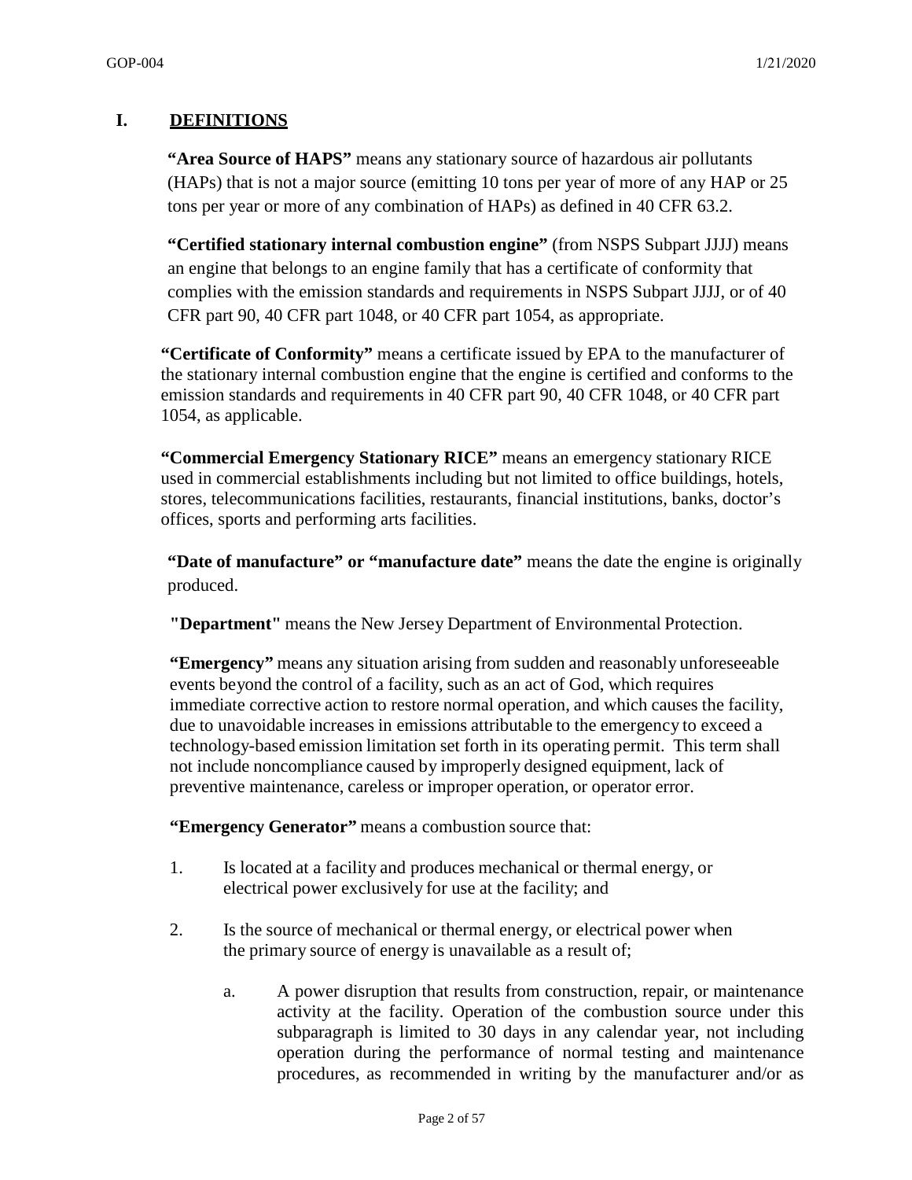## I. DEFINITIONS

**"Area Source of HAPS"** means any stationary source of hazardous air pollutants (HAPs) that is not a major source (emitting 10 tons per year of more of any HAP or 25 tons per year or more of any combination of HAPs) as defined in 40 CFR 63.2.

**"Certified stationary internal combustion engine"** (from NSPS Subpart JJJJ) means an engine that belongs to an engine family that has a certificate of conformity that complies with the emission standards and requirements in NSPS Subpart JJJJ, or of 40 CFR part 90, 40 CFR part 1048, or 40 CFR part 1054, as appropriate.

**"Certificate of Conformity"** means a certificate issued by EPA to the manufacturer of the stationary internal combustion engine that the engine is certified and conforms to the emission standards and requirements in 40 CFR part 90, 40 CFR 1048, or 40 CFR part 1054, as applicable.

**"Commercial Emergency Stationary RICE"** means an emergency stationary RICE used in commercial establishments including but not limited to office buildings, hotels, stores, telecommunications facilities, restaurants, financial institutions, banks, doctor's offices, sports and performing arts facilities.

**"Date of manufacture" or "manufacture date"** means the date the engine is originally produced.

**"Department"** means the New Jersey Department of Environmental Protection.

**"Emergency"** means any situation arising from sudden and reasonably unforeseeable events beyond the control of a facility, such as an act of God, which requires immediate corrective action to restore normal operation, and which causes the facility, due to unavoidable increases in emissions attributable to the emergency to exceed a technology-based emission limitation set forth in its operating permit. This term shall not include noncompliance caused by improperly designed equipment, lack of preventive maintenance, careless or improper operation, or operator error.

**"Emergency Generator"** means a combustion source that:

1. Is located at a facility and produces mechanical or thermal energy, or electrical power exclusively for use at the facility; and

2. Is the source of mechanical or thermal energy, or electrical power when the primary source of energy is unavailable as a result of;

   a. A power disruption that results from construction, repair, or maintenance activity at the facility. Operation of the combustion source under this subparagraph is limited to 30 days in any calendar year, not including operation during the performance of normal testing and maintenance procedures, as recommended in writing by the manufacturer and/or as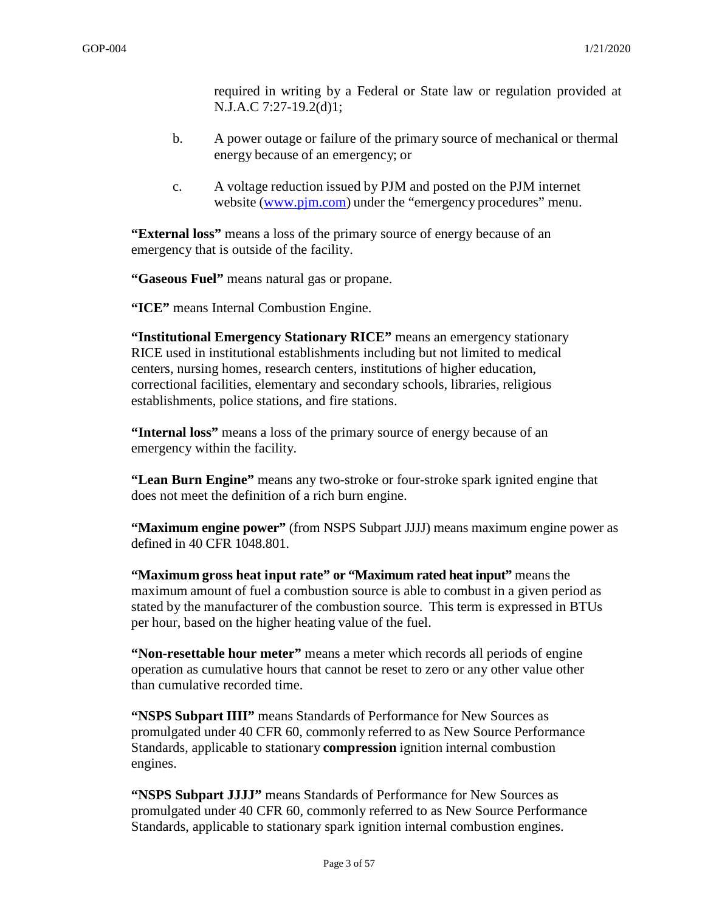required in writing by a Federal or State law or regulation provided at N.J.A.C 7:27-19.2(d)1;

b. A power outage or failure of the primary source of mechanical or thermal energy because of an emergency; or

c. A voltage reduction issued by PJM and posted on the PJM internet website ([www.pjm.com](http://www.pjm.com)) under the "emergency procedures" menu.

**"External loss"** means a loss of the primary source of energy because of an emergency that is outside of the facility.

**"Gaseous Fuel"** means natural gas or propane.

**"ICE"** means Internal Combustion Engine.

**"Institutional Emergency Stationary RICE"** means an emergency stationary RICE used in institutional establishments including but not limited to medical centers, nursing homes, research centers, institutions of higher education, correctional facilities, elementary and secondary schools, libraries, religious establishments, police stations, and fire stations.

**"Internal loss"** means a loss of the primary source of energy because of an emergency within the facility.

**"Lean Burn Engine"** means any two-stroke or four-stroke spark ignited engine that does not meet the definition of a rich burn engine.

**"Maximum engine power"** (from NSPS Subpart JJJJ) means maximum engine power as defined in 40 CFR 1048.801.

**"Maximum gross heat input rate" or "Maximum rated heat input"** means the maximum amount of fuel a combustion source is able to combust in a given period as stated by the manufacturer of the combustion source. This term is expressed in BTUs per hour, based on the higher heating value of the fuel.

**"Non-resettable hour meter"** means a meter which records all periods of engine operation as cumulative hours that cannot be reset to zero or any other value other than cumulative recorded time.

**"NSPS Subpart IIII"** means Standards of Performance for New Sources as promulgated under 40 CFR 60, commonly referred to as New Source Performance Standards, applicable to stationary **compression** ignition internal combustion engines.

**"NSPS Subpart JJJJ"** means Standards of Performance for New Sources as promulgated under 40 CFR 60, commonly referred to as New Source Performance Standards, applicable to stationary spark ignition internal combustion engines.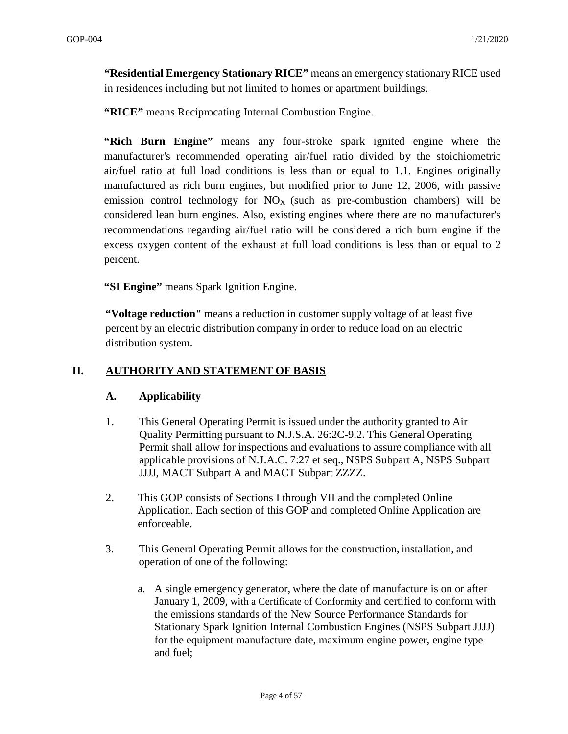**"Residential Emergency Stationary RICE"** means an emergency stationary RICE used in residences including but not limited to homes or apartment buildings.

**"RICE"** means Reciprocating Internal Combustion Engine.

**"Rich Burn Engine"** means any four-stroke spark ignited engine where the manufacturer's recommended operating air/fuel ratio divided by the stoichiometric air/fuel ratio at full load conditions is less than or equal to 1.1. Engines originally manufactured as rich burn engines, but modified prior to June 12, 2006, with passive emission control technology for $NO_X$ (such as pre-combustion chambers) will be considered lean burn engines. Also, existing engines where there are no manufacturer's recommendations regarding air/fuel ratio will be considered a rich burn engine if the excess oxygen content of the exhaust at full load conditions is less than or equal to 2 percent.

**"SI Engine"** means Spark Ignition Engine.

**"Voltage reduction"** means a reduction in customer supply voltage of at least five percent by an electric distribution company in order to reduce load on an electric distribution system.

## II. AUTHORITY AND STATEMENT OF BASIS

### A. Applicability

1. This General Operating Permit is issued under the authority granted to Air Quality Permitting pursuant to N.J.S.A. 26:2C-9.2. This General Operating Permit shall allow for inspections and evaluations to assure compliance with all applicable provisions of N.J.A.C. 7:27 et seq., NSPS Subpart A, NSPS Subpart JJJJ, MACT Subpart A and MACT Subpart ZZZZ.

2. This GOP consists of Sections I through VII and the completed Online Application. Each section of this GOP and completed Online Application are enforceable.

3. This General Operating Permit allows for the construction, installation, and operation of one of the following:

   a. A single emergency generator, where the date of manufacture is on or after January 1, 2009, with a Certificate of Conformity and certified to conform with the emissions standards of the New Source Performance Standards for Stationary Spark Ignition Internal Combustion Engines (NSPS Subpart JJJJ) for the equipment manufacture date, maximum engine power, engine type and fuel;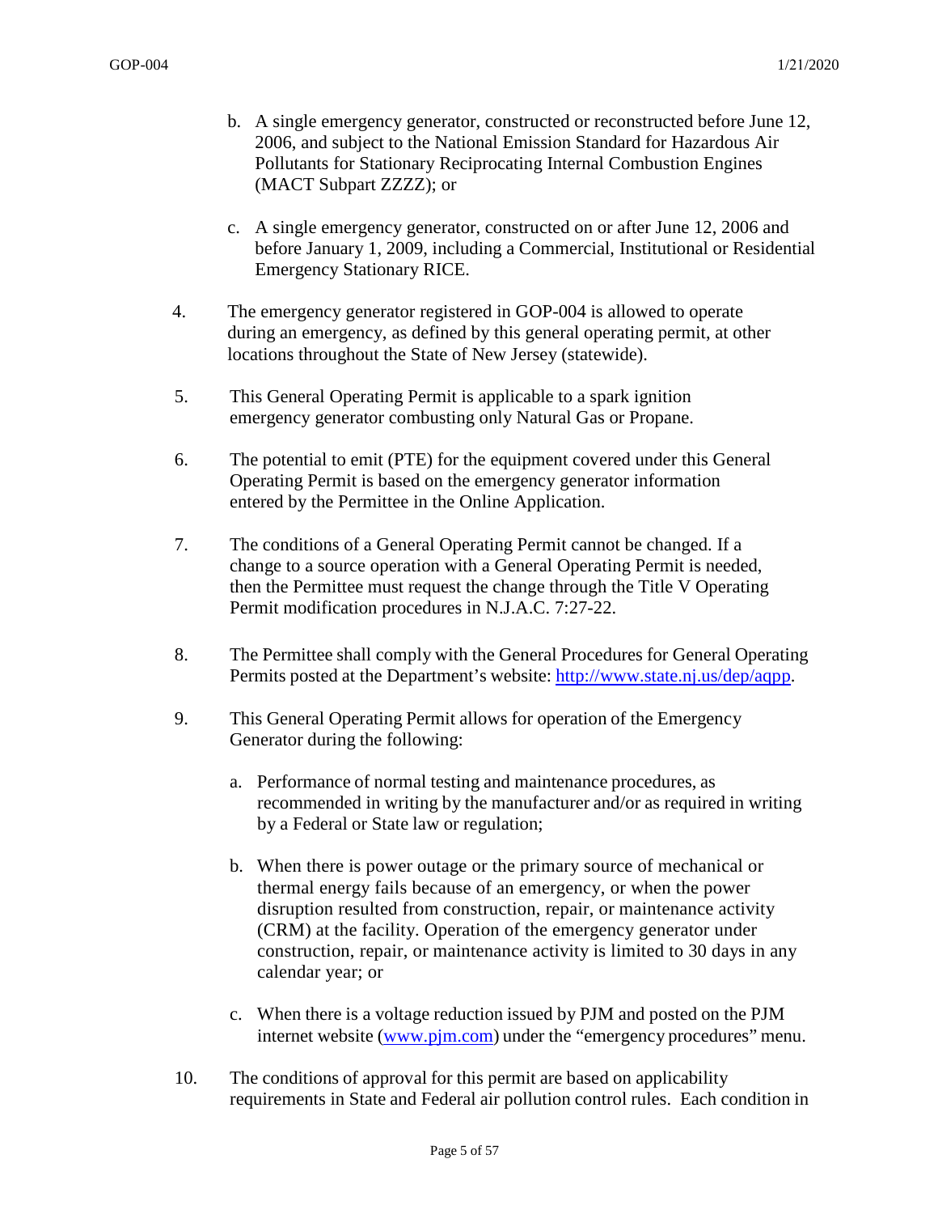b. A single emergency generator, constructed or reconstructed before June 12, 2006, and subject to the National Emission Standard for Hazardous Air Pollutants for Stationary Reciprocating Internal Combustion Engines (MACT Subpart ZZZZ); or

   c. A single emergency generator, constructed on or after June 12, 2006 and before January 1, 2009, including a Commercial, Institutional or Residential Emergency Stationary RICE.

4. The emergency generator registered in GOP-004 is allowed to operate during an emergency, as defined by this general operating permit, at other locations throughout the State of New Jersey (statewide).

5. This General Operating Permit is applicable to a spark ignition emergency generator combusting only Natural Gas or Propane.

6. The potential to emit (PTE) for the equipment covered under this General Operating Permit is based on the emergency generator information entered by the Permittee in the Online Application.

7. The conditions of a General Operating Permit cannot be changed. If a change to a source operation with a General Operating Permit is needed, then the Permittee must request the change through the Title V Operating Permit modification procedures in N.J.A.C. 7:27-22.

8. The Permittee shall comply with the General Procedures for General Operating Permits posted at the Department's website: http://www.state.nj.us/dep/aqpp.

9. This General Operating Permit allows for operation of the Emergency Generator during the following:

   a. Performance of normal testing and maintenance procedures, as recommended in writing by the manufacturer and/or as required in writing by a Federal or State law or regulation;

   b. When there is power outage or the primary source of mechanical or thermal energy fails because of an emergency, or when the power disruption resulted from construction, repair, or maintenance activity (CRM) at the facility. Operation of the emergency generator under construction, repair, or maintenance activity is limited to 30 days in any calendar year; or

   c. When there is a voltage reduction issued by PJM and posted on the PJM internet website (www.pjm.com) under the "emergency procedures" menu.

10. The conditions of approval for this permit are based on applicability requirements in State and Federal air pollution control rules. Each condition in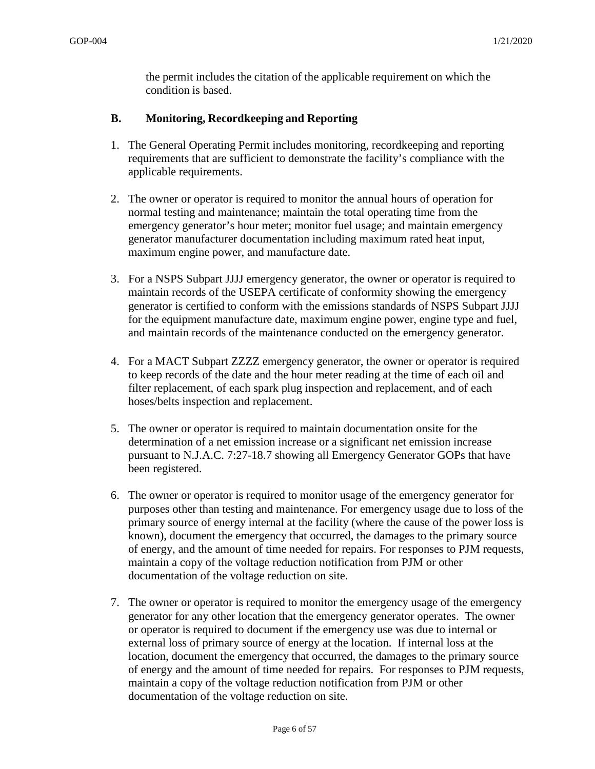the permit includes the citation of the applicable requirement on which the condition is based.

## B. Monitoring, Recordkeeping and Reporting

1. The General Operating Permit includes monitoring, recordkeeping and reporting requirements that are sufficient to demonstrate the facility's compliance with the applicable requirements.

2. The owner or operator is required to monitor the annual hours of operation for normal testing and maintenance; maintain the total operating time from the emergency generator's hour meter; monitor fuel usage; and maintain emergency generator manufacturer documentation including maximum rated heat input, maximum engine power, and manufacture date.

3. For a NSPS Subpart JJJJ emergency generator, the owner or operator is required to maintain records of the USEPA certificate of conformity showing the emergency generator is certified to conform with the emissions standards of NSPS Subpart JJJJ for the equipment manufacture date, maximum engine power, engine type and fuel, and maintain records of the maintenance conducted on the emergency generator.

4. For a MACT Subpart ZZZZ emergency generator, the owner or operator is required to keep records of the date and the hour meter reading at the time of each oil and filter replacement, of each spark plug inspection and replacement, and of each hoses/belts inspection and replacement.

5. The owner or operator is required to maintain documentation onsite for the determination of a net emission increase or a significant net emission increase pursuant to N.J.A.C. 7:27-18.7 showing all Emergency Generator GOPs that have been registered.

6. The owner or operator is required to monitor usage of the emergency generator for purposes other than testing and maintenance. For emergency usage due to loss of the primary source of energy internal at the facility (where the cause of the power loss is known), document the emergency that occurred, the damages to the primary source of energy, and the amount of time needed for repairs. For responses to PJM requests, maintain a copy of the voltage reduction notification from PJM or other documentation of the voltage reduction on site.

7. The owner or operator is required to monitor the emergency usage of the emergency generator for any other location that the emergency generator operates. The owner or operator is required to document if the emergency use was due to internal or external loss of primary source of energy at the location. If internal loss at the location, document the emergency that occurred, the damages to the primary source of energy and the amount of time needed for repairs. For responses to PJM requests, maintain a copy of the voltage reduction notification from PJM or other documentation of the voltage reduction on site.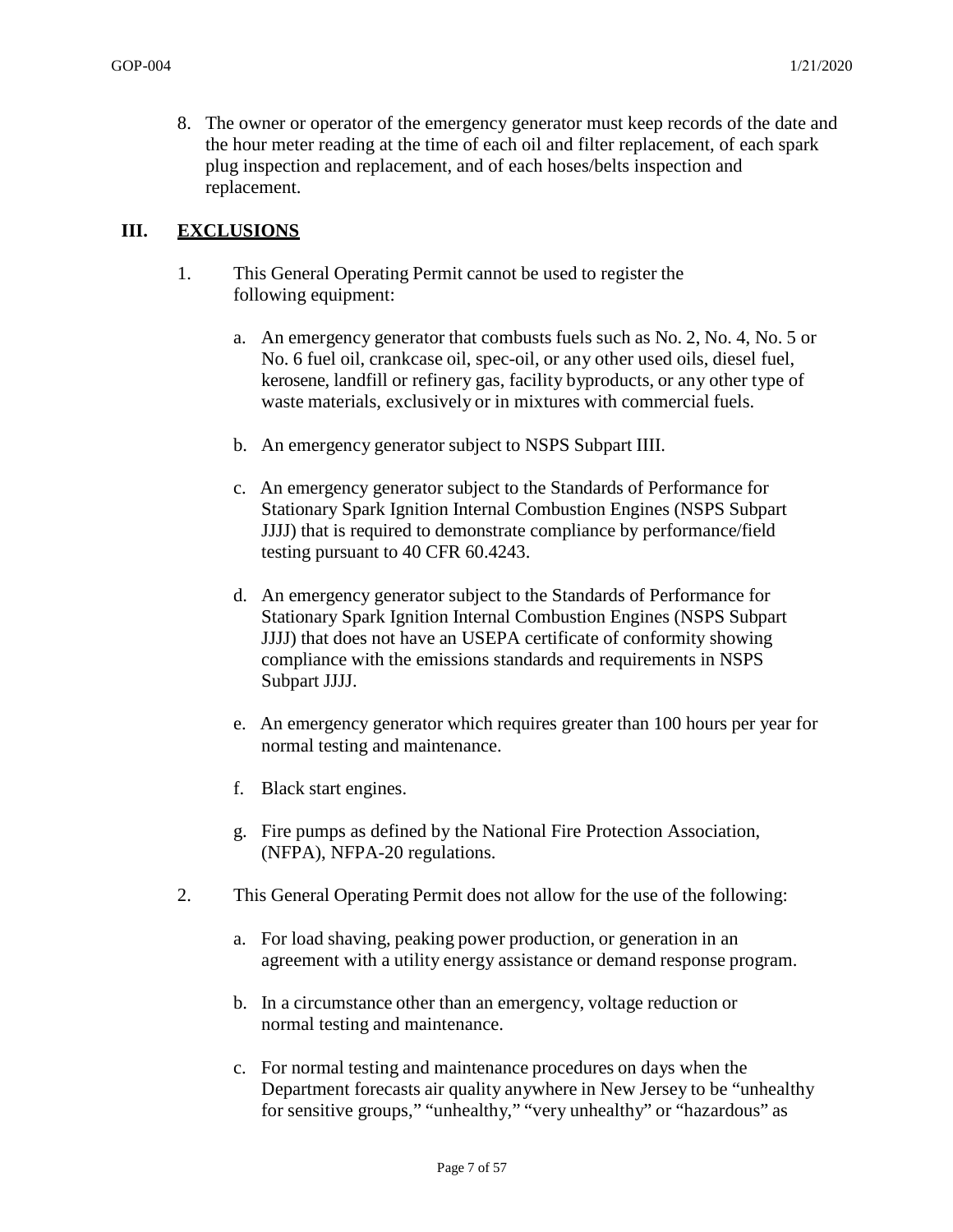8. The owner or operator of the emergency generator must keep records of the date and the hour meter reading at the time of each oil and filter replacement, of each spark plug inspection and replacement, and of each hoses/belts inspection and replacement.

## III. <u>EXCLUSIONS</u>

1. This General Operating Permit cannot be used to register the following equipment:

   a. An emergency generator that combusts fuels such as No. 2, No. 4, No. 5 or No. 6 fuel oil, crankcase oil, spec-oil, or any other used oils, diesel fuel, kerosene, landfill or refinery gas, facility byproducts, or any other type of waste materials, exclusively or in mixtures with commercial fuels.

   b. An emergency generator subject to NSPS Subpart IIII.

   c. An emergency generator subject to the Standards of Performance for Stationary Spark Ignition Internal Combustion Engines (NSPS Subpart JJJJ) that is required to demonstrate compliance by performance/field testing pursuant to 40 CFR 60.4243.

   d. An emergency generator subject to the Standards of Performance for Stationary Spark Ignition Internal Combustion Engines (NSPS Subpart JJJJ) that does not have an USEPA certificate of conformity showing compliance with the emissions standards and requirements in NSPS Subpart JJJJ.

   e. An emergency generator which requires greater than 100 hours per year for normal testing and maintenance.

   f. Black start engines.

   g. Fire pumps as defined by the National Fire Protection Association, (NFPA), NFPA-20 regulations.

2. This General Operating Permit does not allow for the use of the following:

   a. For load shaving, peaking power production, or generation in an agreement with a utility energy assistance or demand response program.

   b. In a circumstance other than an emergency, voltage reduction or normal testing and maintenance.

   c. For normal testing and maintenance procedures on days when the Department forecasts air quality anywhere in New Jersey to be "unhealthy for sensitive groups," "unhealthy," "very unhealthy" or "hazardous" as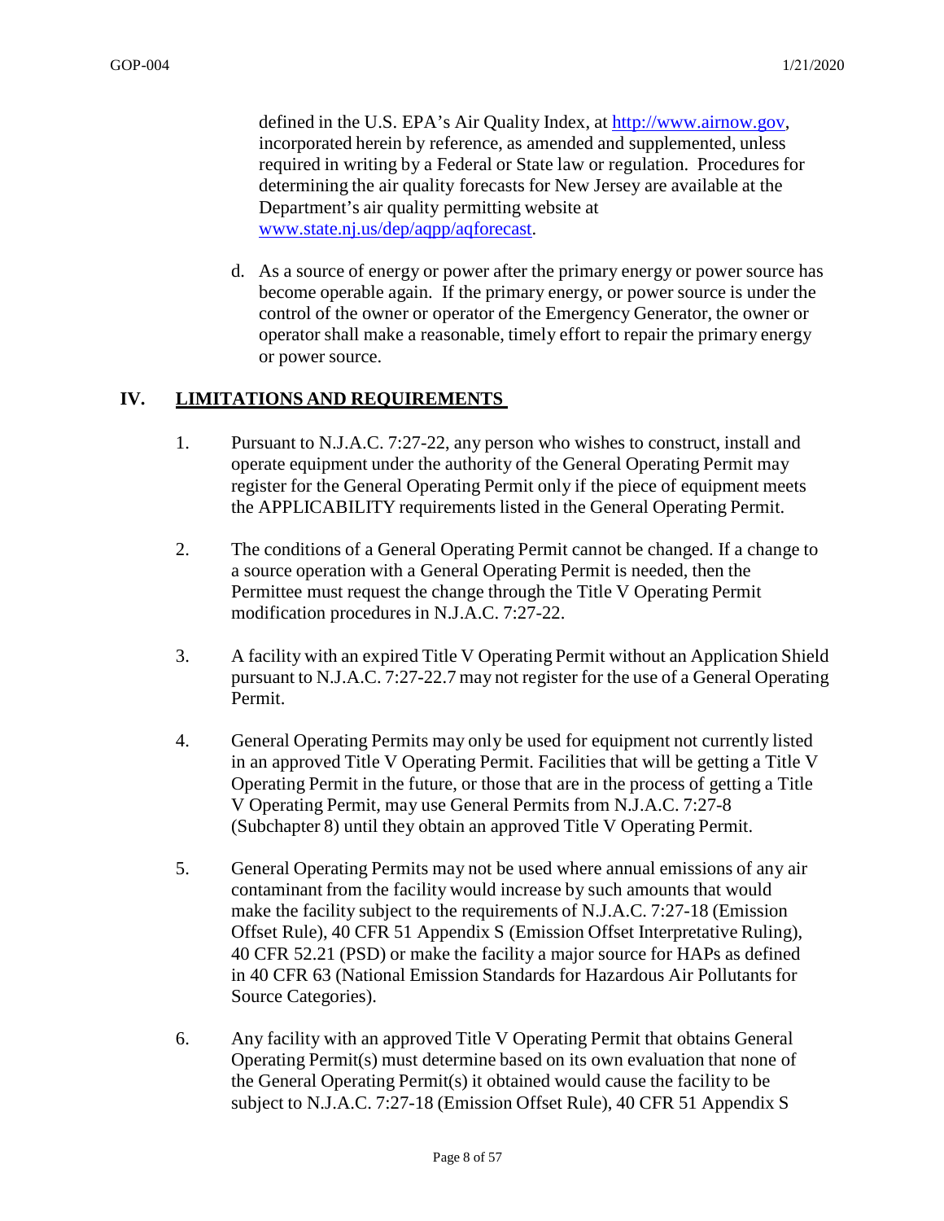defined in the U.S. EPA's Air Quality Index, at [http://www.airnow.gov](http://www.airnow.gov), incorporated herein by reference, as amended and supplemented, unless required in writing by a Federal or State law or regulation. Procedures for determining the air quality forecasts for New Jersey are available at the Department's air quality permitting website at [www.state.nj.us/dep/aqpp/aqforecast](www.state.nj.us/dep/aqpp/aqforecast).

d. As a source of energy or power after the primary energy or power source has become operable again. If the primary energy, or power source is under the control of the owner or operator of the Emergency Generator, the owner or operator shall make a reasonable, timely effort to repair the primary energy or power source.

## IV. LIMITATIONS AND REQUIREMENTS

1. Pursuant to N.J.A.C. 7:27-22, any person who wishes to construct, install and operate equipment under the authority of the General Operating Permit may register for the General Operating Permit only if the piece of equipment meets the APPLICABILITY requirements listed in the General Operating Permit.

2. The conditions of a General Operating Permit cannot be changed. If a change to a source operation with a General Operating Permit is needed, then the Permittee must request the change through the Title V Operating Permit modification procedures in N.J.A.C. 7:27-22.

3. A facility with an expired Title V Operating Permit without an Application Shield pursuant to N.J.A.C. 7:27-22.7 may not register for the use of a General Operating Permit.

4. General Operating Permits may only be used for equipment not currently listed in an approved Title V Operating Permit. Facilities that will be getting a Title V Operating Permit in the future, or those that are in the process of getting a Title V Operating Permit, may use General Permits from N.J.A.C. 7:27-8 (Subchapter 8) until they obtain an approved Title V Operating Permit.

5. General Operating Permits may not be used where annual emissions of any air contaminant from the facility would increase by such amounts that would make the facility subject to the requirements of N.J.A.C. 7:27-18 (Emission Offset Rule), 40 CFR 51 Appendix S (Emission Offset Interpretative Ruling), 40 CFR 52.21 (PSD) or make the facility a major source for HAPs as defined in 40 CFR 63 (National Emission Standards for Hazardous Air Pollutants for Source Categories).

6. Any facility with an approved Title V Operating Permit that obtains General Operating Permit(s) must determine based on its own evaluation that none of the General Operating Permit(s) it obtained would cause the facility to be subject to N.J.A.C. 7:27-18 (Emission Offset Rule), 40 CFR 51 Appendix S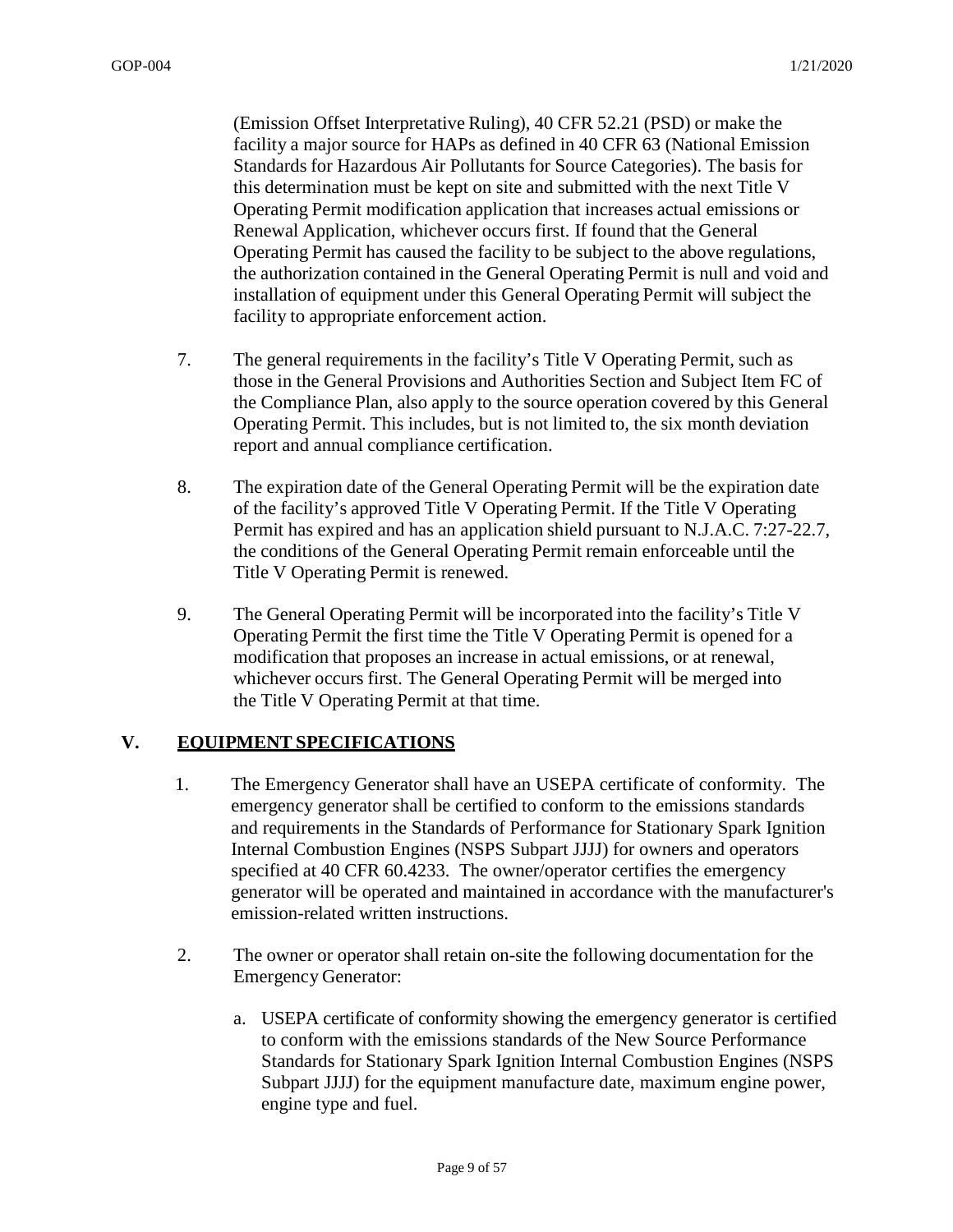(Emission Offset Interpretative Ruling), 40 CFR 52.21 (PSD) or make the facility a major source for HAPs as defined in 40 CFR 63 (National Emission Standards for Hazardous Air Pollutants for Source Categories). The basis for this determination must be kept on site and submitted with the next Title V Operating Permit modification application that increases actual emissions or Renewal Application, whichever occurs first. If found that the General Operating Permit has caused the facility to be subject to the above regulations, the authorization contained in the General Operating Permit is null and void and installation of equipment under this General Operating Permit will subject the facility to appropriate enforcement action.

7. The general requirements in the facility's Title V Operating Permit, such as those in the General Provisions and Authorities Section and Subject Item FC of the Compliance Plan, also apply to the source operation covered by this General Operating Permit. This includes, but is not limited to, the six month deviation report and annual compliance certification.

8. The expiration date of the General Operating Permit will be the expiration date of the facility's approved Title V Operating Permit. If the Title V Operating Permit has expired and has an application shield pursuant to N.J.A.C. 7:27-22.7, the conditions of the General Operating Permit remain enforceable until the Title V Operating Permit is renewed.

9. The General Operating Permit will be incorporated into the facility's Title V Operating Permit the first time the Title V Operating Permit is opened for a modification that proposes an increase in actual emissions, or at renewal, whichever occurs first. The General Operating Permit will be merged into the Title V Operating Permit at that time.

## V. EQUIPMENT SPECIFICATIONS

1. The Emergency Generator shall have an USEPA certificate of conformity. The emergency generator shall be certified to conform to the emissions standards and requirements in the Standards of Performance for Stationary Spark Ignition Internal Combustion Engines (NSPS Subpart JJJJ) for owners and operators specified at 40 CFR 60.4233. The owner/operator certifies the emergency generator will be operated and maintained in accordance with the manufacturer's emission-related written instructions.

2. The owner or operator shall retain on-site the following documentation for the Emergency Generator:

    a. USEPA certificate of conformity showing the emergency generator is certified to conform with the emissions standards of the New Source Performance Standards for Stationary Spark Ignition Internal Combustion Engines (NSPS Subpart JJJJ) for the equipment manufacture date, maximum engine power, engine type and fuel.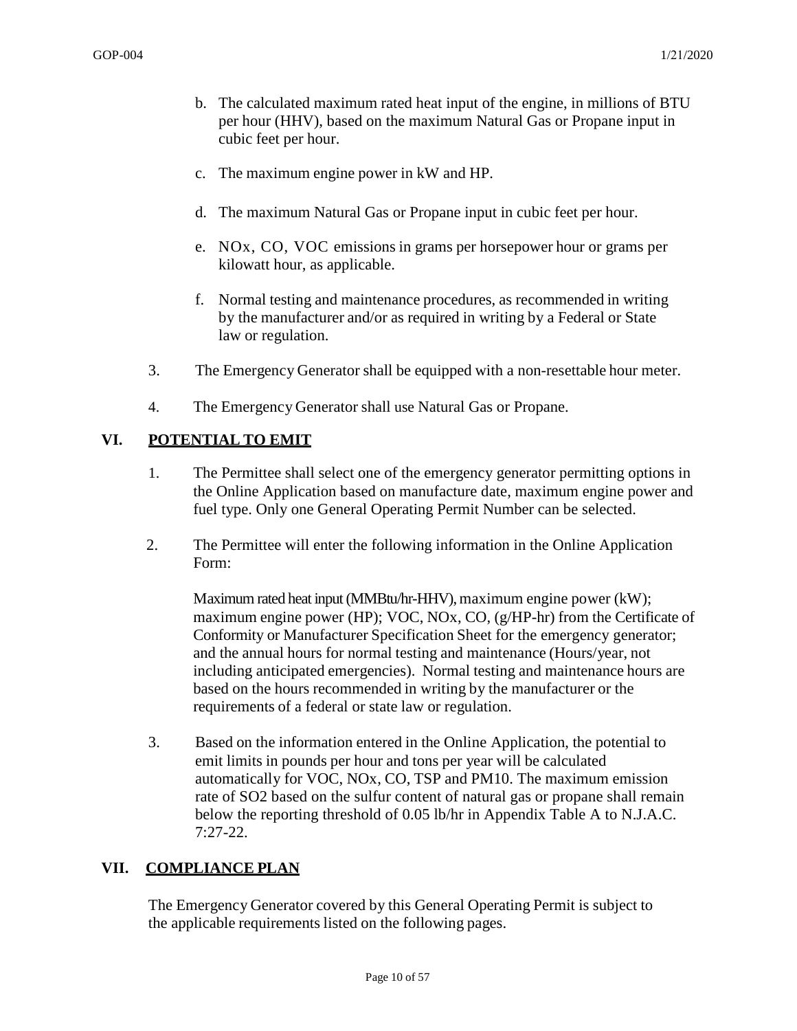b. The calculated maximum rated heat input of the engine, in millions of BTU per hour (HHV), based on the maximum Natural Gas or Propane input in cubic feet per hour.

   c. The maximum engine power in kW and HP.

   d. The maximum Natural Gas or Propane input in cubic feet per hour.

   e. NOx, CO, VOC emissions in grams per horsepower hour or grams per kilowatt hour, as applicable.

   f. Normal testing and maintenance procedures, as recommended in writing by the manufacturer and/or as required in writing by a Federal or State law or regulation.

3. The Emergency Generator shall be equipped with a non-resettable hour meter.

4. The Emergency Generator shall use Natural Gas or Propane.

## VI. POTENTIAL TO EMIT

1. The Permittee shall select one of the emergency generator permitting options in the Online Application based on manufacture date, maximum engine power and fuel type. Only one General Operating Permit Number can be selected.

2. The Permittee will enter the following information in the Online Application Form:

   Maximum rated heat input (MMBtu/hr-HHV), maximum engine power (kW); maximum engine power (HP); VOC, NOx, CO, (g/HP-hr) from the Certificate of Conformity or Manufacturer Specification Sheet for the emergency generator; and the annual hours for normal testing and maintenance (Hours/year, not including anticipated emergencies). Normal testing and maintenance hours are based on the hours recommended in writing by the manufacturer or the requirements of a federal or state law or regulation.

3. Based on the information entered in the Online Application, the potential to emit limits in pounds per hour and tons per year will be calculated automatically for VOC, NOx, CO, TSP and PM10. The maximum emission rate of SO2 based on the sulfur content of natural gas or propane shall remain below the reporting threshold of 0.05 lb/hr in Appendix Table A to N.J.A.C. 7:27-22.

## VII. COMPLIANCE PLAN

The Emergency Generator covered by this General Operating Permit is subject to the applicable requirements listed on the following pages.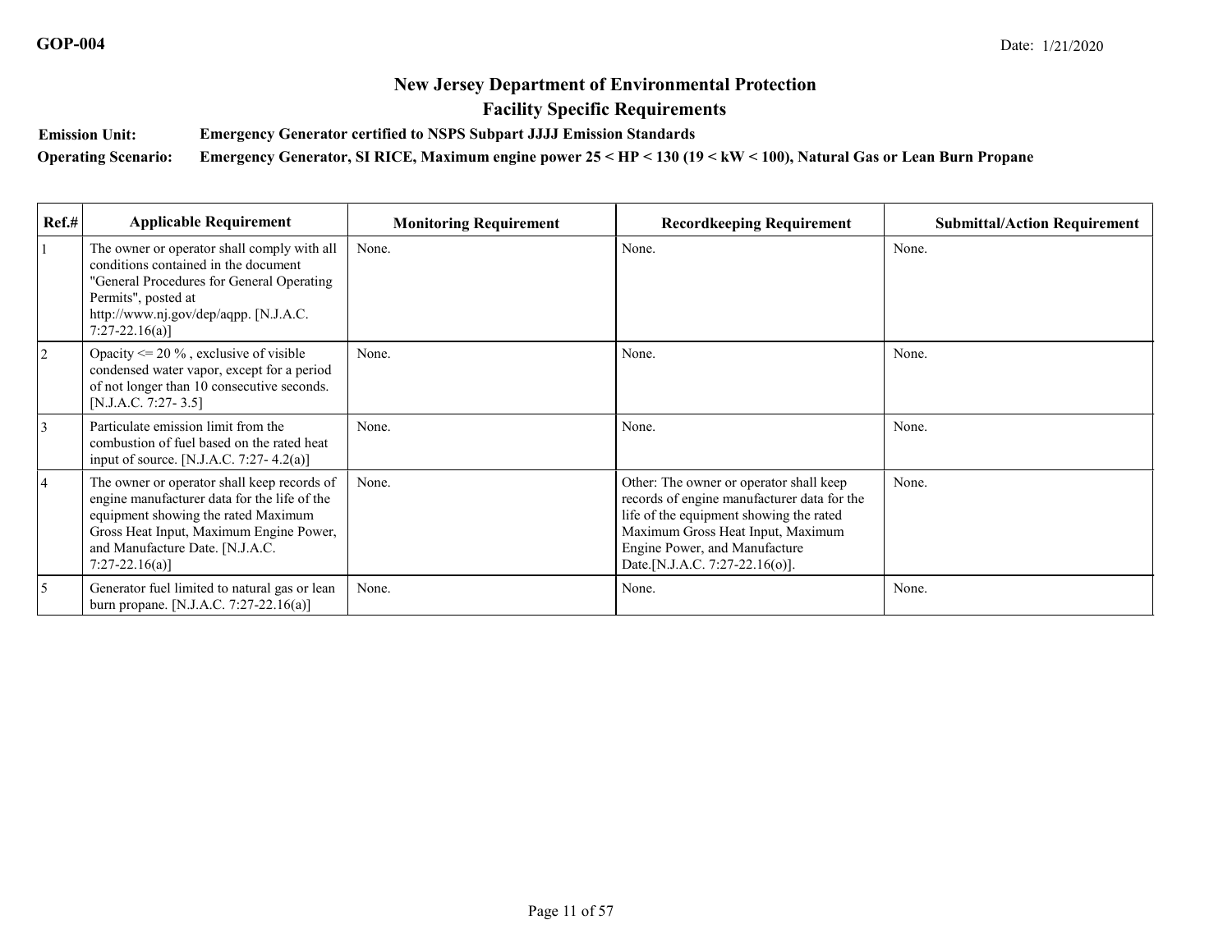**GOP-004** Date: 1/21/2020

## New Jersey Department of Environmental Protection
## Facility Specific Requirements

**Emission Unit:** **Emergency Generator certified to NSPS Subpart JJJJ Emission Standards**

**Operating Scenario:** **Emergency Generator, SI RICE, Maximum engine power 25 < HP < 130 (19 < kW < 100), Natural Gas or Lean Burn Propane**

| Ref.# | Applicable Requirement | Monitoring Requirement | Recordkeeping Requirement | Submittal/Action Requirement |
|---|---|---|---|---|
| 1 | The owner or operator shall comply with all conditions contained in the document "General Procedures for General Operating Permits", posted at http://www.nj.gov/dep/aqpp. [N.J.A.C. 7:27-22.16(a)] | None. | None. | None. |
| 2 | Opacity <= 20 % , exclusive of visible condensed water vapor, except for a period of not longer than 10 consecutive seconds. [N.J.A.C. 7:27- 3.5] | None. | None. | None. |
| 3 | Particulate emission limit from the combustion of fuel based on the rated heat input of source. [N.J.A.C. 7:27- 4.2(a)] | None. | None. | None. |
| 4 | The owner or operator shall keep records of engine manufacturer data for the life of the equipment showing the rated Maximum Gross Heat Input, Maximum Engine Power, and Manufacture Date. [N.J.A.C. 7:27-22.16(a)] | None. | Other: The owner or operator shall keep records of engine manufacturer data for the life of the equipment showing the rated Maximum Gross Heat Input, Maximum Engine Power, and Manufacture Date.[N.J.A.C. 7:27-22.16(o)]. | None. |
| 5 | Generator fuel limited to natural gas or lean burn propane. [N.J.A.C. 7:27-22.16(a)] | None. | None. | None. |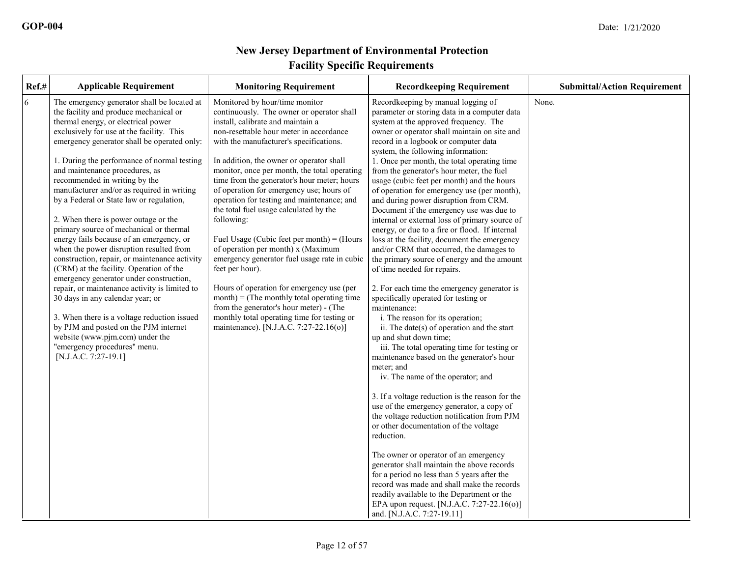## New Jersey Department of Environmental Protection
## Facility Specific Requirements

| Ref.# | Applicable Requirement | Monitoring Requirement | Recordkeeping Requirement | Submittal/Action Requirement |
|---|---|---|---|---|
| 6 | The emergency generator shall be located at the facility and produce mechanical or thermal energy, or electrical power exclusively for use at the facility. This emergency generator shall be operated only:<br><br>1. During the performance of normal testing and maintenance procedures, as recommended in writing by the manufacturer and/or as required in writing by a Federal or State law or regulation,<br><br>2. When there is power outage or the primary source of mechanical or thermal energy fails because of an emergency, or when the power disruption resulted from construction, repair, or maintenance activity (CRM) at the facility. Operation of the emergency generator under construction, repair, or maintenance activity is limited to 30 days in any calendar year; or<br><br>3. When there is a voltage reduction issued by PJM and posted on the PJM internet website (www.pjm.com) under the "emergency procedures" menu.<br>[N.J.A.C. 7:27-19.1] | Monitored by hour/time monitor continuously. The owner or operator shall install, calibrate and maintain a non-resettable hour meter in accordance with the manufacturer's specifications.<br><br>In addition, the owner or operator shall monitor, once per month, the total operating time from the generator's hour meter; hours of operation for emergency use; hours of operation for testing and maintenance; and the total fuel usage calculated by the following:<br><br>Fuel Usage (Cubic feet per month) = (Hours of operation per month) x (Maximum emergency generator fuel usage rate in cubic feet per hour).<br><br>Hours of operation for emergency use (per month) = (The monthly total operating time from the generator's hour meter) - (The monthly total operating time for testing or maintenance). [N.J.A.C. 7:27-22.16(o)] | Recordkeeping by manual logging of parameter or storing data in a computer data system at the approved frequency. The owner or operator shall maintain on site and record in a logbook or computer data system, the following information:<br>1. Once per month, the total operating time from the generator's hour meter, the fuel usage (cubic feet per month) and the hours of operation for emergency use (per month), and during power disruption from CRM. Document if the emergency use was due to internal or external loss of primary source of energy, or due to a fire or flood. If internal loss at the facility, document the emergency and/or CRM that occurred, the damages to the primary source of energy and the amount of time needed for repairs.<br><br>2. For each time the emergency generator is specifically operated for testing or maintenance:<br>i. The reason for its operation;<br>ii. The date(s) of operation and the start up and shut down time;<br>iii. The total operating time for testing or maintenance based on the generator's hour meter; and<br>iv. The name of the operator; and<br><br>3. If a voltage reduction is the reason for the use of the emergency generator, a copy of the voltage reduction notification from PJM or other documentation of the voltage reduction.<br><br>The owner or operator of an emergency generator shall maintain the above records for a period no less than 5 years after the record was made and shall make the records readily available to the Department or the EPA upon request. [N.J.A.C. 7:27-22.16(o)] and. [N.J.A.C. 7:27-19.11] | None. |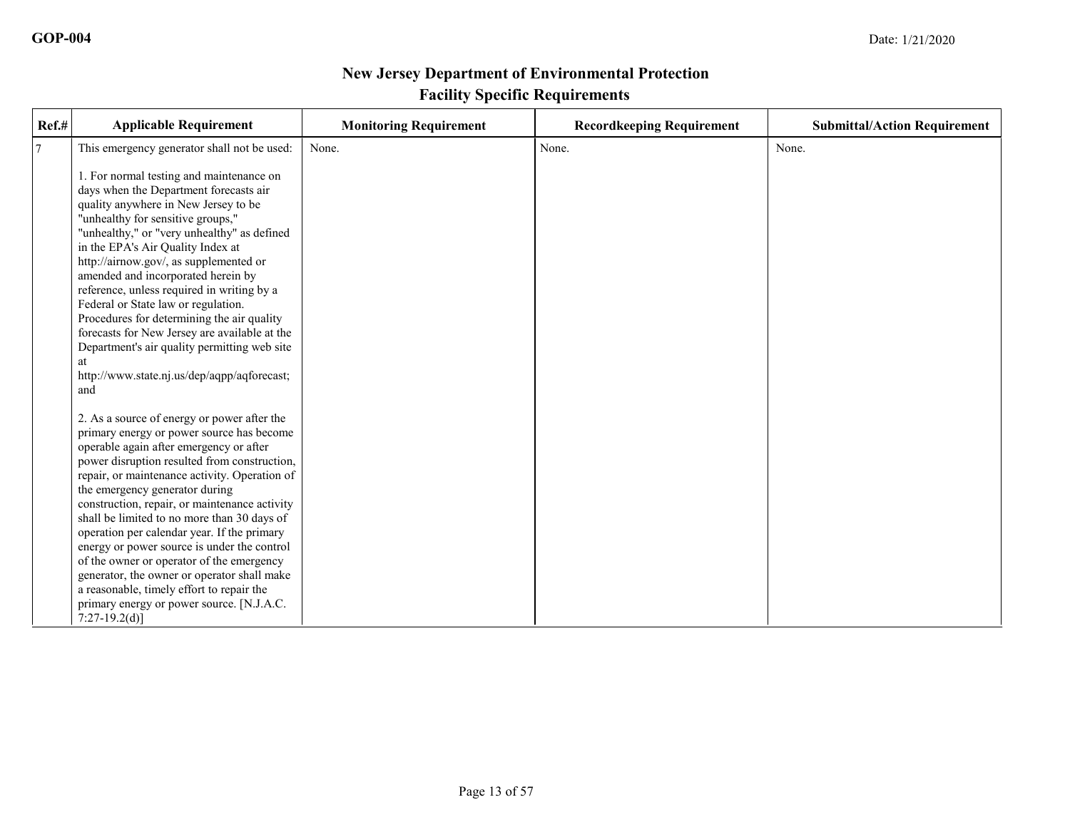# New Jersey Department of Environmental Protection
## Facility Specific Requirements

| Ref.# | Applicable Requirement | Monitoring Requirement | Recordkeeping Requirement | Submittal/Action Requirement |
|---|---|---|---|---|
| 7 | This emergency generator shall not be used:<br><br>1. For normal testing and maintenance on days when the Department forecasts air quality anywhere in New Jersey to be "unhealthy for sensitive groups," "unhealthy," or "very unhealthy" as defined in the EPA's Air Quality Index at http://airnow.gov/, as supplemented or amended and incorporated herein by reference, unless required in writing by a Federal or State law or regulation. Procedures for determining the air quality forecasts for New Jersey are available at the Department's air quality permitting web site at http://www.state.nj.us/dep/aqpp/aqforecast; and<br><br>2. As a source of energy or power after the primary energy or power source has become operable again after emergency or after power disruption resulted from construction, repair, or maintenance activity. Operation of the emergency generator during construction, repair, or maintenance activity shall be limited to no more than 30 days of operation per calendar year. If the primary energy or power source is under the control of the owner or operator of the emergency generator, the owner or operator shall make a reasonable, timely effort to repair the primary energy or power source. [N.J.A.C. 7:27-19.2(d)] | None. | None. | None. |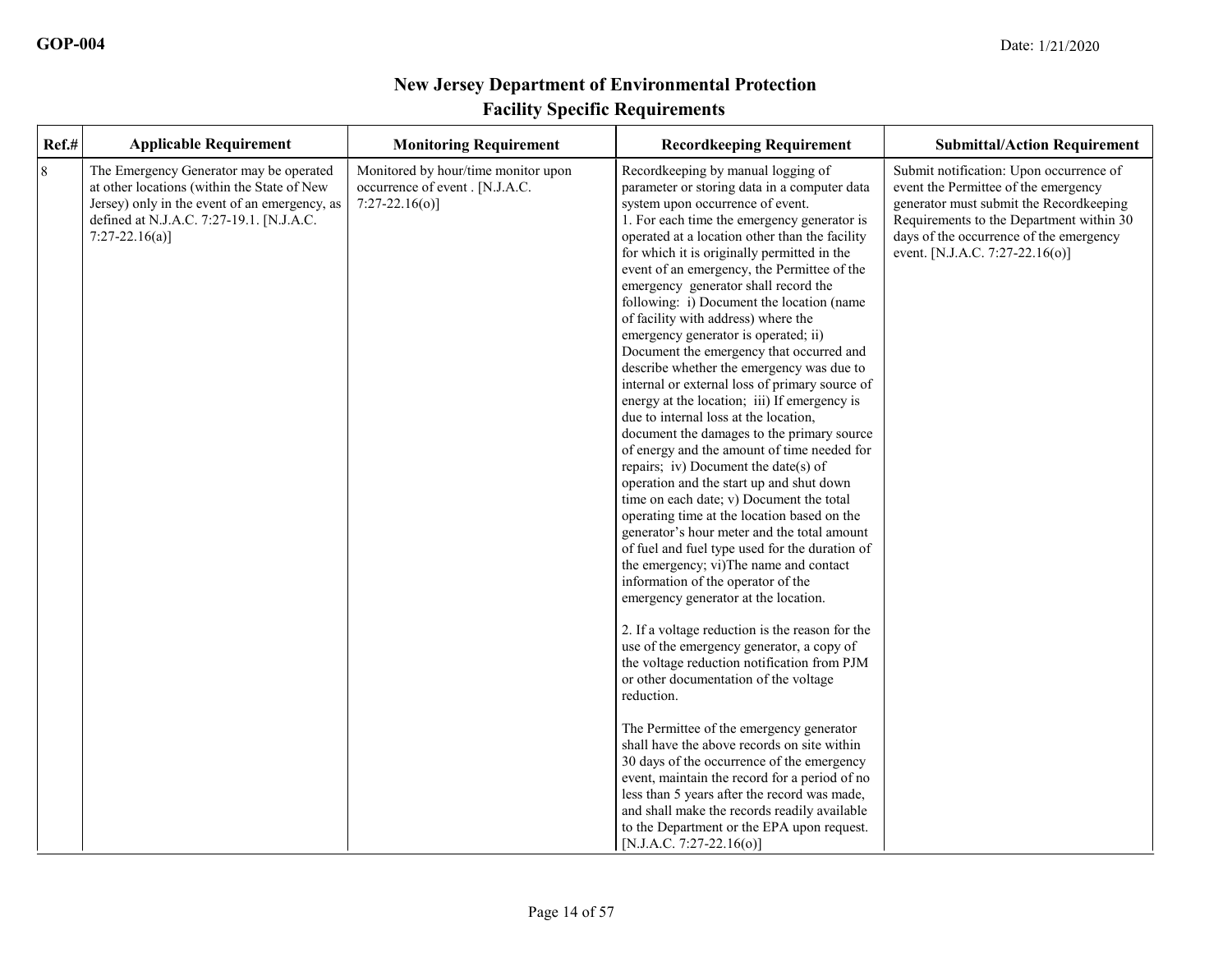# New Jersey Department of Environmental Protection
## Facility Specific Requirements

| Ref.# | Applicable Requirement | Monitoring Requirement | Recordkeeping Requirement | Submittal/Action Requirement |
|---|---|---|---|---|
| 8 | The Emergency Generator may be operated at other locations (within the State of New Jersey) only in the event of an emergency, as defined at N.J.A.C. 7:27-19.1. [N.J.A.C. 7:27-22.16(a)] | Monitored by hour/time monitor upon occurrence of event . [N.J.A.C. 7:27-22.16(o)] | Recordkeeping by manual logging of parameter or storing data in a computer data system upon occurrence of event.<br>1. For each time the emergency generator is operated at a location other than the facility for which it is originally permitted in the event of an emergency, the Permittee of the emergency generator shall record the following: i) Document the location (name of facility with address) where the emergency generator is operated; ii) Document the emergency that occurred and describe whether the emergency was due to internal or external loss of primary source of energy at the location; iii) If emergency is due to internal loss at the location, document the damages to the primary source of energy and the amount of time needed for repairs; iv) Document the date(s) of operation and the start up and shut down time on each date; v) Document the total operating time at the location based on the generator's hour meter and the total amount of fuel and fuel type used for the duration of the emergency; vi)The name and contact information of the operator of the emergency generator at the location.<br><br>2. If a voltage reduction is the reason for the use of the emergency generator, a copy of the voltage reduction notification from PJM or other documentation of the voltage reduction.<br><br>The Permittee of the emergency generator shall have the above records on site within 30 days of the occurrence of the emergency event, maintain the record for a period of no less than 5 years after the record was made, and shall make the records readily available to the Department or the EPA upon request. [N.J.A.C. 7:27-22.16(o)] | Submit notification: Upon occurrence of event the Permittee of the emergency generator must submit the Recordkeeping Requirements to the Department within 30 days of the occurrence of the emergency event. [N.J.A.C. 7:27-22.16(o)] |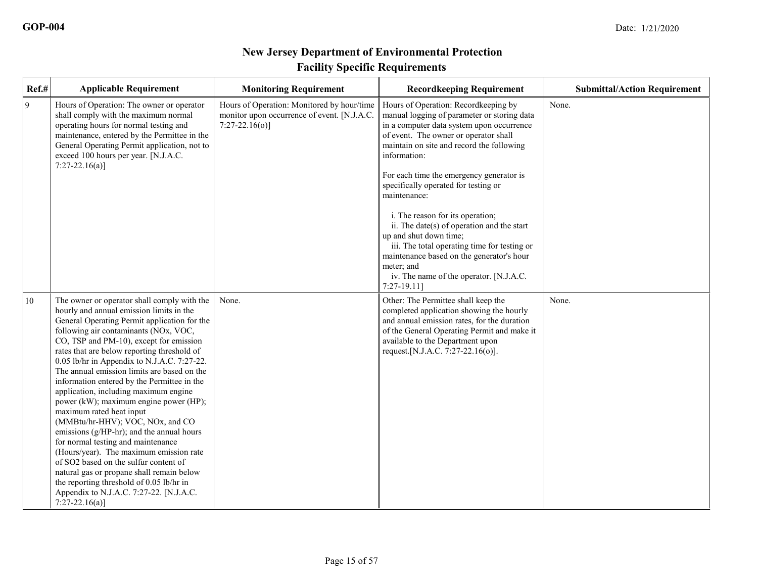## New Jersey Department of Environmental Protection
## Facility Specific Requirements

| Ref.# | Applicable Requirement | Monitoring Requirement | Recordkeeping Requirement | Submittal/Action Requirement |
|---|---|---|---|---|
| 9 | Hours of Operation: The owner or operator shall comply with the maximum normal operating hours for normal testing and maintenance, entered by the Permittee in the General Operating Permit application, not to exceed 100 hours per year. [N.J.A.C. 7:27-22.16(a)] | Hours of Operation: Monitored by hour/time monitor upon occurrence of event. [N.J.A.C. 7:27-22.16(o)] | Hours of Operation: Recordkeeping by manual logging of parameter or storing data in a computer data system upon occurrence of event. The owner or operator shall maintain on site and record the following information:<br><br>For each time the emergency generator is specifically operated for testing or maintenance:<br><br>i. The reason for its operation;<br>ii. The date(s) of operation and the start up and shut down time;<br>iii. The total operating time for testing or maintenance based on the generator's hour meter; and<br>iv. The name of the operator. [N.J.A.C. 7:27-19.11] | None. |
| 10 | The owner or operator shall comply with the hourly and annual emission limits in the General Operating Permit application for the following air contaminants (NOx, VOC, CO, TSP and PM-10), except for emission rates that are below reporting threshold of 0.05 lb/hr in Appendix to N.J.A.C. 7:27-22. The annual emission limits are based on the information entered by the Permittee in the application, including maximum engine power (kW); maximum engine power (HP); maximum rated heat input (MMBtu/hr-HHV); VOC, NOx, and CO emissions (g/HP-hr); and the annual hours for normal testing and maintenance (Hours/year). The maximum emission rate of SO2 based on the sulfur content of natural gas or propane shall remain below the reporting threshold of 0.05 lb/hr in Appendix to N.J.A.C. 7:27-22. [N.J.A.C. 7:27-22.16(a)] | None. | Other: The Permittee shall keep the completed application showing the hourly and annual emission rates, for the duration of the General Operating Permit and make it available to the Department upon request.[N.J.A.C. 7:27-22.16(o)]. | None. |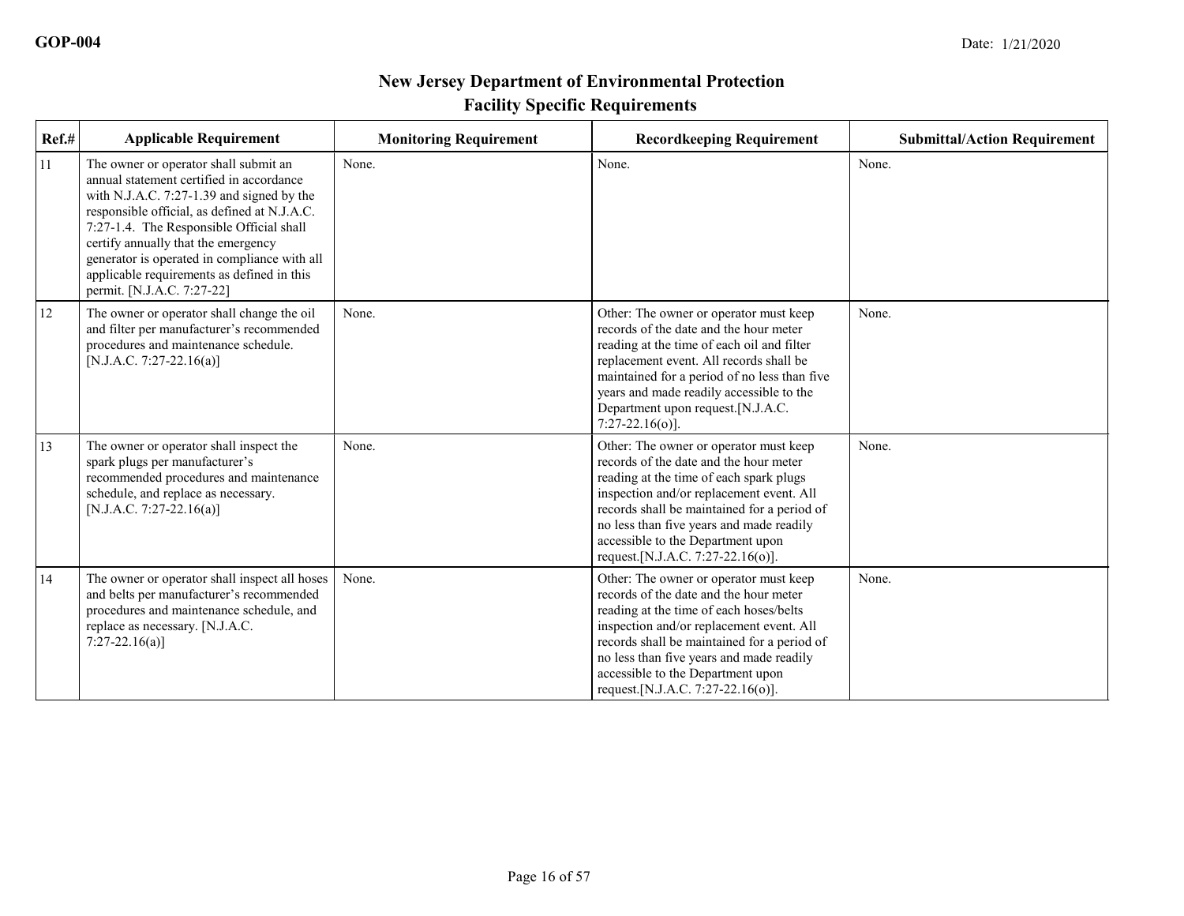# New Jersey Department of Environmental Protection
## Facility Specific Requirements

| Ref.# | Applicable Requirement | Monitoring Requirement | Recordkeeping Requirement | Submittal/Action Requirement |
|---|---|---|---|---|
| 11 | The owner or operator shall submit an annual statement certified in accordance with N.J.A.C. 7:27-1.39 and signed by the responsible official, as defined at N.J.A.C. 7:27-1.4. The Responsible Official shall certify annually that the emergency generator is operated in compliance with all applicable requirements as defined in this permit. [N.J.A.C. 7:27-22] | None. | None. | None. |
| 12 | The owner or operator shall change the oil and filter per manufacturer's recommended procedures and maintenance schedule. [N.J.A.C. 7:27-22.16(a)] | None. | Other: The owner or operator must keep records of the date and the hour meter reading at the time of each oil and filter replacement event. All records shall be maintained for a period of no less than five years and made readily accessible to the Department upon request.[N.J.A.C. 7:27-22.16(o)]. | None. |
| 13 | The owner or operator shall inspect the spark plugs per manufacturer's recommended procedures and maintenance schedule, and replace as necessary. [N.J.A.C. 7:27-22.16(a)] | None. | Other: The owner or operator must keep records of the date and the hour meter reading at the time of each spark plugs inspection and/or replacement event. All records shall be maintained for a period of no less than five years and made readily accessible to the Department upon request.[N.J.A.C. 7:27-22.16(o)]. | None. |
| 14 | The owner or operator shall inspect all hoses and belts per manufacturer's recommended procedures and maintenance schedule, and replace as necessary. [N.J.A.C. 7:27-22.16(a)] | None. | Other: The owner or operator must keep records of the date and the hour meter reading at the time of each hoses/belts inspection and/or replacement event. All records shall be maintained for a period of no less than five years and made readily accessible to the Department upon request.[N.J.A.C. 7:27-22.16(o)]. | None. |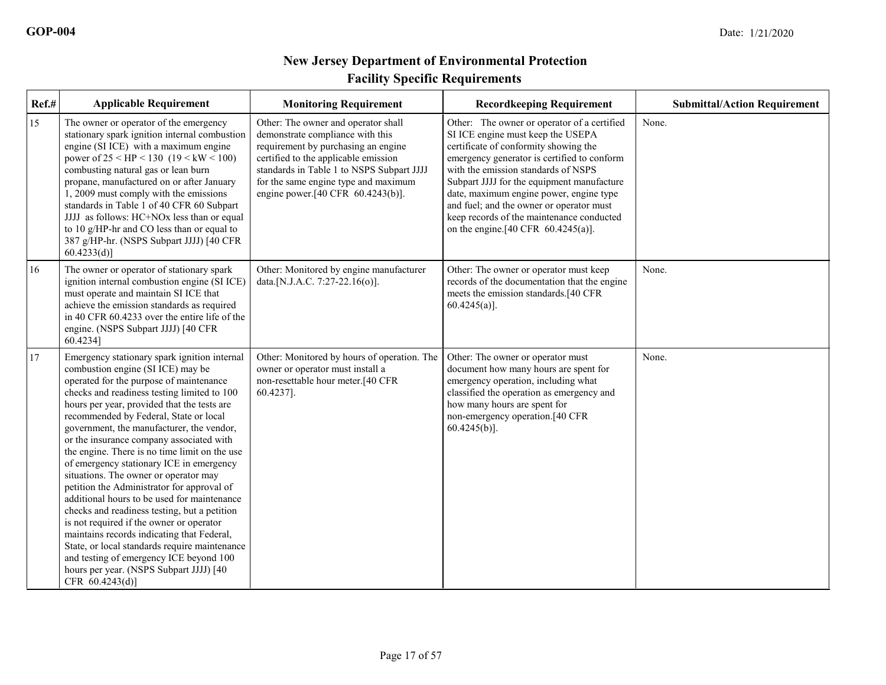## New Jersey Department of Environmental Protection
## Facility Specific Requirements

| Ref.# | Applicable Requirement | Monitoring Requirement | Recordkeeping Requirement | Submittal/Action Requirement |
|---|---|---|---|---|
| 15 | The owner or operator of the emergency stationary spark ignition internal combustion engine (SI ICE) with a maximum engine power of 25 < HP < 130 (19 < kW < 100) combusting natural gas or lean burn propane, manufactured on or after January 1, 2009 must comply with the emissions standards in Table 1 of 40 CFR 60 Subpart JJJJ as follows: HC+NOx less than or equal to 10 g/HP-hr and CO less than or equal to 387 g/HP-hr. (NSPS Subpart JJJJ) [40 CFR 60.4233(d)] | Other: The owner and operator shall demonstrate compliance with this requirement by purchasing an engine certified to the applicable emission standards in Table 1 to NSPS Subpart JJJJ for the same engine type and maximum engine power.[40 CFR 60.4243(b)]. | Other: The owner or operator of a certified SI ICE engine must keep the USEPA certificate of conformity showing the emergency generator is certified to conform with the emission standards of NSPS Subpart JJJJ for the equipment manufacture date, maximum engine power, engine type and fuel; and the owner or operator must keep records of the maintenance conducted on the engine.[40 CFR 60.4245(a)]. | None. |
| 16 | The owner or operator of stationary spark ignition internal combustion engine (SI ICE) must operate and maintain SI ICE that achieve the emission standards as required in 40 CFR 60.4233 over the entire life of the engine. (NSPS Subpart JJJJ) [40 CFR 60.4234] | Other: Monitored by engine manufacturer data.[N.J.A.C. 7:27-22.16(o)]. | Other: The owner or operator must keep records of the documentation that the engine meets the emission standards.[40 CFR 60.4245(a)]. | None. |
| 17 | Emergency stationary spark ignition internal combustion engine (SI ICE) may be operated for the purpose of maintenance checks and readiness testing limited to 100 hours per year, provided that the tests are recommended by Federal, State or local government, the manufacturer, the vendor, or the insurance company associated with the engine. There is no time limit on the use of emergency stationary ICE in emergency situations. The owner or operator may petition the Administrator for approval of additional hours to be used for maintenance checks and readiness testing, but a petition is not required if the owner or operator maintains records indicating that Federal, State, or local standards require maintenance and testing of emergency ICE beyond 100 hours per year. (NSPS Subpart JJJJ) [40 CFR 60.4243(d)] | Other: Monitored by hours of operation. The owner or operator must install a non-resettable hour meter.[40 CFR 60.4237]. | Other: The owner or operator must document how many hours are spent for emergency operation, including what classified the operation as emergency and how many hours are spent for non-emergency operation.[40 CFR 60.4245(b)]. | None. |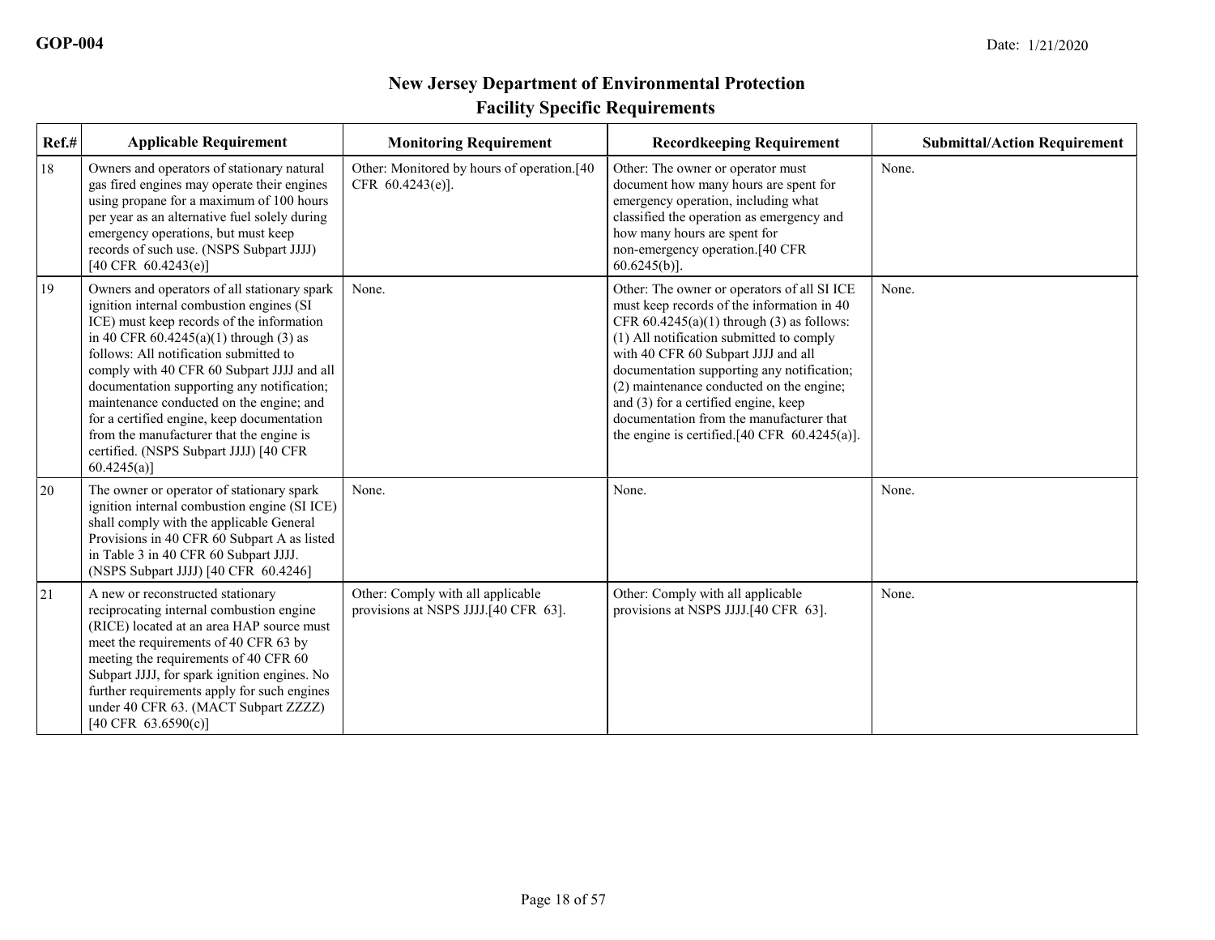# New Jersey Department of Environmental Protection
## Facility Specific Requirements

| Ref.# | Applicable Requirement | Monitoring Requirement | Recordkeeping Requirement | Submittal/Action Requirement |
|---|---|---|---|---|
| 18 | Owners and operators of stationary natural gas fired engines may operate their engines using propane for a maximum of 100 hours per year as an alternative fuel solely during emergency operations, but must keep records of such use. (NSPS Subpart JJJJ) [40 CFR 60.4243(e)] | Other: Monitored by hours of operation.[40 CFR 60.4243(e)]. | Other: The owner or operator must document how many hours are spent for emergency operation, including what classified the operation as emergency and how many hours are spent for non-emergency operation.[40 CFR 60.6245(b)]. | None. |
| 19 | Owners and operators of all stationary spark ignition internal combustion engines (SI ICE) must keep records of the information in 40 CFR 60.4245(a)(1) through (3) as follows: All notification submitted to comply with 40 CFR 60 Subpart JJJJ and all documentation supporting any notification; maintenance conducted on the engine; and for a certified engine, keep documentation from the manufacturer that the engine is certified. (NSPS Subpart JJJJ) [40 CFR 60.4245(a)] | None. | Other: The owner or operators of all SI ICE must keep records of the information in 40 CFR 60.4245(a)(1) through (3) as follows: (1) All notification submitted to comply with 40 CFR 60 Subpart JJJJ and all documentation supporting any notification; (2) maintenance conducted on the engine; and (3) for a certified engine, keep documentation from the manufacturer that the engine is certified.[40 CFR 60.4245(a)]. | None. |
| 20 | The owner or operator of stationary spark ignition internal combustion engine (SI ICE) shall comply with the applicable General Provisions in 40 CFR 60 Subpart A as listed in Table 3 in 40 CFR 60 Subpart JJJJ. (NSPS Subpart JJJJ) [40 CFR 60.4246] | None. | None. | None. |
| 21 | A new or reconstructed stationary reciprocating internal combustion engine (RICE) located at an area HAP source must meet the requirements of 40 CFR 63 by meeting the requirements of 40 CFR 60 Subpart JJJJ, for spark ignition engines. No further requirements apply for such engines under 40 CFR 63. (MACT Subpart ZZZZ) [40 CFR 63.6590(c)] | Other: Comply with all applicable provisions at NSPS JJJJ.[40 CFR 63]. | Other: Comply with all applicable provisions at NSPS JJJJ.[40 CFR 63]. | None. |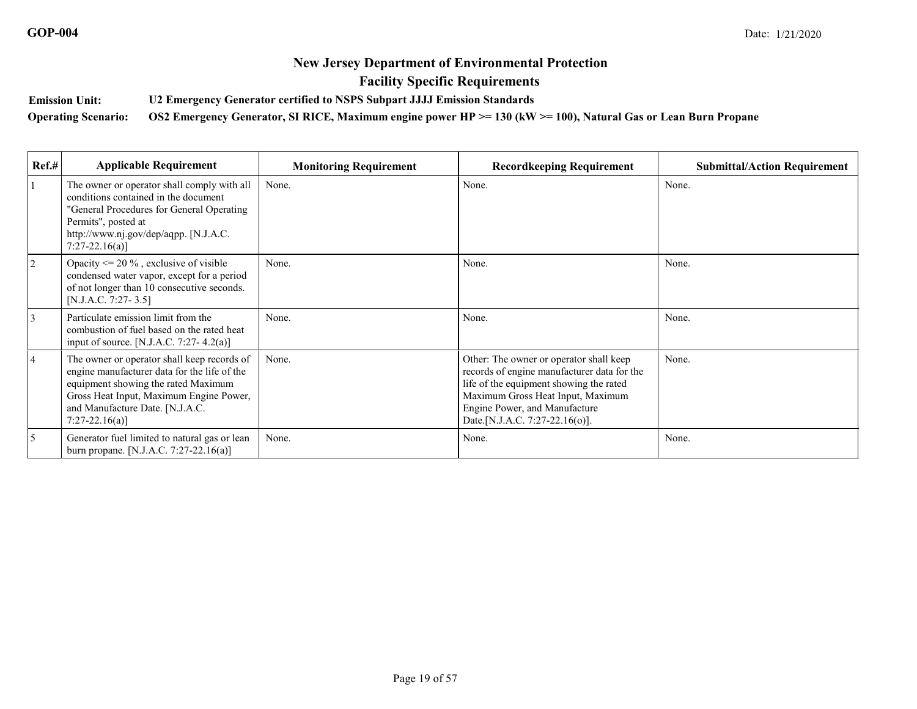GOP-004 Date: 1/21/2020

## New Jersey Department of Environmental Protection
## Facility Specific Requirements

**Emission Unit:** U2 Emergency Generator certified to NSPS Subpart JJJJ Emission Standards

**Operating Scenario:** OS2 Emergency Generator, SI RICE, Maximum engine power HP >= 130 (kW >= 100), Natural Gas or Lean Burn Propane

| Ref.# | Applicable Requirement | Monitoring Requirement | Recordkeeping Requirement | Submittal/Action Requirement |
|---|---|---|---|---|
| 1 | The owner or operator shall comply with all conditions contained in the document "General Procedures for General Operating Permits", posted at http://www.nj.gov/dep/aqpp. [N.J.A.C. 7:27-22.16(a)] | None. | None. | None. |
| 2 | Opacity <= 20 % , exclusive of visible condensed water vapor, except for a period of not longer than 10 consecutive seconds. [N.J.A.C. 7:27- 3.5] | None. | None. | None. |
| 3 | Particulate emission limit from the combustion of fuel based on the rated heat input of source. [N.J.A.C. 7:27- 4.2(a)] | None. | None. | None. |
| 4 | The owner or operator shall keep records of engine manufacturer data for the life of the equipment showing the rated Maximum Gross Heat Input, Maximum Engine Power, and Manufacture Date. [N.J.A.C. 7:27-22.16(a)] | None. | Other: The owner or operator shall keep records of engine manufacturer data for the life of the equipment showing the rated Maximum Gross Heat Input, Maximum Engine Power, and Manufacture Date.[N.J.A.C. 7:27-22.16(o)]. | None. |
| 5 | Generator fuel limited to natural gas or lean burn propane. [N.J.A.C. 7:27-22.16(a)] | None. | None. | None. |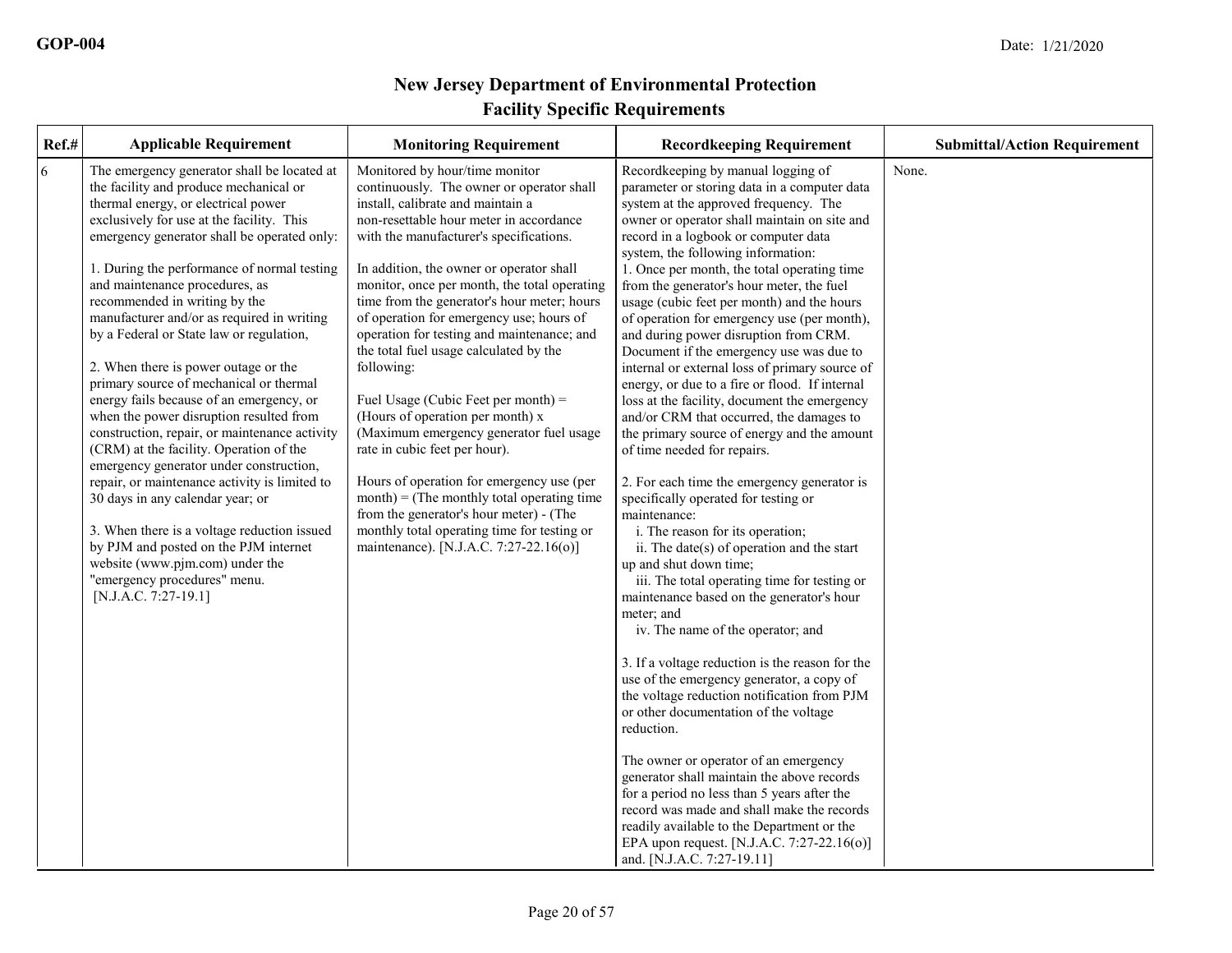## New Jersey Department of Environmental Protection
## Facility Specific Requirements

| Ref.# | Applicable Requirement | Monitoring Requirement | Recordkeeping Requirement | Submittal/Action Requirement |
|---|---|---|---|---|
| 6 | The emergency generator shall be located at the facility and produce mechanical or thermal energy, or electrical power exclusively for use at the facility. This emergency generator shall be operated only:<br><br>1. During the performance of normal testing and maintenance procedures, as recommended in writing by the manufacturer and/or as required in writing by a Federal or State law or regulation,<br><br>2. When there is power outage or the primary source of mechanical or thermal energy fails because of an emergency, or when the power disruption resulted from construction, repair, or maintenance activity (CRM) at the facility. Operation of the emergency generator under construction, repair, or maintenance activity is limited to 30 days in any calendar year; or<br><br>3. When there is a voltage reduction issued by PJM and posted on the PJM internet website (www.pjm.com) under the "emergency procedures" menu.<br>[N.J.A.C. 7:27-19.1] | Monitored by hour/time monitor continuously. The owner or operator shall install, calibrate and maintain a non-resettable hour meter in accordance with the manufacturer's specifications.<br><br>In addition, the owner or operator shall monitor, once per month, the total operating time from the generator's hour meter; hours of operation for emergency use; hours of operation for testing and maintenance; and the total fuel usage calculated by the following:<br><br>Fuel Usage (Cubic Feet per month) = (Hours of operation per month) x (Maximum emergency generator fuel usage rate in cubic feet per hour).<br><br>Hours of operation for emergency use (per month) = (The monthly total operating time from the generator's hour meter) - (The monthly total operating time for testing or maintenance). [N.J.A.C. 7:27-22.16(o)] | Recordkeeping by manual logging of parameter or storing data in a computer data system at the approved frequency. The owner or operator shall maintain on site and record in a logbook or computer data system, the following information:<br>1. Once per month, the total operating time from the generator's hour meter, the fuel usage (cubic feet per month) and the hours of operation for emergency use (per month), and during power disruption from CRM. Document if the emergency use was due to internal or external loss of primary source of energy, or due to a fire or flood. If internal loss at the facility, document the emergency and/or CRM that occurred, the damages to the primary source of energy and the amount of time needed for repairs.<br><br>2. For each time the emergency generator is specifically operated for testing or maintenance:<br>i. The reason for its operation;<br>ii. The date(s) of operation and the start up and shut down time;<br>iii. The total operating time for testing or maintenance based on the generator's hour meter; and<br>iv. The name of the operator; and<br><br>3. If a voltage reduction is the reason for the use of the emergency generator, a copy of the voltage reduction notification from PJM or other documentation of the voltage reduction.<br><br>The owner or operator of an emergency generator shall maintain the above records for a period no less than 5 years after the record was made and shall make the records readily available to the Department or the EPA upon request. [N.J.A.C. 7:27-22.16(o)] and. [N.J.A.C. 7:27-19.11] | None. |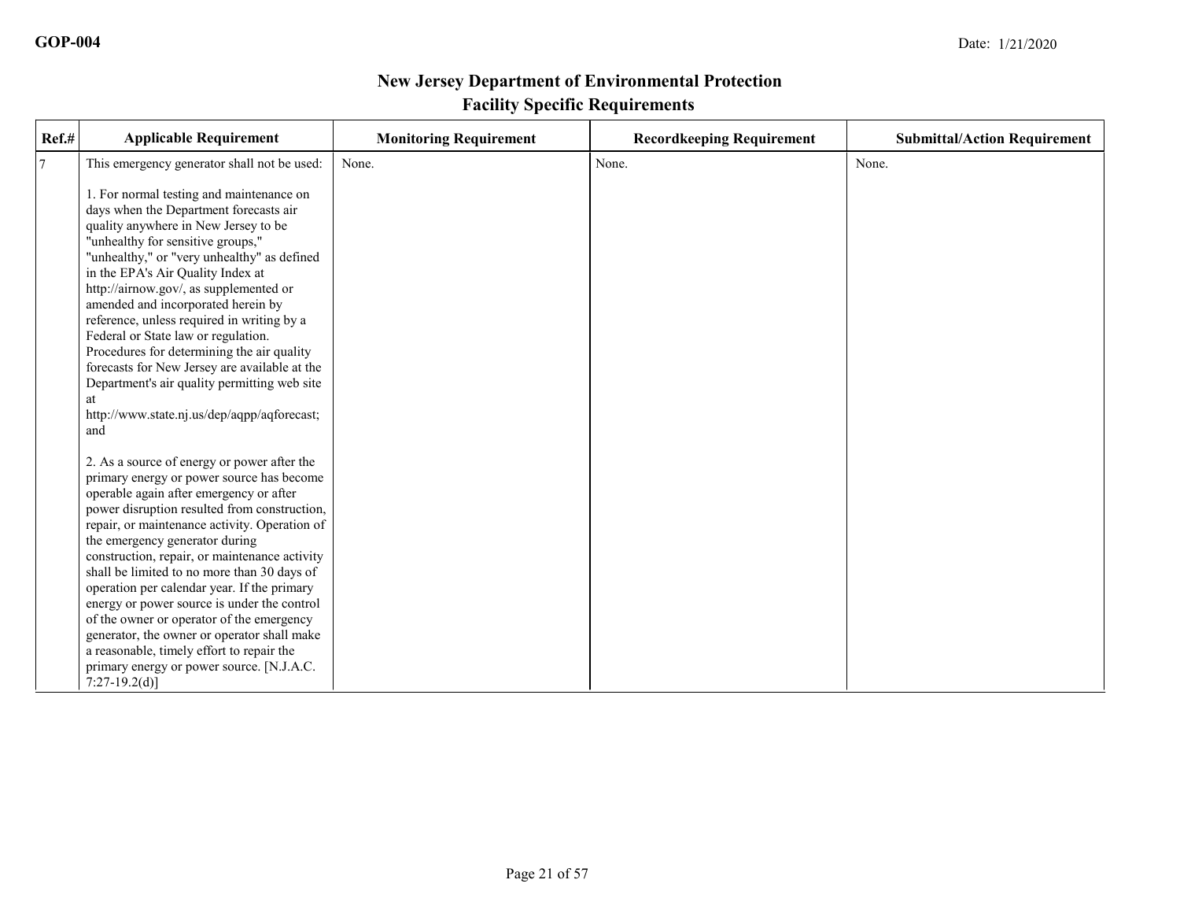## New Jersey Department of Environmental Protection
## Facility Specific Requirements

| Ref.# | Applicable Requirement | Monitoring Requirement | Recordkeeping Requirement | Submittal/Action Requirement |
|---|---|---|---|---|
| 7 | This emergency generator shall not be used:<br><br>1. For normal testing and maintenance on days when the Department forecasts air quality anywhere in New Jersey to be "unhealthy for sensitive groups," "unhealthy," or "very unhealthy" as defined in the EPA's Air Quality Index at http://airnow.gov/, as supplemented or amended and incorporated herein by reference, unless required in writing by a Federal or State law or regulation. Procedures for determining the air quality forecasts for New Jersey are available at the Department's air quality permitting web site at http://www.state.nj.us/dep/aqpp/aqforecast; and<br><br>2. As a source of energy or power after the primary energy or power source has become operable again after emergency or after power disruption resulted from construction, repair, or maintenance activity. Operation of the emergency generator during construction, repair, or maintenance activity shall be limited to no more than 30 days of operation per calendar year. If the primary energy or power source is under the control of the owner or operator of the emergency generator, the owner or operator shall make a reasonable, timely effort to repair the primary energy or power source. [N.J.A.C. 7:27-19.2(d)] | None. | None. | None. |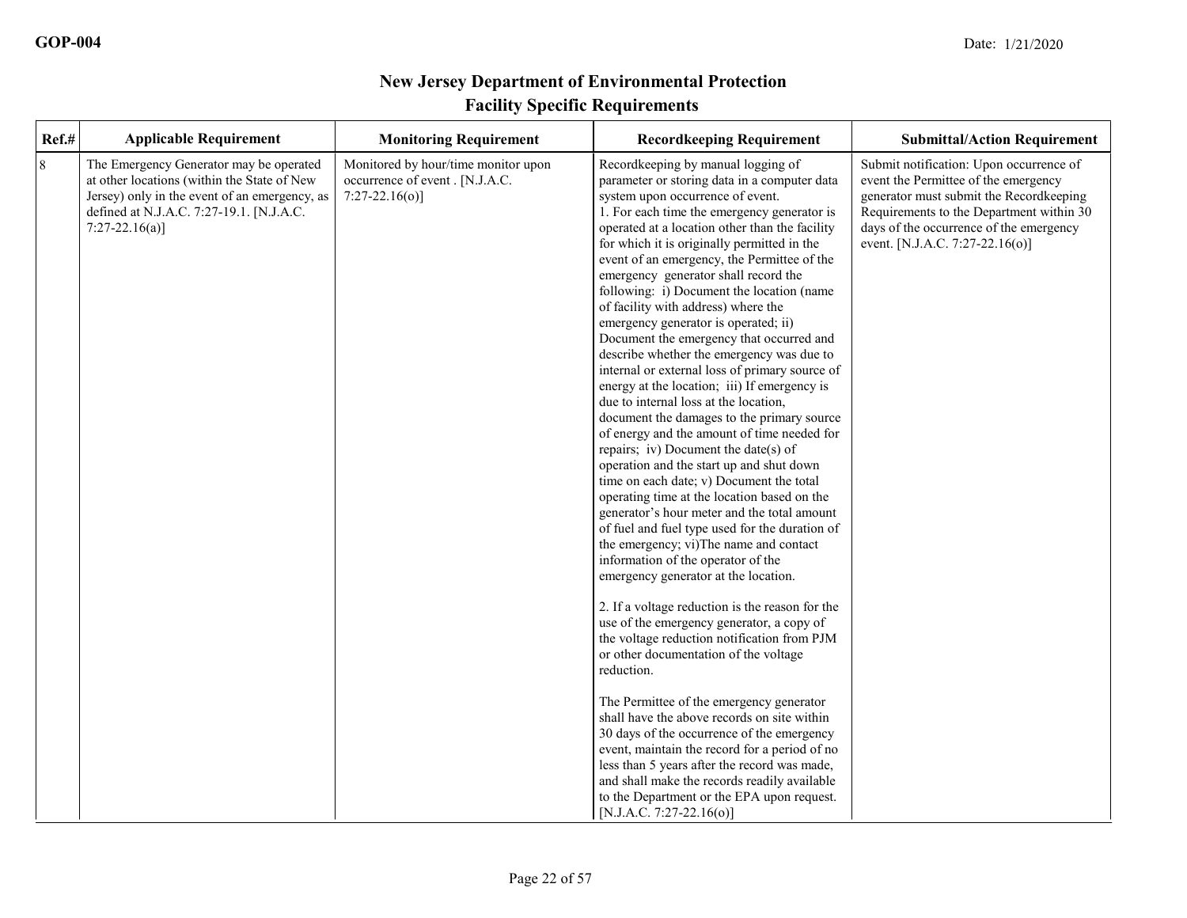# New Jersey Department of Environmental Protection

## Facility Specific Requirements

| Ref.# | Applicable Requirement | Monitoring Requirement | Recordkeeping Requirement | Submittal/Action Requirement |
|---|---|---|---|---|
| 8 | The Emergency Generator may be operated at other locations (within the State of New Jersey) only in the event of an emergency, as defined at N.J.A.C. 7:27-19.1. [N.J.A.C. 7:27-22.16(a)] | Monitored by hour/time monitor upon occurrence of event . [N.J.A.C. 7:27-22.16(o)] | Recordkeeping by manual logging of parameter or storing data in a computer data system upon occurrence of event.<br>1. For each time the emergency generator is operated at a location other than the facility for which it is originally permitted in the event of an emergency, the Permittee of the emergency generator shall record the following: i) Document the location (name of facility with address) where the emergency generator is operated; ii) Document the emergency that occurred and describe whether the emergency was due to internal or external loss of primary source of energy at the location; iii) If emergency is due to internal loss at the location, document the damages to the primary source of energy and the amount of time needed for repairs; iv) Document the date(s) of operation and the start up and shut down time on each date; v) Document the total operating time at the location based on the generator's hour meter and the total amount of fuel and fuel type used for the duration of the emergency; vi)The name and contact information of the operator of the emergency generator at the location.<br><br>2. If a voltage reduction is the reason for the use of the emergency generator, a copy of the voltage reduction notification from PJM or other documentation of the voltage reduction.<br><br>The Permittee of the emergency generator shall have the above records on site within 30 days of the occurrence of the emergency event, maintain the record for a period of no less than 5 years after the record was made, and shall make the records readily available to the Department or the EPA upon request. [N.J.A.C. 7:27-22.16(o)] | Submit notification: Upon occurrence of event the Permittee of the emergency generator must submit the Recordkeeping Requirements to the Department within 30 days of the occurrence of the emergency event. [N.J.A.C. 7:27-22.16(o)] |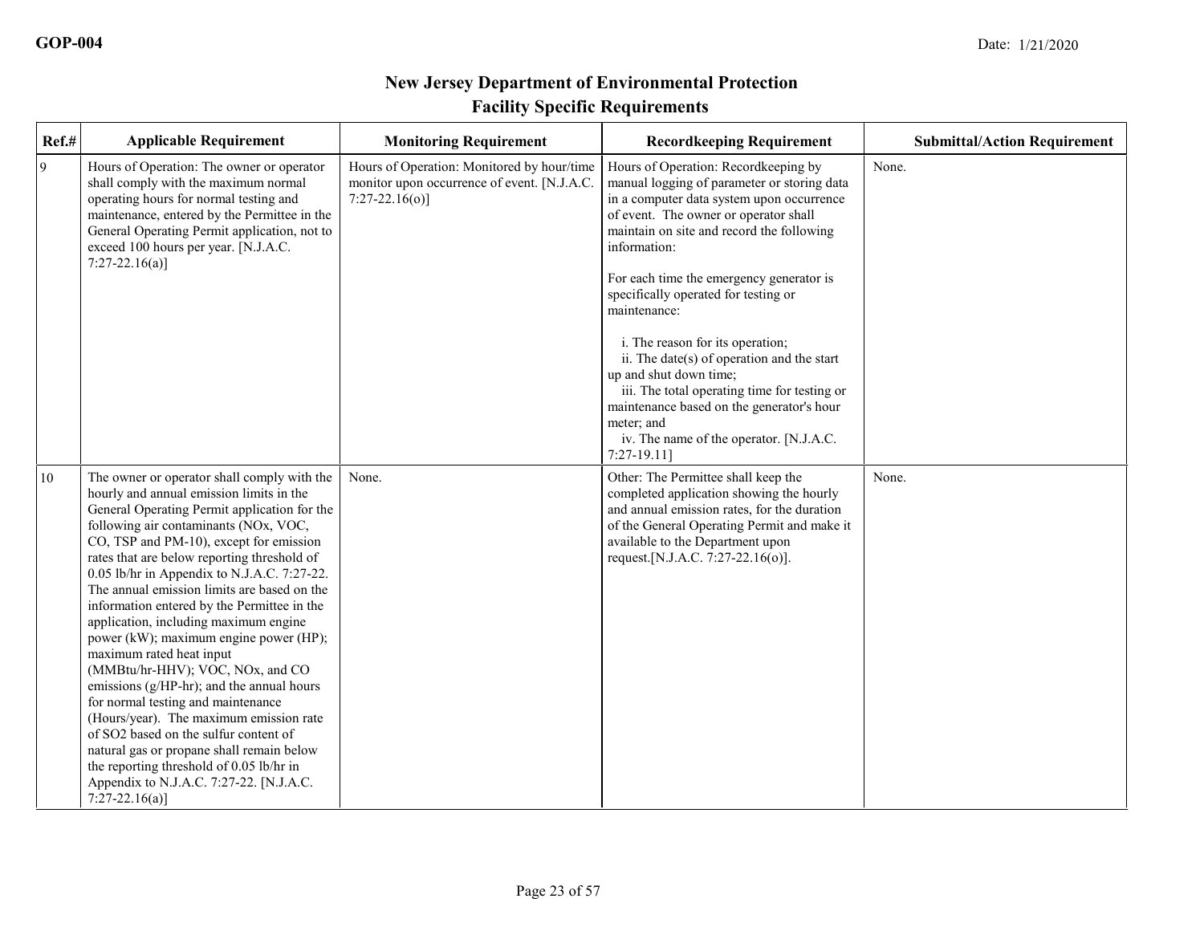## New Jersey Department of Environmental Protection
## Facility Specific Requirements

| Ref.# | Applicable Requirement | Monitoring Requirement | Recordkeeping Requirement | Submittal/Action Requirement |
|---|---|---|---|---|
| 9 | Hours of Operation: The owner or operator shall comply with the maximum normal operating hours for normal testing and maintenance, entered by the Permittee in the General Operating Permit application, not to exceed 100 hours per year. [N.J.A.C. 7:27-22.16(a)] | Hours of Operation: Monitored by hour/time monitor upon occurrence of event. [N.J.A.C. 7:27-22.16(o)] | Hours of Operation: Recordkeeping by manual logging of parameter or storing data in a computer data system upon occurrence of event. The owner or operator shall maintain on site and record the following information:<br><br>For each time the emergency generator is specifically operated for testing or maintenance:<br><br>i. The reason for its operation;<br>ii. The date(s) of operation and the start up and shut down time;<br>iii. The total operating time for testing or maintenance based on the generator's hour meter; and<br>iv. The name of the operator. [N.J.A.C. 7:27-19.11] | None. |
| 10 | The owner or operator shall comply with the hourly and annual emission limits in the General Operating Permit application for the following air contaminants (NOx, VOC, CO, TSP and PM-10), except for emission rates that are below reporting threshold of 0.05 lb/hr in Appendix to N.J.A.C. 7:27-22. The annual emission limits are based on the information entered by the Permittee in the application, including maximum engine power (kW); maximum engine power (HP); maximum rated heat input (MMBtu/hr-HHV); VOC, NOx, and CO emissions (g/HP-hr); and the annual hours for normal testing and maintenance (Hours/year). The maximum emission rate of SO2 based on the sulfur content of natural gas or propane shall remain below the reporting threshold of 0.05 lb/hr in Appendix to N.J.A.C. 7:27-22. [N.J.A.C. 7:27-22.16(a)] | None. | Other: The Permittee shall keep the completed application showing the hourly and annual emission rates, for the duration of the General Operating Permit and make it available to the Department upon request.[N.J.A.C. 7:27-22.16(o)]. | None. |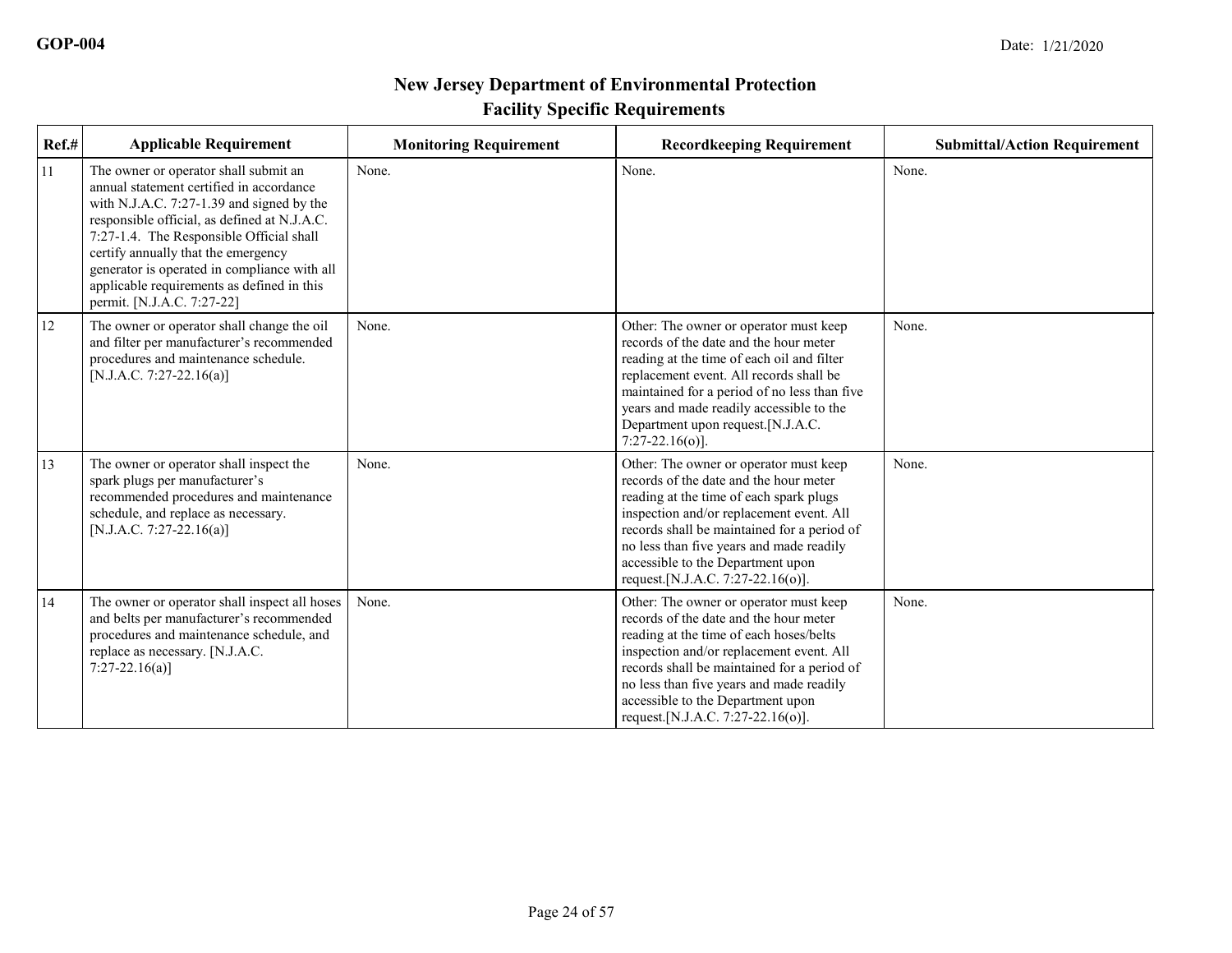# New Jersey Department of Environmental Protection
## Facility Specific Requirements

| Ref.# | Applicable Requirement | Monitoring Requirement | Recordkeeping Requirement | Submittal/Action Requirement |
|---|---|---|---|---|
| 11 | The owner or operator shall submit an annual statement certified in accordance with N.J.A.C. 7:27-1.39 and signed by the responsible official, as defined at N.J.A.C. 7:27-1.4. The Responsible Official shall certify annually that the emergency generator is operated in compliance with all applicable requirements as defined in this permit. [N.J.A.C. 7:27-22] | None. | None. | None. |
| 12 | The owner or operator shall change the oil and filter per manufacturer's recommended procedures and maintenance schedule. [N.J.A.C. 7:27-22.16(a)] | None. | Other: The owner or operator must keep records of the date and the hour meter reading at the time of each oil and filter replacement event. All records shall be maintained for a period of no less than five years and made readily accessible to the Department upon request.[N.J.A.C. 7:27-22.16(o)]. | None. |
| 13 | The owner or operator shall inspect the spark plugs per manufacturer's recommended procedures and maintenance schedule, and replace as necessary. [N.J.A.C. 7:27-22.16(a)] | None. | Other: The owner or operator must keep records of the date and the hour meter reading at the time of each spark plugs inspection and/or replacement event. All records shall be maintained for a period of no less than five years and made readily accessible to the Department upon request.[N.J.A.C. 7:27-22.16(o)]. | None. |
| 14 | The owner or operator shall inspect all hoses and belts per manufacturer's recommended procedures and maintenance schedule, and replace as necessary. [N.J.A.C. 7:27-22.16(a)] | None. | Other: The owner or operator must keep records of the date and the hour meter reading at the time of each hoses/belts inspection and/or replacement event. All records shall be maintained for a period of no less than five years and made readily accessible to the Department upon request.[N.J.A.C. 7:27-22.16(o)]. | None. |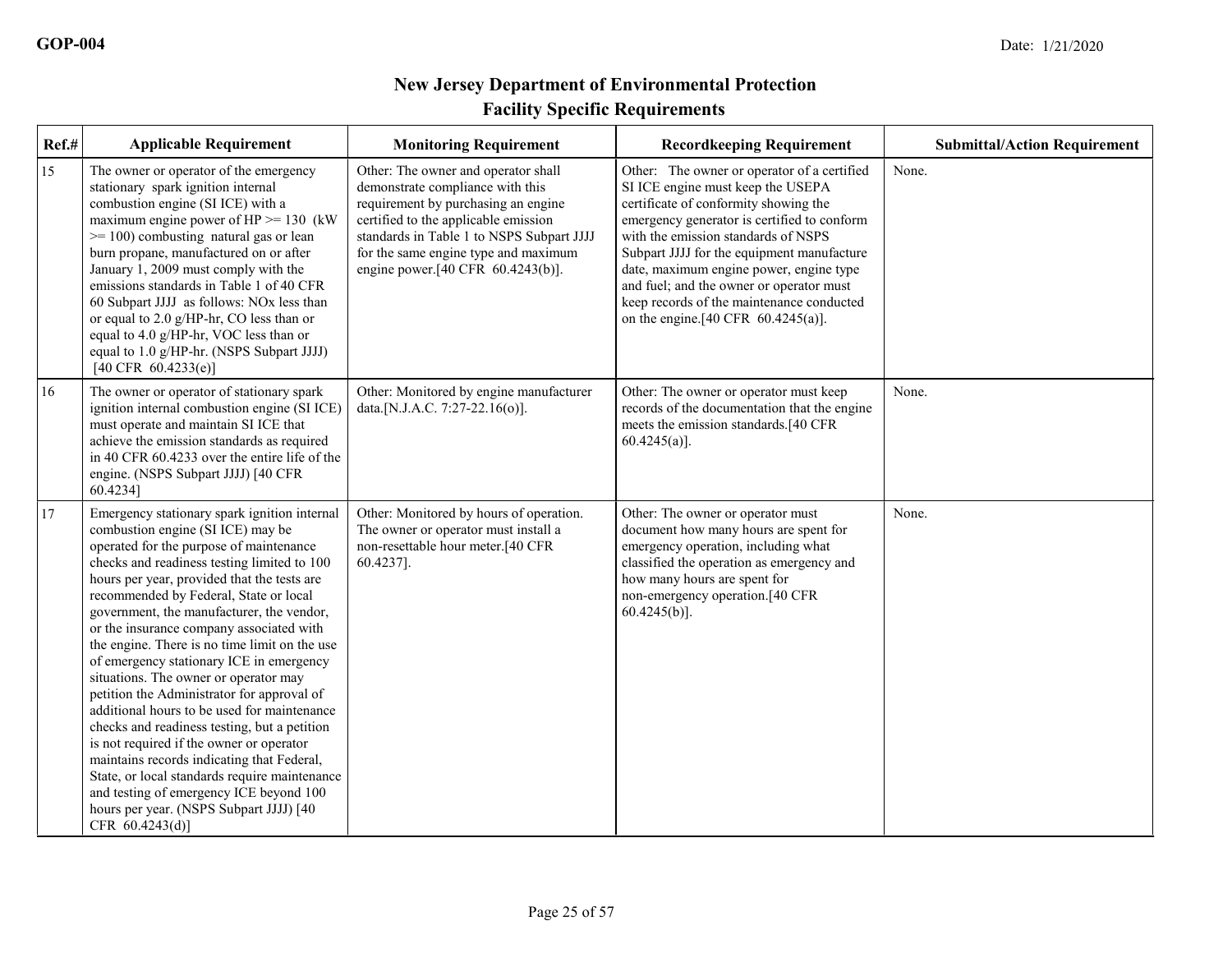# New Jersey Department of Environmental Protection

## Facility Specific Requirements

| Ref.# | Applicable Requirement | Monitoring Requirement | Recordkeeping Requirement | Submittal/Action Requirement |
|---|---|---|---|---|
| 15 | The owner or operator of the emergency stationary spark ignition internal combustion engine (SI ICE) with a maximum engine power of HP >= 130 (kW >= 100) combusting natural gas or lean burn propane, manufactured on or after January 1, 2009 must comply with the emissions standards in Table 1 of 40 CFR 60 Subpart JJJJ as follows: NOx less than or equal to 2.0 g/HP-hr, CO less than or equal to 4.0 g/HP-hr, VOC less than or equal to 1.0 g/HP-hr. (NSPS Subpart JJJJ) [40 CFR 60.4233(e)] | Other: The owner and operator shall demonstrate compliance with this requirement by purchasing an engine certified to the applicable emission standards in Table 1 to NSPS Subpart JJJJ for the same engine type and maximum engine power.[40 CFR 60.4243(b)]. | Other: The owner or operator of a certified SI ICE engine must keep the USEPA certificate of conformity showing the emergency generator is certified to conform with the emission standards of NSPS Subpart JJJJ for the equipment manufacture date, maximum engine power, engine type and fuel; and the owner or operator must keep records of the maintenance conducted on the engine.[40 CFR 60.4245(a)]. | None. |
| 16 | The owner or operator of stationary spark ignition internal combustion engine (SI ICE) must operate and maintain SI ICE that achieve the emission standards as required in 40 CFR 60.4233 over the entire life of the engine. (NSPS Subpart JJJJ) [40 CFR 60.4234] | Other: Monitored by engine manufacturer data.[N.J.A.C. 7:27-22.16(o)]. | Other: The owner or operator must keep records of the documentation that the engine meets the emission standards.[40 CFR 60.4245(a)]. | None. |
| 17 | Emergency stationary spark ignition internal combustion engine (SI ICE) may be operated for the purpose of maintenance checks and readiness testing limited to 100 hours per year, provided that the tests are recommended by Federal, State or local government, the manufacturer, the vendor, or the insurance company associated with the engine. There is no time limit on the use of emergency stationary ICE in emergency situations. The owner or operator may petition the Administrator for approval of additional hours to be used for maintenance checks and readiness testing, but a petition is not required if the owner or operator maintains records indicating that Federal, State, or local standards require maintenance and testing of emergency ICE beyond 100 hours per year. (NSPS Subpart JJJJ) [40 CFR 60.4243(d)] | Other: Monitored by hours of operation. The owner or operator must install a non-resettable hour meter.[40 CFR 60.4237]. | Other: The owner or operator must document how many hours are spent for emergency operation, including what classified the operation as emergency and how many hours are spent for non-emergency operation.[40 CFR 60.4245(b)]. | None. |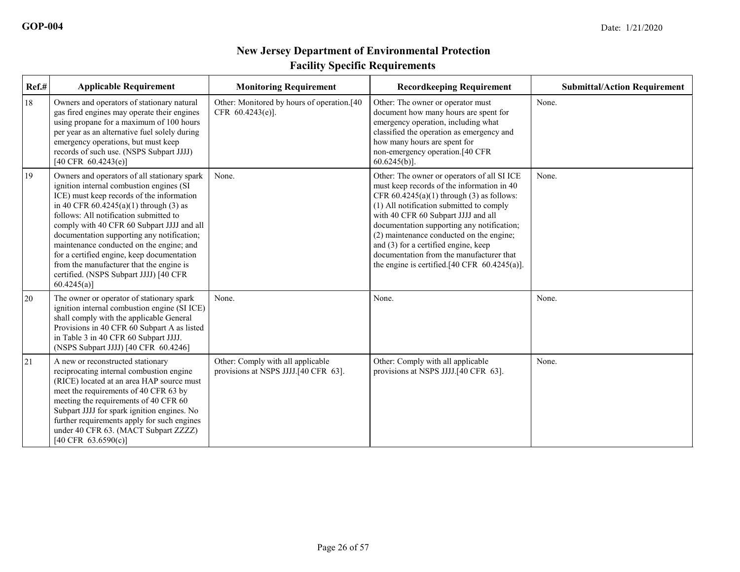GOP-004 Date: 1/21/2020

# New Jersey Department of Environmental Protection
## Facility Specific Requirements

| Ref.# | Applicable Requirement | Monitoring Requirement | Recordkeeping Requirement | Submittal/Action Requirement |
|---|---|---|---|---|
| 18 | Owners and operators of stationary natural gas fired engines may operate their engines using propane for a maximum of 100 hours per year as an alternative fuel solely during emergency operations, but must keep records of such use. (NSPS Subpart JJJJ) [40 CFR 60.4243(e)] | Other: Monitored by hours of operation.[40 CFR 60.4243(e)]. | Other: The owner or operator must document how many hours are spent for emergency operation, including what classified the operation as emergency and how many hours are spent for non-emergency operation.[40 CFR 60.6245(b)]. | None. |
| 19 | Owners and operators of all stationary spark ignition internal combustion engines (SI ICE) must keep records of the information in 40 CFR 60.4245(a)(1) through (3) as follows: All notification submitted to comply with 40 CFR 60 Subpart JJJJ and all documentation supporting any notification; maintenance conducted on the engine; and for a certified engine, keep documentation from the manufacturer that the engine is certified. (NSPS Subpart JJJJ) [40 CFR 60.4245(a)] | None. | Other: The owner or operators of all SI ICE must keep records of the information in 40 CFR 60.4245(a)(1) through (3) as follows: (1) All notification submitted to comply with 40 CFR 60 Subpart JJJJ and all documentation supporting any notification; (2) maintenance conducted on the engine; and (3) for a certified engine, keep documentation from the manufacturer that the engine is certified.[40 CFR 60.4245(a)]. | None. |
| 20 | The owner or operator of stationary spark ignition internal combustion engine (SI ICE) shall comply with the applicable General Provisions in 40 CFR 60 Subpart A as listed in Table 3 in 40 CFR 60 Subpart JJJJ. (NSPS Subpart JJJJ) [40 CFR 60.4246] | None. | None. | None. |
| 21 | A new or reconstructed stationary reciprocating internal combustion engine (RICE) located at an area HAP source must meet the requirements of 40 CFR 63 by meeting the requirements of 40 CFR 60 Subpart JJJJ for spark ignition engines. No further requirements apply for such engines under 40 CFR 63. (MACT Subpart ZZZZ) [40 CFR 63.6590(c)] | Other: Comply with all applicable provisions at NSPS JJJJ.[40 CFR 63]. | Other: Comply with all applicable provisions at NSPS JJJJ.[40 CFR 63]. | None. |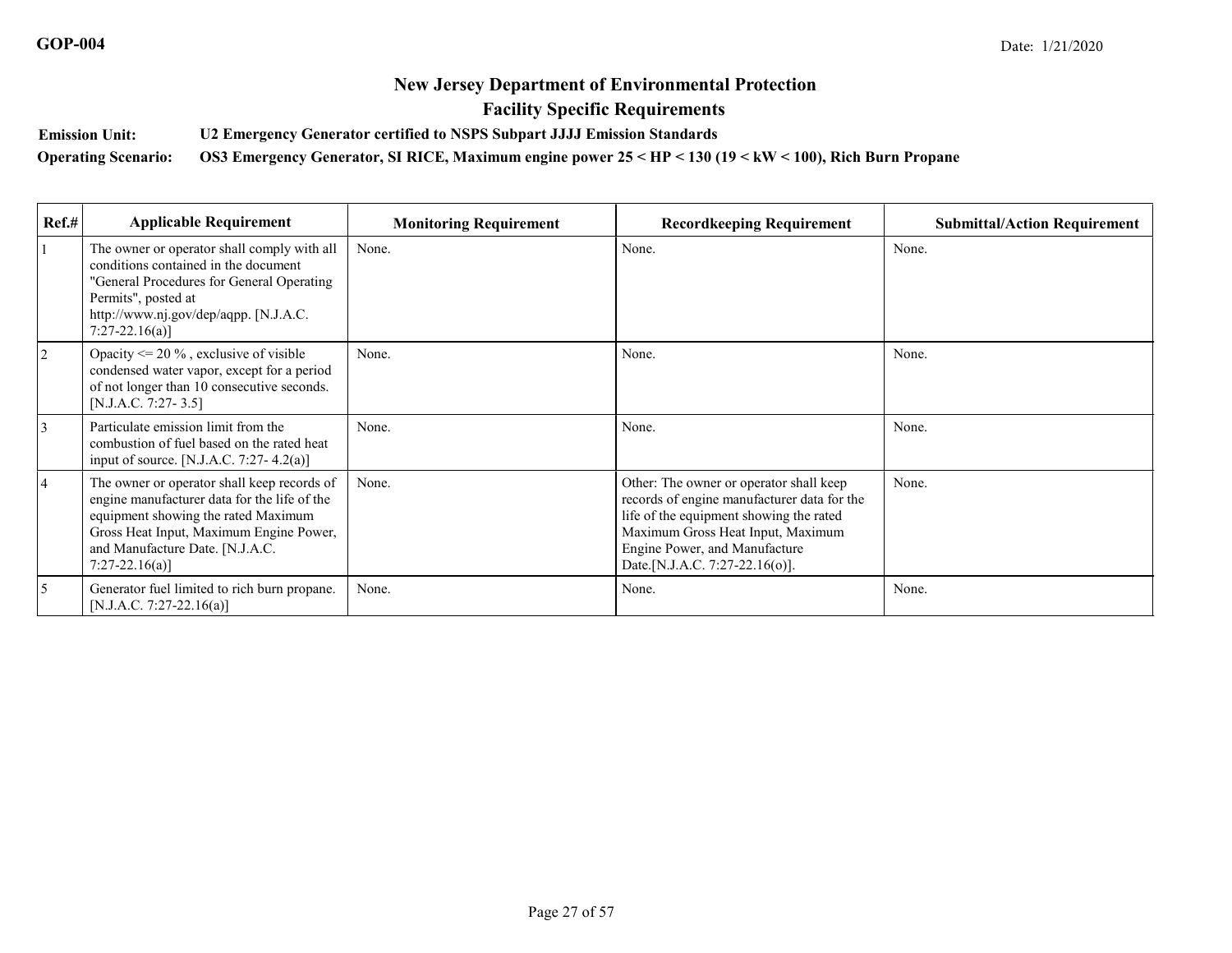GOP-004

Date: 1/21/2020

## New Jersey Department of Environmental Protection

## Facility Specific Requirements

**Emission Unit:** U2 Emergency Generator certified to NSPS Subpart JJJJ Emission Standards

**Operating Scenario:** OS3 Emergency Generator, SI RICE, Maximum engine power 25 < HP < 130 (19 < kW < 100), Rich Burn Propane

| Ref.# | Applicable Requirement | Monitoring Requirement | Recordkeeping Requirement | Submittal/Action Requirement |
|---|---|---|---|---|
| 1 | The owner or operator shall comply with all conditions contained in the document "General Procedures for General Operating Permits", posted at http://www.nj.gov/dep/aqpp. [N.J.A.C. 7:27-22.16(a)] | None. | None. | None. |
| 2 | Opacity <= 20 % , exclusive of visible condensed water vapor, except for a period of not longer than 10 consecutive seconds. [N.J.A.C. 7:27- 3.5] | None. | None. | None. |
| 3 | Particulate emission limit from the combustion of fuel based on the rated heat input of source. [N.J.A.C. 7:27- 4.2(a)] | None. | None. | None. |
| 4 | The owner or operator shall keep records of engine manufacturer data for the life of the equipment showing the rated Maximum Gross Heat Input, Maximum Engine Power, and Manufacture Date. [N.J.A.C. 7:27-22.16(a)] | None. | Other: The owner or operator shall keep records of engine manufacturer data for the life of the equipment showing the rated Maximum Gross Heat Input, Maximum Engine Power, and Manufacture Date.[N.J.A.C. 7:27-22.16(o)]. | None. |
| 5 | Generator fuel limited to rich burn propane. [N.J.A.C. 7:27-22.16(a)] | None. | None. | None. |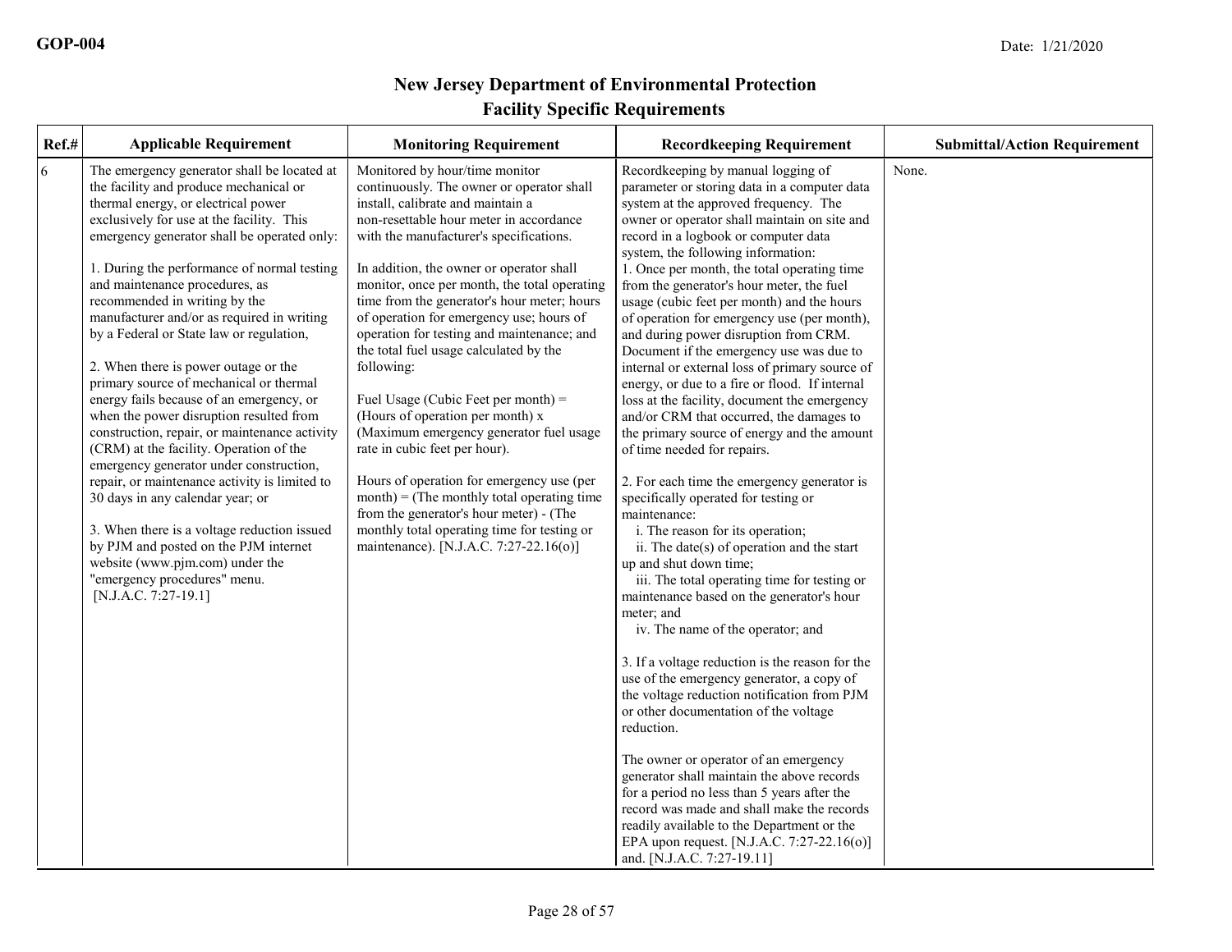## New Jersey Department of Environmental Protection
## Facility Specific Requirements

| Ref.# | Applicable Requirement | Monitoring Requirement | Recordkeeping Requirement | Submittal/Action Requirement |
|---|---|---|---|---|
| 6 | The emergency generator shall be located at the facility and produce mechanical or thermal energy, or electrical power exclusively for use at the facility. This emergency generator shall be operated only:<br><br>1. During the performance of normal testing and maintenance procedures, as recommended in writing by the manufacturer and/or as required in writing by a Federal or State law or regulation,<br><br>2. When there is power outage or the primary source of mechanical or thermal energy fails because of an emergency, or when the power disruption resulted from construction, repair, or maintenance activity (CRM) at the facility. Operation of the emergency generator under construction, repair, or maintenance activity is limited to 30 days in any calendar year; or<br><br>3. When there is a voltage reduction issued by PJM and posted on the PJM internet website (www.pjm.com) under the "emergency procedures" menu.<br>[N.J.A.C. 7:27-19.1] | Monitored by hour/time monitor continuously. The owner or operator shall install, calibrate and maintain a non-resettable hour meter in accordance with the manufacturer's specifications.<br><br>In addition, the owner or operator shall monitor, once per month, the total operating time from the generator's hour meter; hours of operation for emergency use; hours of operation for testing and maintenance; and the total fuel usage calculated by the following:<br><br>Fuel Usage (Cubic Feet per month) = (Hours of operation per month) x (Maximum emergency generator fuel usage rate in cubic feet per hour).<br><br>Hours of operation for emergency use (per month) = (The monthly total operating time from the generator's hour meter) - (The monthly total operating time for testing or maintenance). [N.J.A.C. 7:27-22.16(o)] | Recordkeeping by manual logging of parameter or storing data in a computer data system at the approved frequency. The owner or operator shall maintain on site and record in a logbook or computer data system, the following information:<br>1. Once per month, the total operating time from the generator's hour meter, the fuel usage (cubic feet per month) and the hours of operation for emergency use (per month), and during power disruption from CRM. Document if the emergency use was due to internal or external loss of primary source of energy, or due to a fire or flood. If internal loss at the facility, document the emergency and/or CRM that occurred, the damages to the primary source of energy and the amount of time needed for repairs.<br><br>2. For each time the emergency generator is specifically operated for testing or maintenance:<br>i. The reason for its operation;<br>ii. The date(s) of operation and the start up and shut down time;<br>iii. The total operating time for testing or maintenance based on the generator's hour meter; and<br>iv. The name of the operator; and<br><br>3. If a voltage reduction is the reason for the use of the emergency generator, a copy of the voltage reduction notification from PJM or other documentation of the voltage reduction.<br><br>The owner or operator of an emergency generator shall maintain the above records for a period no less than 5 years after the record was made and shall make the records readily available to the Department or the EPA upon request. [N.J.A.C. 7:27-22.16(o)] and. [N.J.A.C. 7:27-19.11] | None. |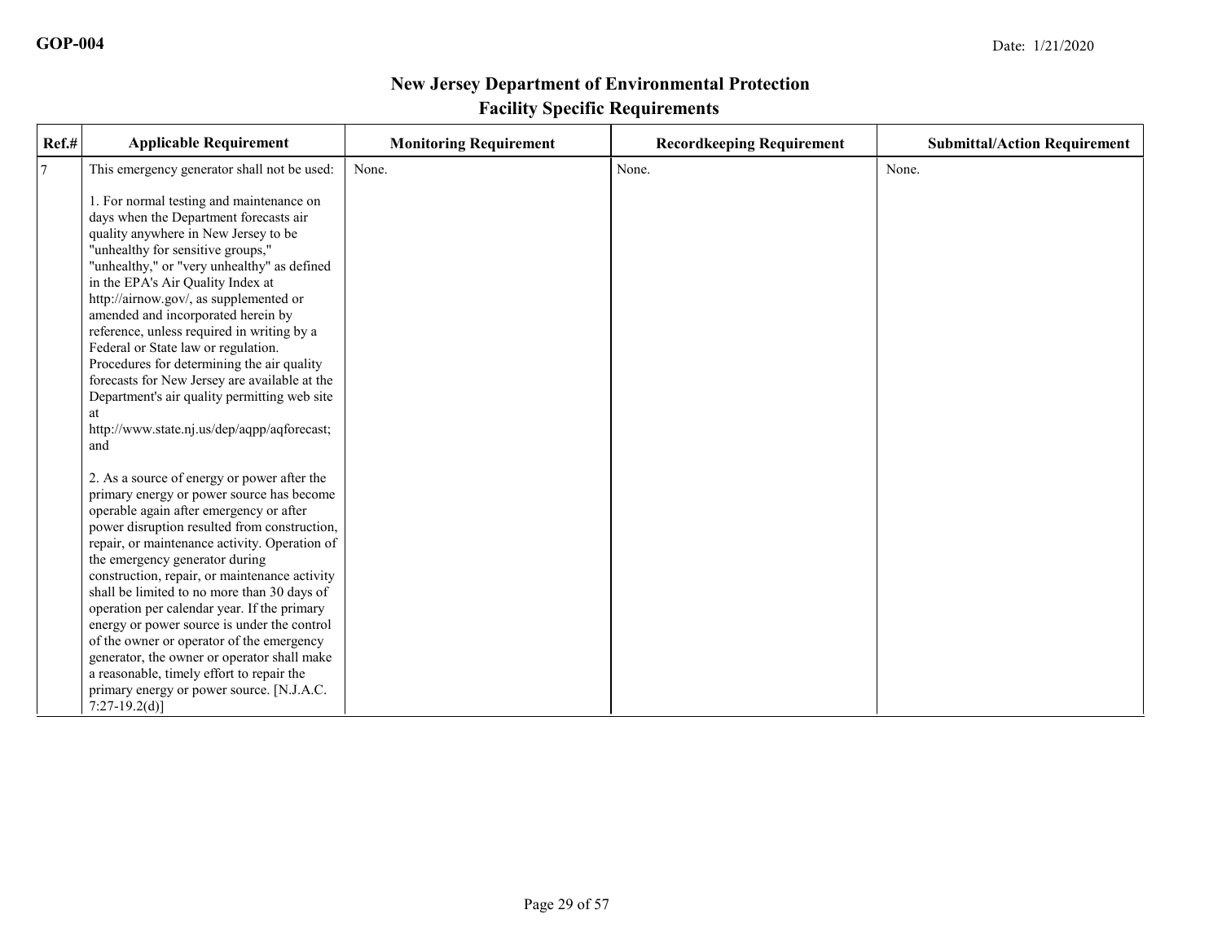# New Jersey Department of Environmental Protection
## Facility Specific Requirements

| Ref.# | Applicable Requirement | Monitoring Requirement | Recordkeeping Requirement | Submittal/Action Requirement |
|---|---|---|---|---|
| 7 | This emergency generator shall not be used:<br><br>1. For normal testing and maintenance on days when the Department forecasts air quality anywhere in New Jersey to be "unhealthy for sensitive groups," "unhealthy," or "very unhealthy" as defined in the EPA's Air Quality Index at http://airnow.gov/, as supplemented or amended and incorporated herein by reference, unless required in writing by a Federal or State law or regulation. Procedures for determining the air quality forecasts for New Jersey are available at the Department's air quality permitting web site at http://www.state.nj.us/dep/aqpp/aqforecast; and<br><br>2. As a source of energy or power after the primary energy or power source has become operable again after emergency or after power disruption resulted from construction, repair, or maintenance activity. Operation of the emergency generator during construction, repair, or maintenance activity shall be limited to no more than 30 days of operation per calendar year. If the primary energy or power source is under the control of the owner or operator of the emergency generator, the owner or operator shall make a reasonable, timely effort to repair the primary energy or power source. [N.J.A.C. 7:27-19.2(d)] | None. | None. | None. |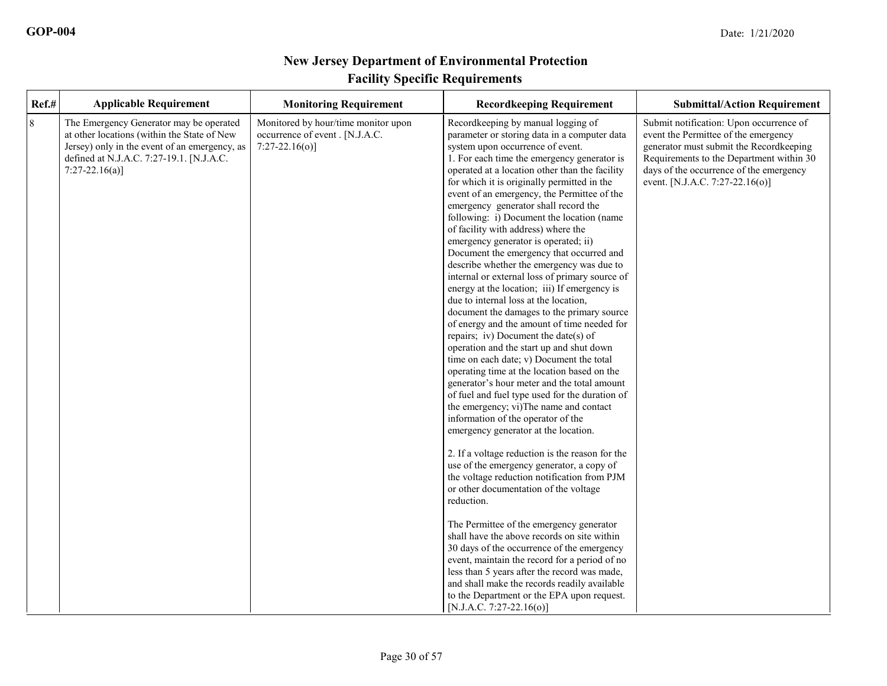# New Jersey Department of Environmental Protection
## Facility Specific Requirements

| Ref.# | Applicable Requirement | Monitoring Requirement | Recordkeeping Requirement | Submittal/Action Requirement |
|---|---|---|---|---|
| 8 | The Emergency Generator may be operated at other locations (within the State of New Jersey) only in the event of an emergency, as defined at N.J.A.C. 7:27-19.1. [N.J.A.C. 7:27-22.16(a)] | Monitored by hour/time monitor upon occurrence of event . [N.J.A.C. 7:27-22.16(o)] | Recordkeeping by manual logging of parameter or storing data in a computer data system upon occurrence of event.<br>1. For each time the emergency generator is operated at a location other than the facility for which it is originally permitted in the event of an emergency, the Permittee of the emergency generator shall record the following: i) Document the location (name of facility with address) where the emergency generator is operated; ii) Document the emergency that occurred and describe whether the emergency was due to internal or external loss of primary source of energy at the location; iii) If emergency is due to internal loss at the location, document the damages to the primary source of energy and the amount of time needed for repairs; iv) Document the date(s) of operation and the start up and shut down time on each date; v) Document the total operating time at the location based on the generator's hour meter and the total amount of fuel and fuel type used for the duration of the emergency; vi)The name and contact information of the operator of the emergency generator at the location.<br><br>2. If a voltage reduction is the reason for the use of the emergency generator, a copy of the voltage reduction notification from PJM or other documentation of the voltage reduction.<br><br>The Permittee of the emergency generator shall have the above records on site within 30 days of the occurrence of the emergency event, maintain the record for a period of no less than 5 years after the record was made, and shall make the records readily available to the Department or the EPA upon request. [N.J.A.C. 7:27-22.16(o)] | Submit notification: Upon occurrence of event the Permittee of the emergency generator must submit the Recordkeeping Requirements to the Department within 30 days of the occurrence of the emergency event. [N.J.A.C. 7:27-22.16(o)] |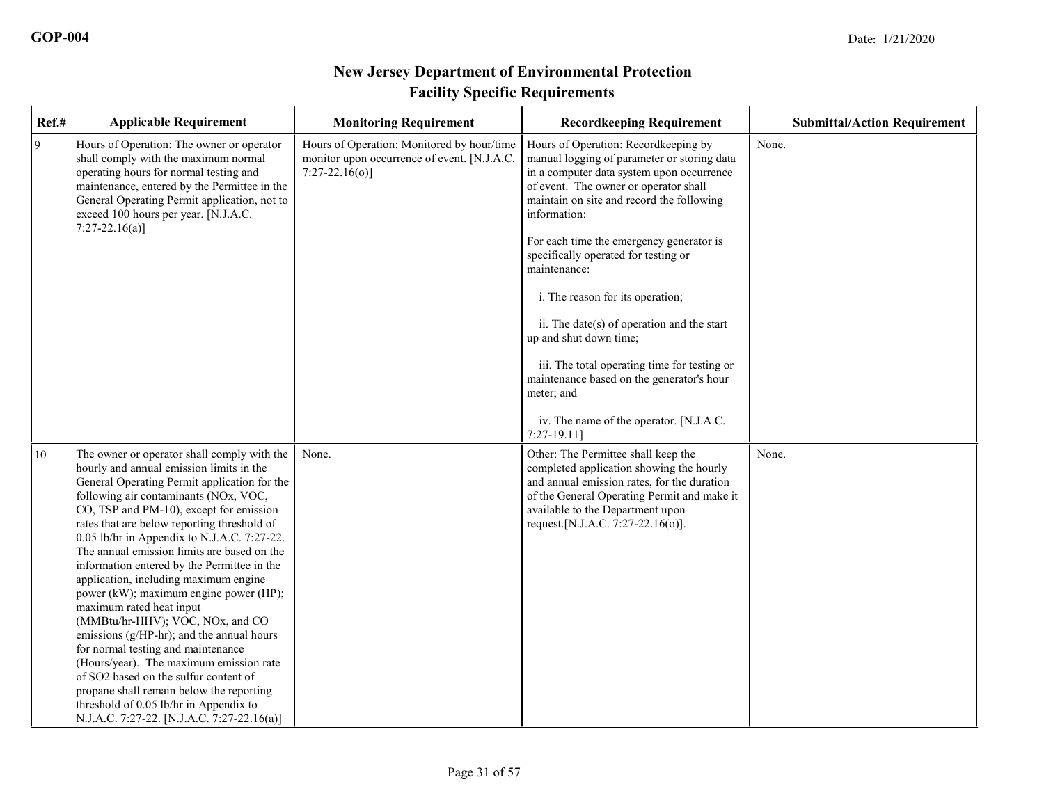## New Jersey Department of Environmental Protection
## Facility Specific Requirements

| Ref.# | Applicable Requirement | Monitoring Requirement | Recordkeeping Requirement | Submittal/Action Requirement |
|---|---|---|---|---|
| 9 | Hours of Operation: The owner or operator shall comply with the maximum normal operating hours for normal testing and maintenance, entered by the Permittee in the General Operating Permit application, not to exceed 100 hours per year. [N.J.A.C. 7:27-22.16(a)] | Hours of Operation: Monitored by hour/time monitor upon occurrence of event. [N.J.A.C. 7:27-22.16(o)] | Hours of Operation: Recordkeeping by manual logging of parameter or storing data in a computer data system upon occurrence of event. The owner or operator shall maintain on site and record the following information:<br><br>For each time the emergency generator is specifically operated for testing or maintenance:<br><br>i. The reason for its operation;<br><br>ii. The date(s) of operation and the start up and shut down time;<br><br>iii. The total operating time for testing or maintenance based on the generator's hour meter; and<br><br>iv. The name of the operator. [N.J.A.C. 7:27-19.11] | None. |
| 10 | The owner or operator shall comply with the hourly and annual emission limits in the General Operating Permit application for the following air contaminants (NOx, VOC, CO, TSP and PM-10), except for emission rates that are below reporting threshold of 0.05 lb/hr in Appendix to N.J.A.C. 7:27-22. The annual emission limits are based on the information entered by the Permittee in the application, including maximum engine power (kW); maximum engine power (HP); maximum rated heat input (MMBtu/hr-HHV); VOC, NOx, and CO emissions (g/HP-hr); and the annual hours for normal testing and maintenance (Hours/year). The maximum emission rate of $SO_2$ based on the sulfur content of propane shall remain below the reporting threshold of 0.05 lb/hr in Appendix to N.J.A.C. 7:27-22. [N.J.A.C. 7:27-22.16(a)] | None. | Other: The Permittee shall keep the completed application showing the hourly and annual emission rates, for the duration of the General Operating Permit and make it available to the Department upon request.[N.J.A.C. 7:27-22.16(o)]. | None. |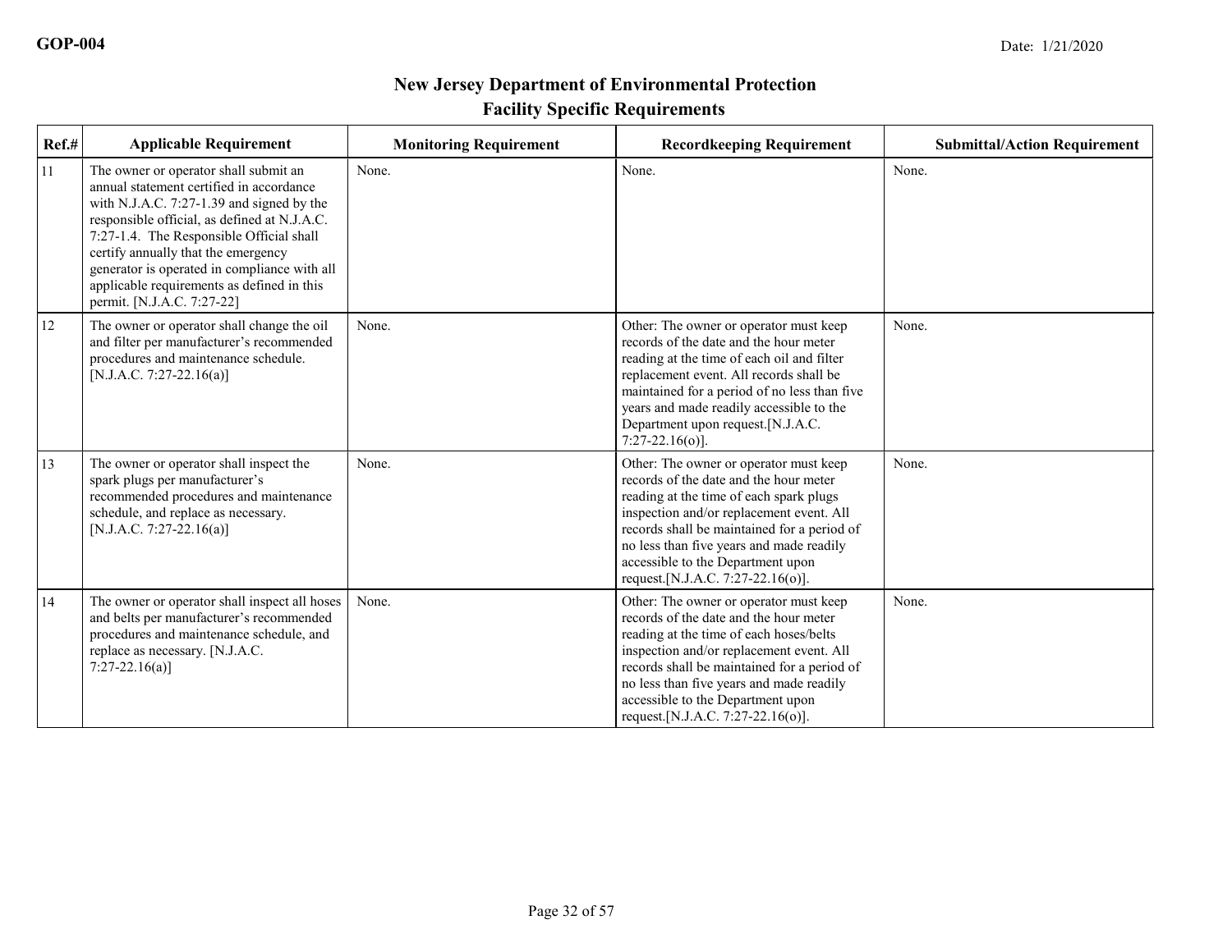# New Jersey Department of Environmental Protection

## Facility Specific Requirements

| Ref.# | Applicable Requirement | Monitoring Requirement | Recordkeeping Requirement | Submittal/Action Requirement |
|---|---|---|---|---|
| 11 | The owner or operator shall submit an annual statement certified in accordance with N.J.A.C. 7:27-1.39 and signed by the responsible official, as defined at N.J.A.C. 7:27-1.4. The Responsible Official shall certify annually that the emergency generator is operated in compliance with all applicable requirements as defined in this permit. [N.J.A.C. 7:27-22] | None. | None. | None. |
| 12 | The owner or operator shall change the oil and filter per manufacturer's recommended procedures and maintenance schedule. [N.J.A.C. 7:27-22.16(a)] | None. | Other: The owner or operator must keep records of the date and the hour meter reading at the time of each oil and filter replacement event. All records shall be maintained for a period of no less than five years and made readily accessible to the Department upon request.[N.J.A.C. 7:27-22.16(o)]. | None. |
| 13 | The owner or operator shall inspect the spark plugs per manufacturer's recommended procedures and maintenance schedule, and replace as necessary. [N.J.A.C. 7:27-22.16(a)] | None. | Other: The owner or operator must keep records of the date and the hour meter reading at the time of each spark plugs inspection and/or replacement event. All records shall be maintained for a period of no less than five years and made readily accessible to the Department upon request.[N.J.A.C. 7:27-22.16(o)]. | None. |
| 14 | The owner or operator shall inspect all hoses and belts per manufacturer's recommended procedures and maintenance schedule, and replace as necessary. [N.J.A.C. 7:27-22.16(a)] | None. | Other: The owner or operator must keep records of the date and the hour meter reading at the time of each hoses/belts inspection and/or replacement event. All records shall be maintained for a period of no less than five years and made readily accessible to the Department upon request.[N.J.A.C. 7:27-22.16(o)]. | None. |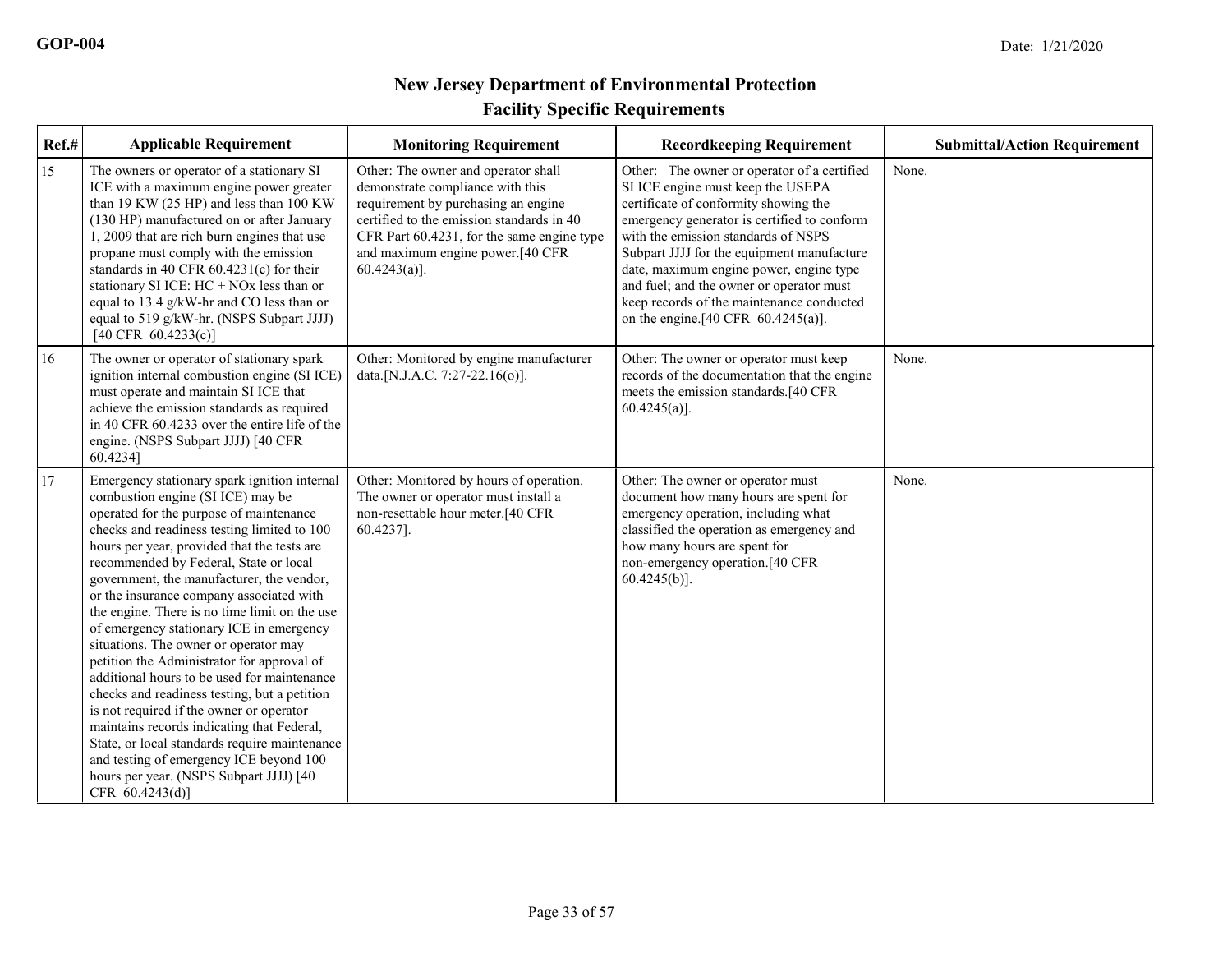## New Jersey Department of Environmental Protection
## Facility Specific Requirements

| Ref.# | Applicable Requirement | Monitoring Requirement | Recordkeeping Requirement | Submittal/Action Requirement |
|---|---|---|---|---|
| 15 | The owners or operator of a stationary SI ICE with a maximum engine power greater than 19 KW (25 HP) and less than 100 KW (130 HP) manufactured on or after January 1, 2009 that are rich burn engines that use propane must comply with the emission standards in 40 CFR 60.4231(c) for their stationary SI ICE: HC + NOx less than or equal to 13.4 g/kW-hr and CO less than or equal to 519 g/kW-hr. (NSPS Subpart JJJJ) [40 CFR 60.4233(c)] | Other: The owner and operator shall demonstrate compliance with this requirement by purchasing an engine certified to the emission standards in 40 CFR Part 60.4231, for the same engine type and maximum engine power.[40 CFR 60.4243(a)]. | Other: The owner or operator of a certified SI ICE engine must keep the USEPA certificate of conformity showing the emergency generator is certified to conform with the emission standards of NSPS Subpart JJJJ for the equipment manufacture date, maximum engine power, engine type and fuel; and the owner or operator must keep records of the maintenance conducted on the engine.[40 CFR 60.4245(a)]. | None. |
| 16 | The owner or operator of stationary spark ignition internal combustion engine (SI ICE) must operate and maintain SI ICE that achieve the emission standards as required in 40 CFR 60.4233 over the entire life of the engine. (NSPS Subpart JJJJ) [40 CFR 60.4234] | Other: Monitored by engine manufacturer data.[N.J.A.C. 7:27-22.16(o)]. | Other: The owner or operator must keep records of the documentation that the engine meets the emission standards.[40 CFR 60.4245(a)]. | None. |
| 17 | Emergency stationary spark ignition internal combustion engine (SI ICE) may be operated for the purpose of maintenance checks and readiness testing limited to 100 hours per year, provided that the tests are recommended by Federal, State or local government, the manufacturer, the vendor, or the insurance company associated with the engine. There is no time limit on the use of emergency stationary ICE in emergency situations. The owner or operator may petition the Administrator for approval of additional hours to be used for maintenance checks and readiness testing, but a petition is not required if the owner or operator maintains records indicating that Federal, State, or local standards require maintenance and testing of emergency ICE beyond 100 hours per year. (NSPS Subpart JJJJ) [40 CFR 60.4243(d)] | Other: Monitored by hours of operation. The owner or operator must install a non-resettable hour meter.[40 CFR 60.4237]. | Other: The owner or operator must document how many hours are spent for emergency operation, including what classified the operation as emergency and how many hours are spent for non-emergency operation.[40 CFR 60.4245(b)]. | None. |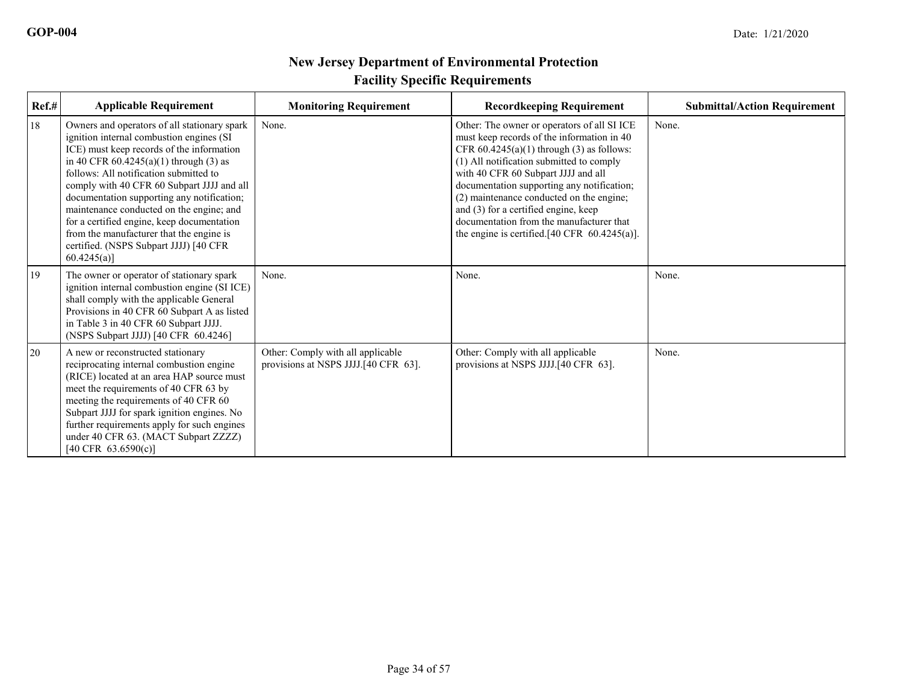## New Jersey Department of Environmental Protection
## Facility Specific Requirements

| Ref.# | Applicable Requirement | Monitoring Requirement | Recordkeeping Requirement | Submittal/Action Requirement |
|---|---|---|---|---|
| 18 | Owners and operators of all stationary spark ignition internal combustion engines (SI ICE) must keep records of the information in 40 CFR 60.4245(a)(1) through (3) as follows: All notification submitted to comply with 40 CFR 60 Subpart JJJJ and all documentation supporting any notification; maintenance conducted on the engine; and for a certified engine, keep documentation from the manufacturer that the engine is certified. (NSPS Subpart JJJJ) [40 CFR 60.4245(a)] | None. | Other: The owner or operators of all SI ICE must keep records of the information in 40 CFR 60.4245(a)(1) through (3) as follows: (1) All notification submitted to comply with 40 CFR 60 Subpart JJJJ and all documentation supporting any notification; (2) maintenance conducted on the engine; and (3) for a certified engine, keep documentation from the manufacturer that the engine is certified.[40 CFR 60.4245(a)]. | None. |
| 19 | The owner or operator of stationary spark ignition internal combustion engine (SI ICE) shall comply with the applicable General Provisions in 40 CFR 60 Subpart A as listed in Table 3 in 40 CFR 60 Subpart JJJJ. (NSPS Subpart JJJJ) [40 CFR 60.4246] | None. | None. | None. |
| 20 | A new or reconstructed stationary reciprocating internal combustion engine (RICE) located at an area HAP source must meet the requirements of 40 CFR 63 by meeting the requirements of 40 CFR 60 Subpart JJJJ for spark ignition engines. No further requirements apply for such engines under 40 CFR 63. (MACT Subpart ZZZZ) [40 CFR 63.6590(c)] | Other: Comply with all applicable provisions at NSPS JJJJ.[40 CFR 63]. | Other: Comply with all applicable provisions at NSPS JJJJ.[40 CFR 63]. | None. |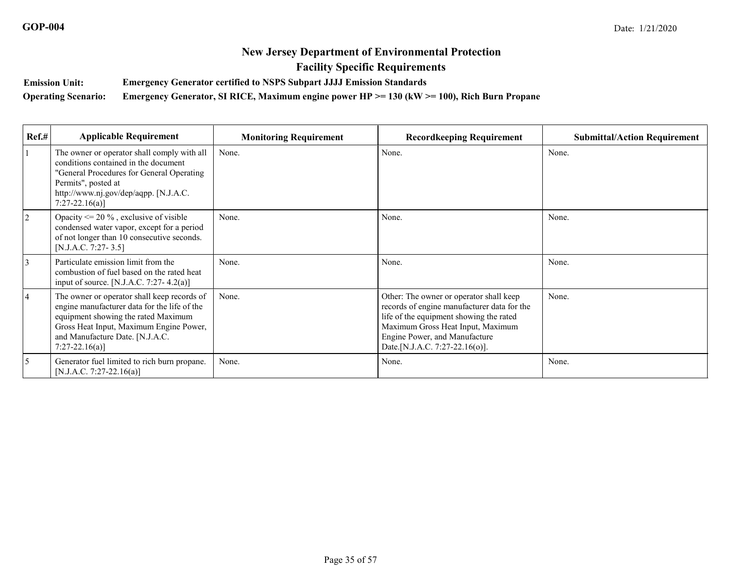**GOP-004** Date: 1/21/2020

## New Jersey Department of Environmental Protection
## Facility Specific Requirements

**Emission Unit:** Emergency Generator certified to NSPS Subpart JJJJ Emission Standards

**Operating Scenario:** Emergency Generator, SI RICE, Maximum engine power HP >= 130 (kW >= 100), Rich Burn Propane

| Ref.# | Applicable Requirement | Monitoring Requirement | Recordkeeping Requirement | Submittal/Action Requirement |
|---|---|---|---|---|
| 1 | The owner or operator shall comply with all conditions contained in the document "General Procedures for General Operating Permits", posted at http://www.nj.gov/dep/aqpp. [N.J.A.C. 7:27-22.16(a)] | None. | None. | None. |
| 2 | Opacity <= 20 % , exclusive of visible condensed water vapor, except for a period of not longer than 10 consecutive seconds. [N.J.A.C. 7:27- 3.5] | None. | None. | None. |
| 3 | Particulate emission limit from the combustion of fuel based on the rated heat input of source. [N.J.A.C. 7:27- 4.2(a)] | None. | None. | None. |
| 4 | The owner or operator shall keep records of engine manufacturer data for the life of the equipment showing the rated Maximum Gross Heat Input, Maximum Engine Power, and Manufacture Date. [N.J.A.C. 7:27-22.16(a)] | None. | Other: The owner or operator shall keep records of engine manufacturer data for the life of the equipment showing the rated Maximum Gross Heat Input, Maximum Engine Power, and Manufacture Date.[N.J.A.C. 7:27-22.16(o)]. | None. |
| 5 | Generator fuel limited to rich burn propane. [N.J.A.C. 7:27-22.16(a)] | None. | None. | None. |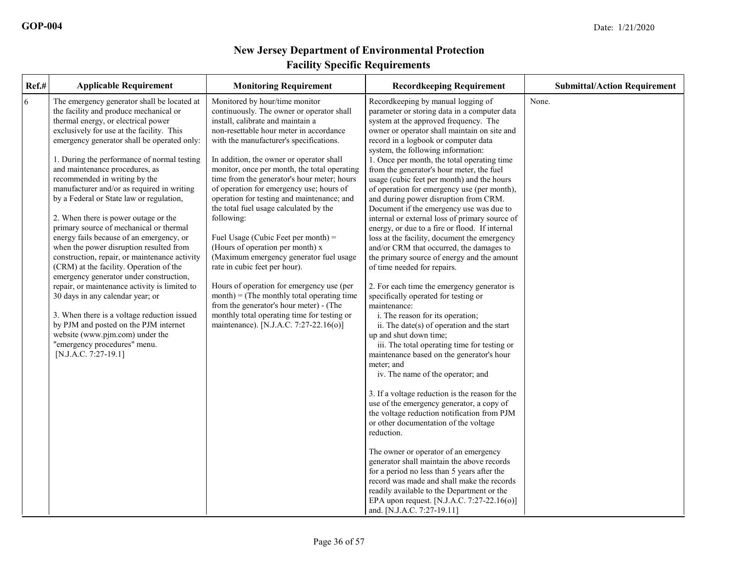# New Jersey Department of Environmental Protection
## Facility Specific Requirements

| Ref.# | Applicable Requirement | Monitoring Requirement | Recordkeeping Requirement | Submittal/Action Requirement |
|---|---|---|---|---|
| 6 | The emergency generator shall be located at the facility and produce mechanical or thermal energy, or electrical power exclusively for use at the facility. This emergency generator shall be operated only:<br><br>1. During the performance of normal testing and maintenance procedures, as recommended in writing by the manufacturer and/or as required in writing by a Federal or State law or regulation,<br><br>2. When there is power outage or the primary source of mechanical or thermal energy fails because of an emergency, or when the power disruption resulted from construction, repair, or maintenance activity (CRM) at the facility. Operation of the emergency generator under construction, repair, or maintenance activity is limited to 30 days in any calendar year; or<br><br>3. When there is a voltage reduction issued by PJM and posted on the PJM internet website (www.pjm.com) under the "emergency procedures" menu.<br>[N.J.A.C. 7:27-19.1] | Monitored by hour/time monitor continuously. The owner or operator shall install, calibrate and maintain a non-resettable hour meter in accordance with the manufacturer's specifications.<br><br>In addition, the owner or operator shall monitor, once per month, the total operating time from the generator's hour meter; hours of operation for emergency use; hours of operation for testing and maintenance; and the total fuel usage calculated by the following:<br><br>Fuel Usage (Cubic Feet per month) = (Hours of operation per month) x (Maximum emergency generator fuel usage rate in cubic feet per hour).<br><br>Hours of operation for emergency use (per month) = (The monthly total operating time from the generator's hour meter) - (The monthly total operating time for testing or maintenance). [N.J.A.C. 7:27-22.16(o)] | Recordkeeping by manual logging of parameter or storing data in a computer data system at the approved frequency. The owner or operator shall maintain on site and record in a logbook or computer data system, the following information:<br>1. Once per month, the total operating time from the generator's hour meter, the fuel usage (cubic feet per month) and the hours of operation for emergency use (per month), and during power disruption from CRM. Document if the emergency use was due to internal or external loss of primary source of energy, or due to a fire or flood. If internal loss at the facility, document the emergency and/or CRM that occurred, the damages to the primary source of energy and the amount of time needed for repairs.<br><br>2. For each time the emergency generator is specifically operated for testing or maintenance:<br>i. The reason for its operation;<br>ii. The date(s) of operation and the start up and shut down time;<br>iii. The total operating time for testing or maintenance based on the generator's hour meter; and<br>iv. The name of the operator; and<br><br>3. If a voltage reduction is the reason for the use of the emergency generator, a copy of the voltage reduction notification from PJM or other documentation of the voltage reduction.<br><br>The owner or operator of an emergency generator shall maintain the above records for a period no less than 5 years after the record was made and shall make the records readily available to the Department or the EPA upon request. [N.J.A.C. 7:27-22.16(o)] and. [N.J.A.C. 7:27-19.11] | None. |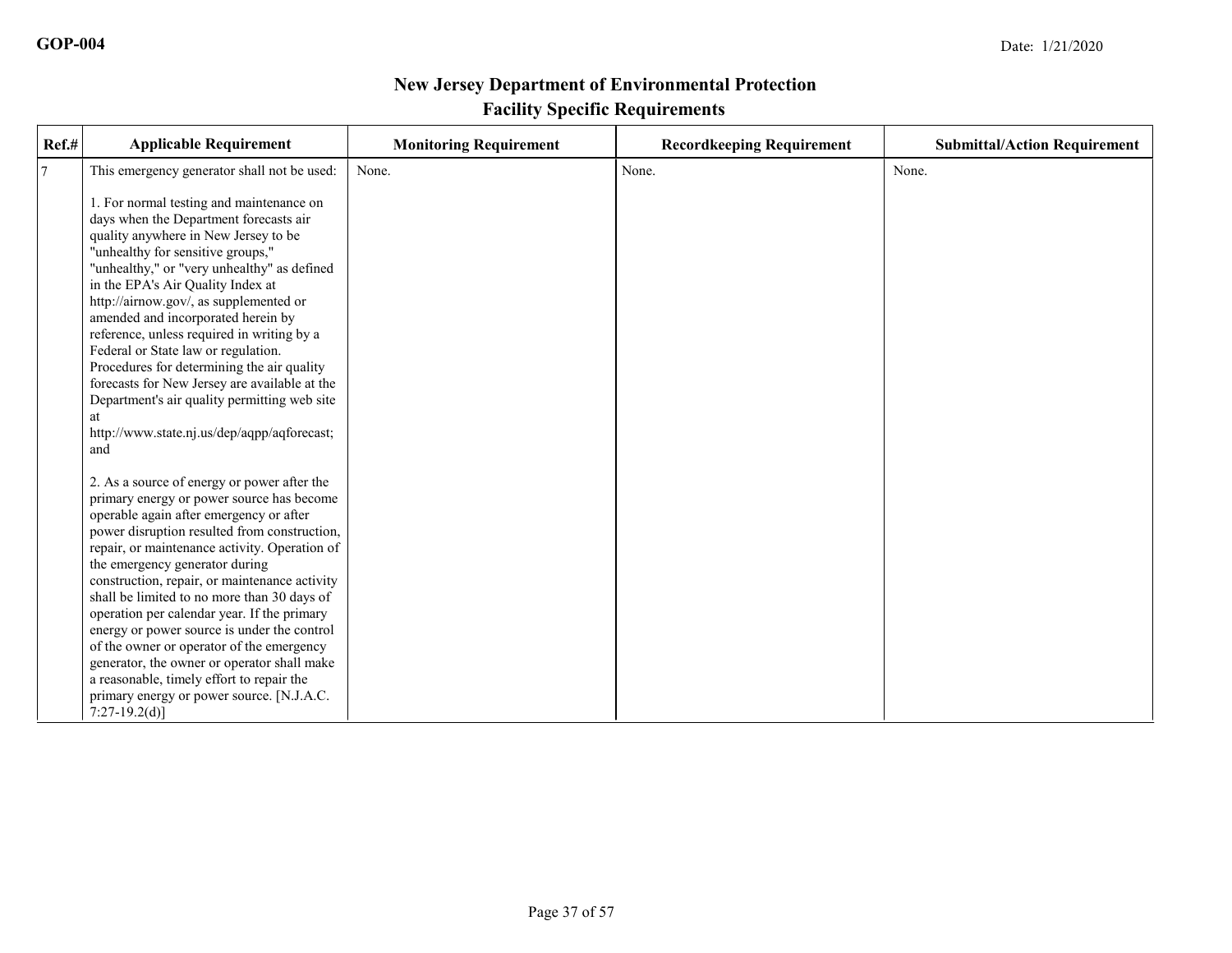# New Jersey Department of Environmental Protection

## Facility Specific Requirements

| Ref.# | Applicable Requirement | Monitoring Requirement | Recordkeeping Requirement | Submittal/Action Requirement |
|---|---|---|---|---|
| 7 | This emergency generator shall not be used:<br><br>1. For normal testing and maintenance on days when the Department forecasts air quality anywhere in New Jersey to be "unhealthy for sensitive groups," "unhealthy," or "very unhealthy" as defined in the EPA's Air Quality Index at http://airnow.gov/, as supplemented or amended and incorporated herein by reference, unless required in writing by a Federal or State law or regulation. Procedures for determining the air quality forecasts for New Jersey are available at the Department's air quality permitting web site at http://www.state.nj.us/dep/aqpp/aqforecast; and<br><br>2. As a source of energy or power after the primary energy or power source has become operable again after emergency or after power disruption resulted from construction, repair, or maintenance activity. Operation of the emergency generator during construction, repair, or maintenance activity shall be limited to no more than 30 days of operation per calendar year. If the primary energy or power source is under the control of the owner or operator of the emergency generator, the owner or operator shall make a reasonable, timely effort to repair the primary energy or power source. [N.J.A.C. 7:27-19.2(d)] | None. | None. | None. |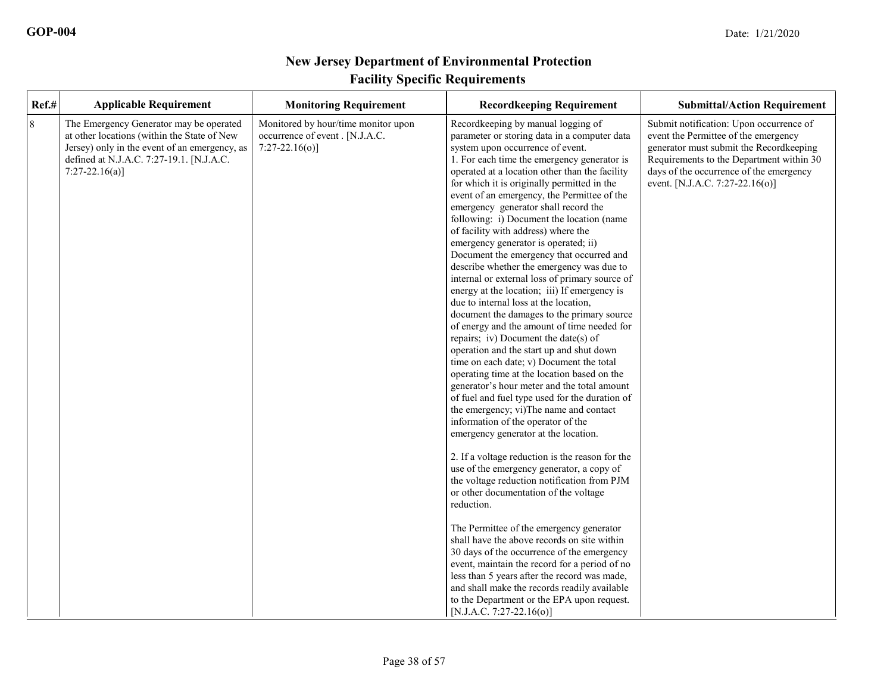# New Jersey Department of Environmental Protection
## Facility Specific Requirements

| Ref.# | Applicable Requirement | Monitoring Requirement | Recordkeeping Requirement | Submittal/Action Requirement |
|---|---|---|---|---|
| 8 | The Emergency Generator may be operated at other locations (within the State of New Jersey) only in the event of an emergency, as defined at N.J.A.C. 7:27-19.1. [N.J.A.C. 7:27-22.16(a)] | Monitored by hour/time monitor upon occurrence of event . [N.J.A.C. 7:27-22.16(o)] | Recordkeeping by manual logging of parameter or storing data in a computer data system upon occurrence of event.<br>1. For each time the emergency generator is operated at a location other than the facility for which it is originally permitted in the event of an emergency, the Permittee of the emergency generator shall record the following: i) Document the location (name of facility with address) where the emergency generator is operated; ii) Document the emergency that occurred and describe whether the emergency was due to internal or external loss of primary source of energy at the location; iii) If emergency is due to internal loss at the location, document the damages to the primary source of energy and the amount of time needed for repairs; iv) Document the date(s) of operation and the start up and shut down time on each date; v) Document the total operating time at the location based on the generator's hour meter and the total amount of fuel and fuel type used for the duration of the emergency; vi)The name and contact information of the operator of the emergency generator at the location.<br><br>2. If a voltage reduction is the reason for the use of the emergency generator, a copy of the voltage reduction notification from PJM or other documentation of the voltage reduction.<br><br>The Permittee of the emergency generator shall have the above records on site within 30 days of the occurrence of the emergency event, maintain the record for a period of no less than 5 years after the record was made, and shall make the records readily available to the Department or the EPA upon request. [N.J.A.C. 7:27-22.16(o)] | Submit notification: Upon occurrence of event the Permittee of the emergency generator must submit the Recordkeeping Requirements to the Department within 30 days of the occurrence of the emergency event. [N.J.A.C. 7:27-22.16(o)] |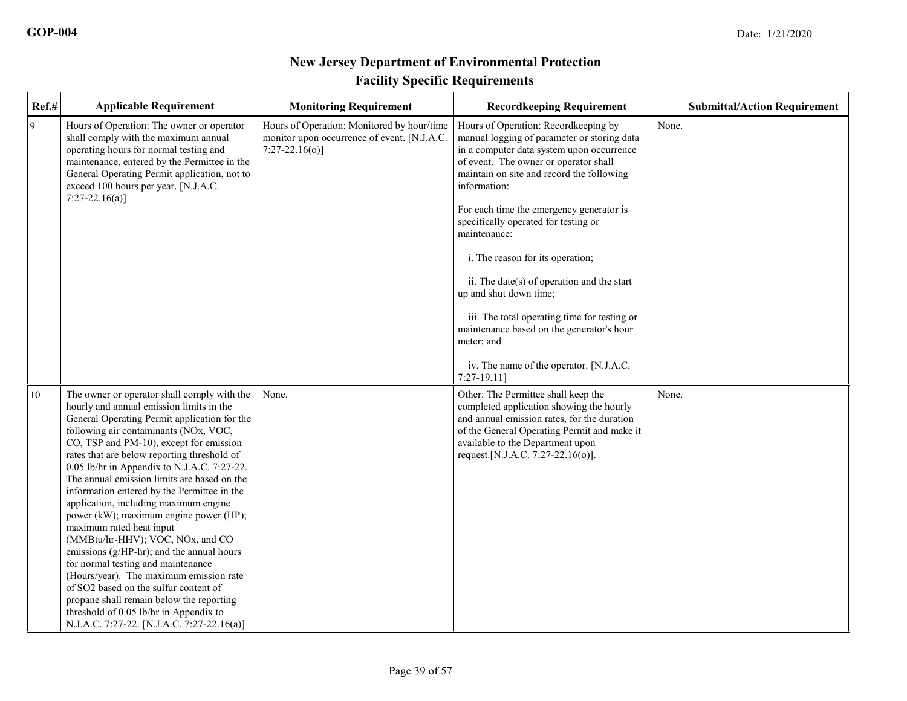# New Jersey Department of Environmental Protection
## Facility Specific Requirements

| Ref.# | Applicable Requirement | Monitoring Requirement | Recordkeeping Requirement | Submittal/Action Requirement |
|---|---|---|---|---|
| 9 | Hours of Operation: The owner or operator shall comply with the maximum annual operating hours for normal testing and maintenance, entered by the Permittee in the General Operating Permit application, not to exceed 100 hours per year. [N.J.A.C. 7:27-22.16(a)] | Hours of Operation: Monitored by hour/time monitor upon occurrence of event. [N.J.A.C. 7:27-22.16(o)] | Hours of Operation: Recordkeeping by manual logging of parameter or storing data in a computer data system upon occurrence of event. The owner or operator shall maintain on site and record the following information:<br><br>For each time the emergency generator is specifically operated for testing or maintenance:<br><br>i. The reason for its operation;<br><br>ii. The date(s) of operation and the start up and shut down time;<br><br>iii. The total operating time for testing or maintenance based on the generator's hour meter; and<br><br>iv. The name of the operator. [N.J.A.C. 7:27-19.11] | None. |
| 10 | The owner or operator shall comply with the hourly and annual emission limits in the General Operating Permit application for the following air contaminants (NOx, VOC, CO, TSP and PM-10), except for emission rates that are below reporting threshold of 0.05 lb/hr in Appendix to N.J.A.C. 7:27-22. The annual emission limits are based on the information entered by the Permittee in the application, including maximum engine power (kW); maximum engine power (HP); maximum rated heat input (MMBtu/hr-HHV); VOC, NOx, and CO emissions (g/HP-hr); and the annual hours for normal testing and maintenance (Hours/year). The maximum emission rate of SO2 based on the sulfur content of propane shall remain below the reporting threshold of 0.05 lb/hr in Appendix to N.J.A.C. 7:27-22. [N.J.A.C. 7:27-22.16(a)] | None. | Other: The Permittee shall keep the completed application showing the hourly and annual emission rates, for the duration of the General Operating Permit and make it available to the Department upon request.[N.J.A.C. 7:27-22.16(o)]. | None. |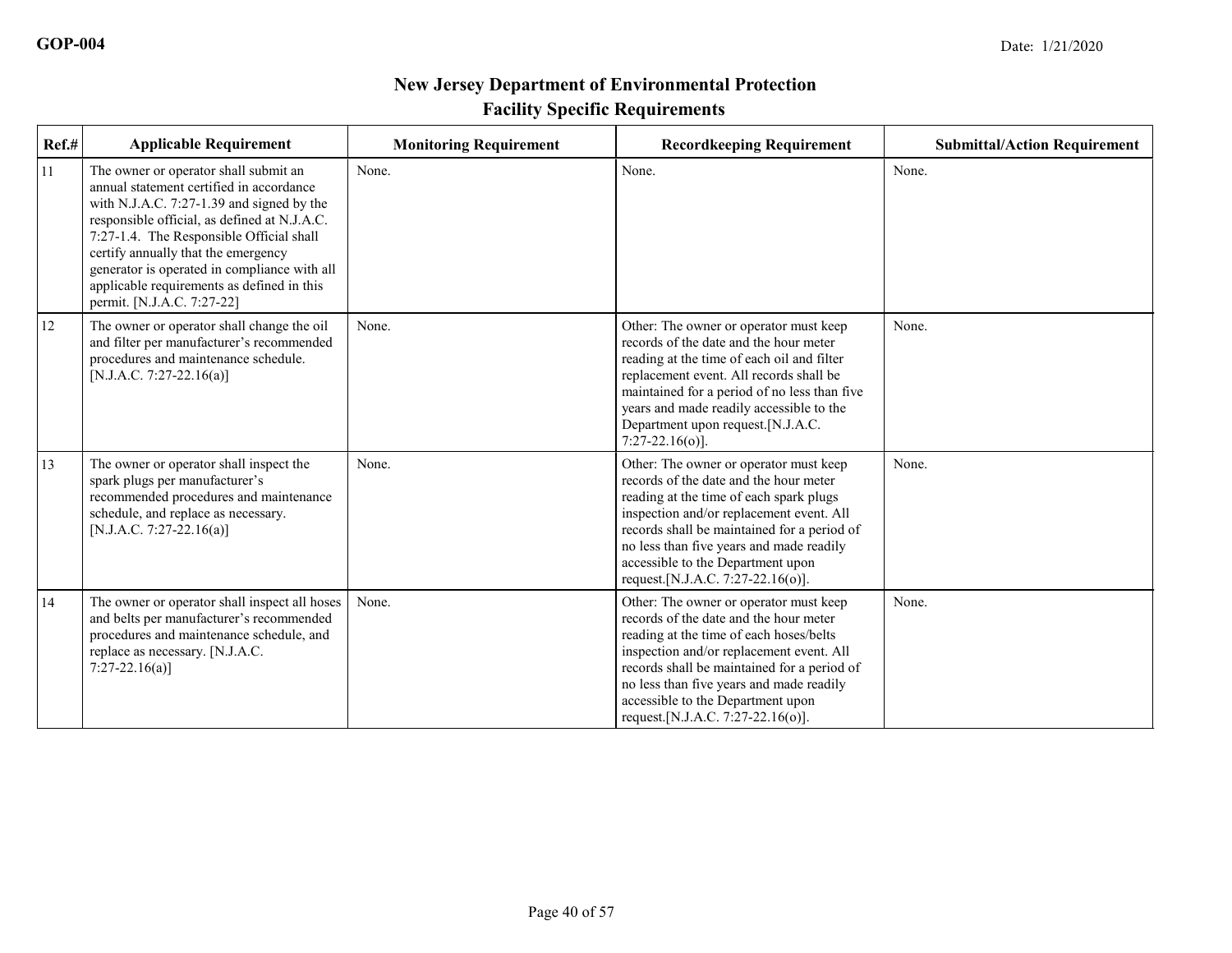# New Jersey Department of Environmental Protection
## Facility Specific Requirements

| Ref.# | Applicable Requirement | Monitoring Requirement | Recordkeeping Requirement | Submittal/Action Requirement |
|---|---|---|---|---|
| 11 | The owner or operator shall submit an annual statement certified in accordance with N.J.A.C. 7:27-1.39 and signed by the responsible official, as defined at N.J.A.C. 7:27-1.4. The Responsible Official shall certify annually that the emergency generator is operated in compliance with all applicable requirements as defined in this permit. [N.J.A.C. 7:27-22] | None. | None. | None. |
| 12 | The owner or operator shall change the oil and filter per manufacturer's recommended procedures and maintenance schedule. [N.J.A.C. 7:27-22.16(a)] | None. | Other: The owner or operator must keep records of the date and the hour meter reading at the time of each oil and filter replacement event. All records shall be maintained for a period of no less than five years and made readily accessible to the Department upon request.[N.J.A.C. 7:27-22.16(o)]. | None. |
| 13 | The owner or operator shall inspect the spark plugs per manufacturer's recommended procedures and maintenance schedule, and replace as necessary. [N.J.A.C. 7:27-22.16(a)] | None. | Other: The owner or operator must keep records of the date and the hour meter reading at the time of each spark plugs inspection and/or replacement event. All records shall be maintained for a period of no less than five years and made readily accessible to the Department upon request.[N.J.A.C. 7:27-22.16(o)]. | None. |
| 14 | The owner or operator shall inspect all hoses and belts per manufacturer's recommended procedures and maintenance schedule, and replace as necessary. [N.J.A.C. 7:27-22.16(a)] | None. | Other: The owner or operator must keep records of the date and the hour meter reading at the time of each hoses/belts inspection and/or replacement event. All records shall be maintained for a period of no less than five years and made readily accessible to the Department upon request.[N.J.A.C. 7:27-22.16(o)]. | None. |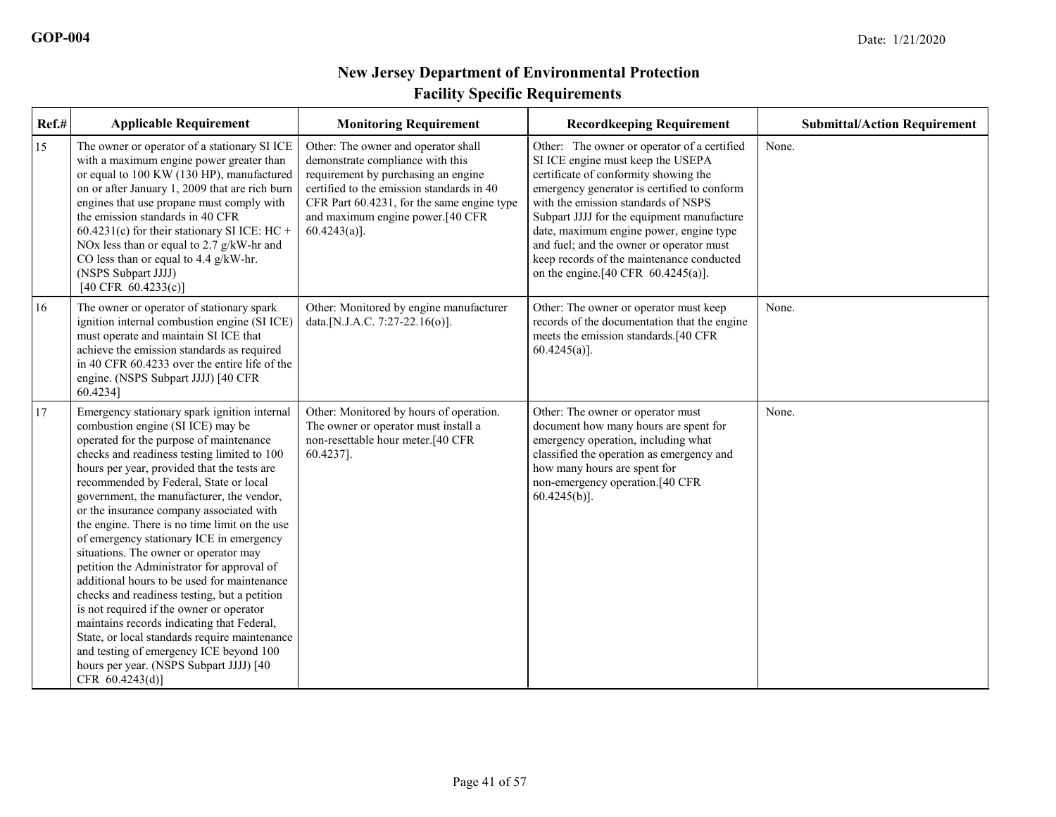# New Jersey Department of Environmental Protection
## Facility Specific Requirements

| Ref.# | Applicable Requirement | Monitoring Requirement | Recordkeeping Requirement | Submittal/Action Requirement |
|---|---|---|---|---|
| 15 | The owner or operator of a stationary SI ICE with a maximum engine power greater than or equal to 100 KW (130 HP), manufactured on or after January 1, 2009 that are rich burn engines that use propane must comply with the emission standards in 40 CFR 60.4231(c) for their stationary SI ICE: HC + NOx less than or equal to 2.7 g/kW-hr and CO less than or equal to 4.4 g/kW-hr. (NSPS Subpart JJJJ) [40 CFR 60.4233(c)] | Other: The owner and operator shall demonstrate compliance with this requirement by purchasing an engine certified to the emission standards in 40 CFR Part 60.4231, for the same engine type and maximum engine power.[40 CFR 60.4243(a)]. | Other: The owner or operator of a certified SI ICE engine must keep the USEPA certificate of conformity showing the emergency generator is certified to conform with the emission standards of NSPS Subpart JJJJ for the equipment manufacture date, maximum engine power, engine type and fuel; and the owner or operator must keep records of the maintenance conducted on the engine.[40 CFR 60.4245(a)]. | None. |
| 16 | The owner or operator of stationary spark ignition internal combustion engine (SI ICE) must operate and maintain SI ICE that achieve the emission standards as required in 40 CFR 60.4233 over the entire life of the engine. (NSPS Subpart JJJJ) [40 CFR 60.4234] | Other: Monitored by engine manufacturer data.[N.J.A.C. 7:27-22.16(o)]. | Other: The owner or operator must keep records of the documentation that the engine meets the emission standards.[40 CFR 60.4245(a)]. | None. |
| 17 | Emergency stationary spark ignition internal combustion engine (SI ICE) may be operated for the purpose of maintenance checks and readiness testing limited to 100 hours per year, provided that the tests are recommended by Federal, State or local government, the manufacturer, the vendor, or the insurance company associated with the engine. There is no time limit on the use of emergency stationary ICE in emergency situations. The owner or operator may petition the Administrator for approval of additional hours to be used for maintenance checks and readiness testing, but a petition is not required if the owner or operator maintains records indicating that Federal, State, or local standards require maintenance and testing of emergency ICE beyond 100 hours per year. (NSPS Subpart JJJJ) [40 CFR 60.4243(d)] | Other: Monitored by hours of operation. The owner or operator must install a non-resettable hour meter.[40 CFR 60.4237]. | Other: The owner or operator must document how many hours are spent for emergency operation, including what classified the operation as emergency and how many hours are spent for non-emergency operation.[40 CFR 60.4245(b)]. | None. |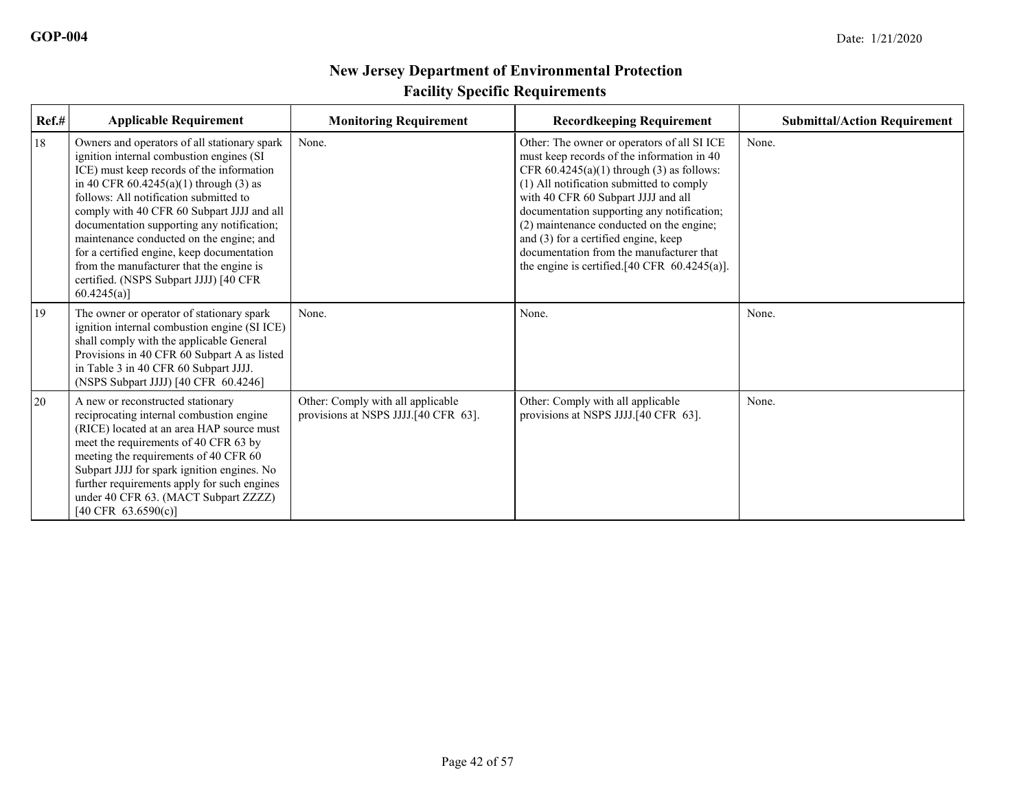## New Jersey Department of Environmental Protection
## Facility Specific Requirements

| Ref.# | Applicable Requirement | Monitoring Requirement | Recordkeeping Requirement | Submittal/Action Requirement |
|---|---|---|---|---|
| 18 | Owners and operators of all stationary spark ignition internal combustion engines (SI ICE) must keep records of the information in 40 CFR 60.4245(a)(1) through (3) as follows: All notification submitted to comply with 40 CFR 60 Subpart JJJJ and all documentation supporting any notification; maintenance conducted on the engine; and for a certified engine, keep documentation from the manufacturer that the engine is certified. (NSPS Subpart JJJJ) [40 CFR 60.4245(a)] | None. | Other: The owner or operators of all SI ICE must keep records of the information in 40 CFR 60.4245(a)(1) through (3) as follows: (1) All notification submitted to comply with 40 CFR 60 Subpart JJJJ and all documentation supporting any notification; (2) maintenance conducted on the engine; and (3) for a certified engine, keep documentation from the manufacturer that the engine is certified.[40 CFR 60.4245(a)]. | None. |
| 19 | The owner or operator of stationary spark ignition internal combustion engine (SI ICE) shall comply with the applicable General Provisions in 40 CFR 60 Subpart A as listed in Table 3 in 40 CFR 60 Subpart JJJJ. (NSPS Subpart JJJJ) [40 CFR 60.4246] | None. | None. | None. |
| 20 | A new or reconstructed stationary reciprocating internal combustion engine (RICE) located at an area HAP source must meet the requirements of 40 CFR 63 by meeting the requirements of 40 CFR 60 Subpart JJJJ for spark ignition engines. No further requirements apply for such engines under 40 CFR 63. (MACT Subpart ZZZZ) [40 CFR 63.6590(c)] | Other: Comply with all applicable provisions at NSPS JJJJ.[40 CFR 63]. | Other: Comply with all applicable provisions at NSPS JJJJ.[40 CFR 63]. | None. |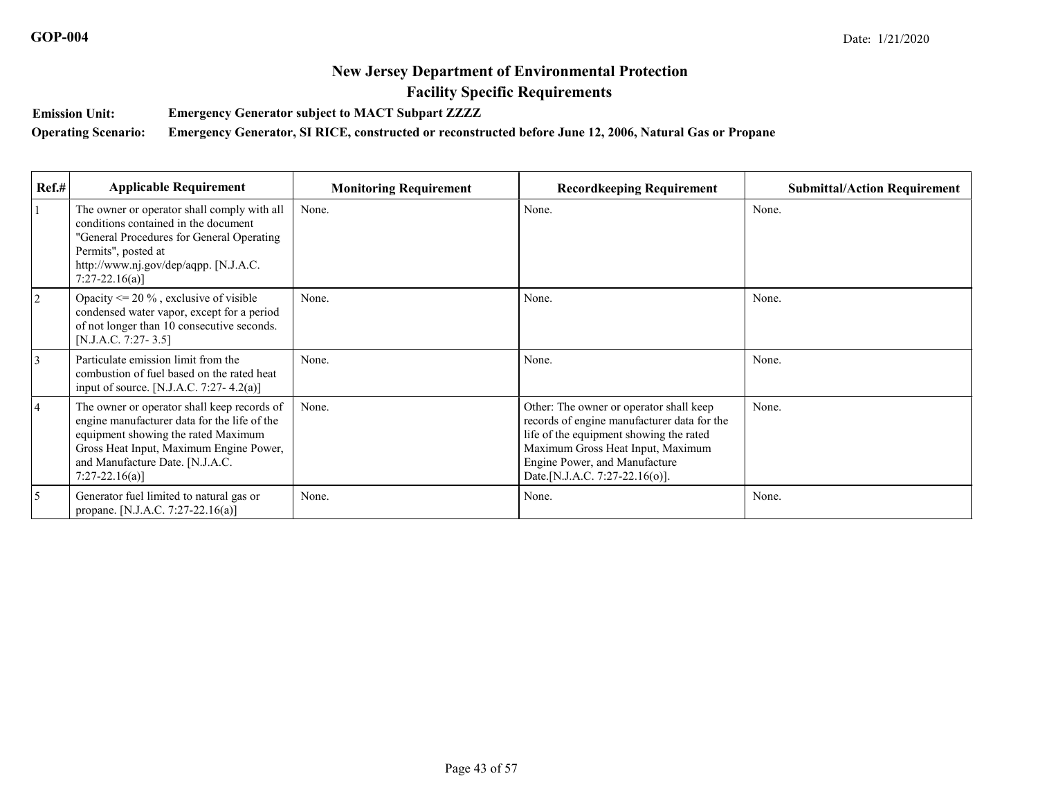**GOP-004** Date: 1/21/2020

# New Jersey Department of Environmental Protection

## Facility Specific Requirements

**Emission Unit:** **Emergency Generator subject to MACT Subpart ZZZZ**

**Operating Scenario:** **Emergency Generator, SI RICE, constructed or reconstructed before June 12, 2006, Natural Gas or Propane**

| Ref.# | Applicable Requirement | Monitoring Requirement | Recordkeeping Requirement | Submittal/Action Requirement |
|---|---|---|---|---|
| 1 | The owner or operator shall comply with all conditions contained in the document "General Procedures for General Operating Permits", posted at http://www.nj.gov/dep/aqpp. [N.J.A.C. 7:27-22.16(a)] | None. | None. | None. |
| 2 | Opacity <= 20 % , exclusive of visible condensed water vapor, except for a period of not longer than 10 consecutive seconds. [N.J.A.C. 7:27- 3.5] | None. | None. | None. |
| 3 | Particulate emission limit from the combustion of fuel based on the rated heat input of source. [N.J.A.C. 7:27- 4.2(a)] | None. | None. | None. |
| 4 | The owner or operator shall keep records of engine manufacturer data for the life of the equipment showing the rated Maximum Gross Heat Input, Maximum Engine Power, and Manufacture Date. [N.J.A.C. 7:27-22.16(a)] | None. | Other: The owner or operator shall keep records of engine manufacturer data for the life of the equipment showing the rated Maximum Gross Heat Input, Maximum Engine Power, and Manufacture Date.[N.J.A.C. 7:27-22.16(o)]. | None. |
| 5 | Generator fuel limited to natural gas or propane. [N.J.A.C. 7:27-22.16(a)] | None. | None. | None. |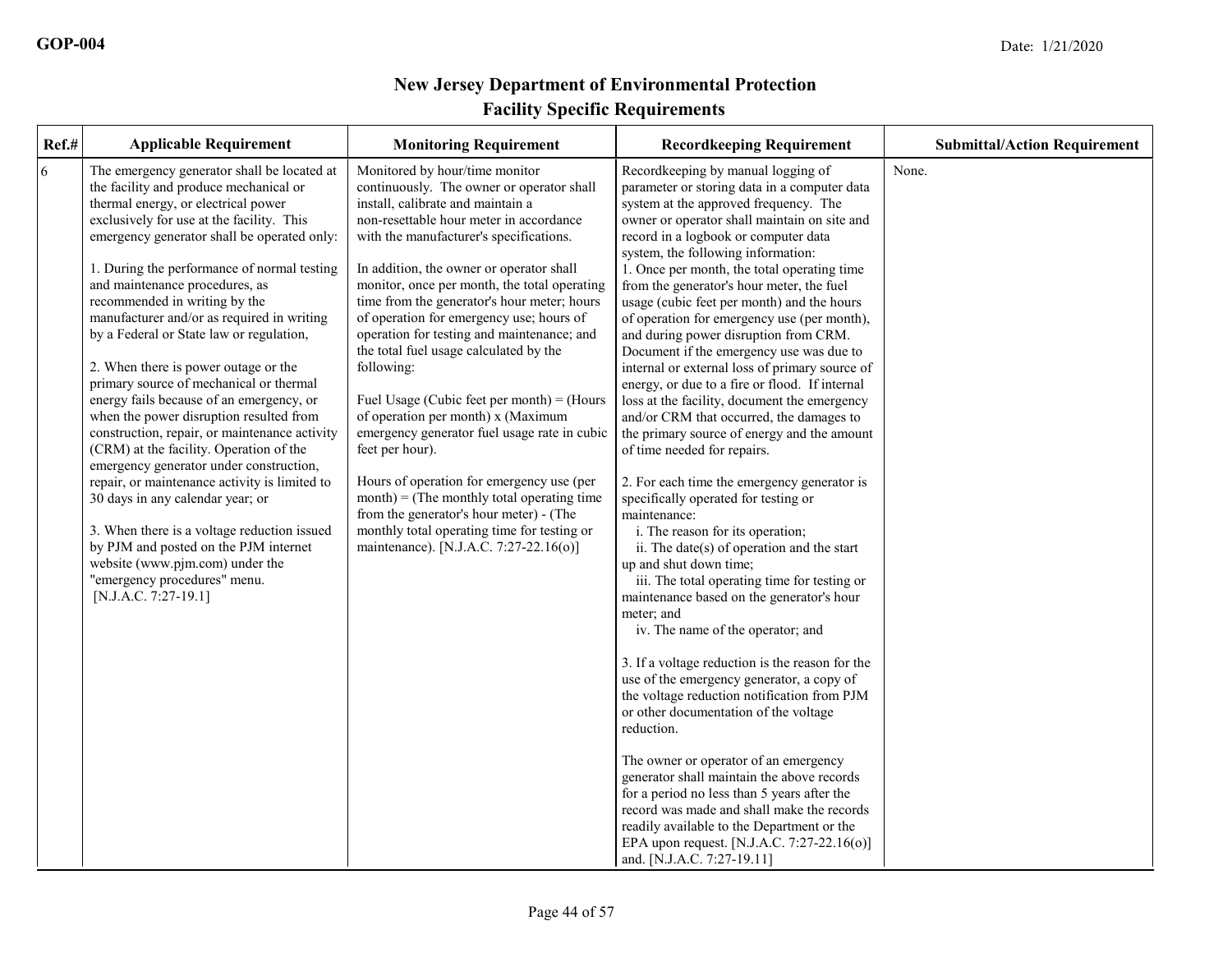# New Jersey Department of Environmental Protection
## Facility Specific Requirements

| Ref.# | Applicable Requirement | Monitoring Requirement | Recordkeeping Requirement | Submittal/Action Requirement |
|---|---|---|---|---|
| 6 | The emergency generator shall be located at the facility and produce mechanical or thermal energy, or electrical power exclusively for use at the facility. This emergency generator shall be operated only:<br><br>1. During the performance of normal testing and maintenance procedures, as recommended in writing by the manufacturer and/or as required in writing by a Federal or State law or regulation,<br><br>2. When there is power outage or the primary source of mechanical or thermal energy fails because of an emergency, or when the power disruption resulted from construction, repair, or maintenance activity (CRM) at the facility. Operation of the emergency generator under construction, repair, or maintenance activity is limited to 30 days in any calendar year; or<br><br>3. When there is a voltage reduction issued by PJM and posted on the PJM internet website (www.pjm.com) under the "emergency procedures" menu. [N.J.A.C. 7:27-19.1] | Monitored by hour/time monitor continuously. The owner or operator shall install, calibrate and maintain a non-resettable hour meter in accordance with the manufacturer's specifications.<br><br>In addition, the owner or operator shall monitor, once per month, the total operating time from the generator's hour meter; hours of operation for emergency use; hours of operation for testing and maintenance; and the total fuel usage calculated by the following:<br><br>Fuel Usage (Cubic feet per month) = (Hours of operation per month) x (Maximum emergency generator fuel usage rate in cubic feet per hour).<br><br>Hours of operation for emergency use (per month) = (The monthly total operating time from the generator's hour meter) - (The monthly total operating time for testing or maintenance). [N.J.A.C. 7:27-22.16(o)] | Recordkeeping by manual logging of parameter or storing data in a computer data system at the approved frequency. The owner or operator shall maintain on site and record in a logbook or computer data system, the following information:<br>1. Once per month, the total operating time from the generator's hour meter, the fuel usage (cubic feet per month) and the hours of operation for emergency use (per month), and during power disruption from CRM. Document if the emergency use was due to internal or external loss of primary source of energy, or due to a fire or flood. If internal loss at the facility, document the emergency and/or CRM that occurred, the damages to the primary source of energy and the amount of time needed for repairs.<br><br>2. For each time the emergency generator is specifically operated for testing or maintenance:<br>i. The reason for its operation;<br>ii. The date(s) of operation and the start up and shut down time;<br>iii. The total operating time for testing or maintenance based on the generator's hour meter; and<br>iv. The name of the operator; and<br><br>3. If a voltage reduction is the reason for the use of the emergency generator, a copy of the voltage reduction notification from PJM or other documentation of the voltage reduction.<br><br>The owner or operator of an emergency generator shall maintain the above records for a period no less than 5 years after the record was made and shall make the records readily available to the Department or the EPA upon request. [N.J.A.C. 7:27-22.16(o)] and. [N.J.A.C. 7:27-19.11] | None. |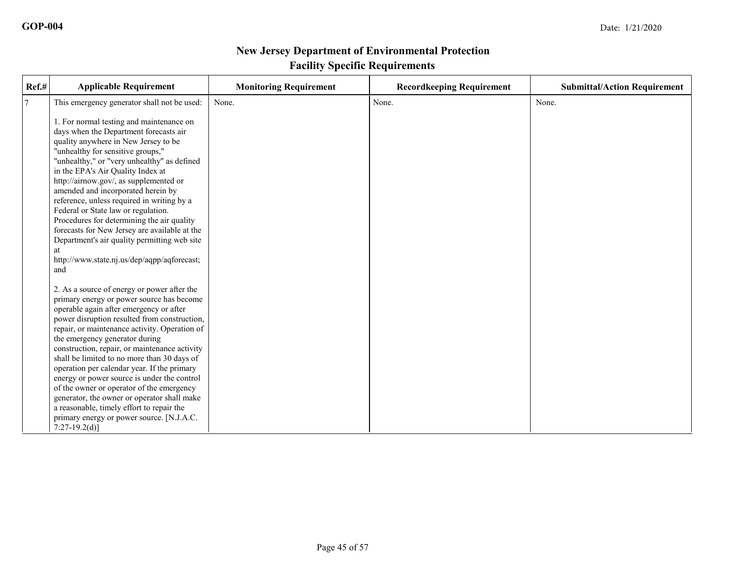# New Jersey Department of Environmental Protection
## Facility Specific Requirements

| Ref.# | Applicable Requirement | Monitoring Requirement | Recordkeeping Requirement | Submittal/Action Requirement |
|---|---|---|---|---|
| 7 | This emergency generator shall not be used:<br><br>1. For normal testing and maintenance on days when the Department forecasts air quality anywhere in New Jersey to be "unhealthy for sensitive groups," "unhealthy," or "very unhealthy" as defined in the EPA's Air Quality Index at http://airnow.gov/, as supplemented or amended and incorporated herein by reference, unless required in writing by a Federal or State law or regulation. Procedures for determining the air quality forecasts for New Jersey are available at the Department's air quality permitting web site at http://www.state.nj.us/dep/aqpp/aqforecast; and<br><br>2. As a source of energy or power after the primary energy or power source has become operable again after emergency or after power disruption resulted from construction, repair, or maintenance activity. Operation of the emergency generator during construction, repair, or maintenance activity shall be limited to no more than 30 days of operation per calendar year. If the primary energy or power source is under the control of the owner or operator of the emergency generator, the owner or operator shall make a reasonable, timely effort to repair the primary energy or power source. [N.J.A.C. 7:27-19.2(d)] | None. | None. | None. |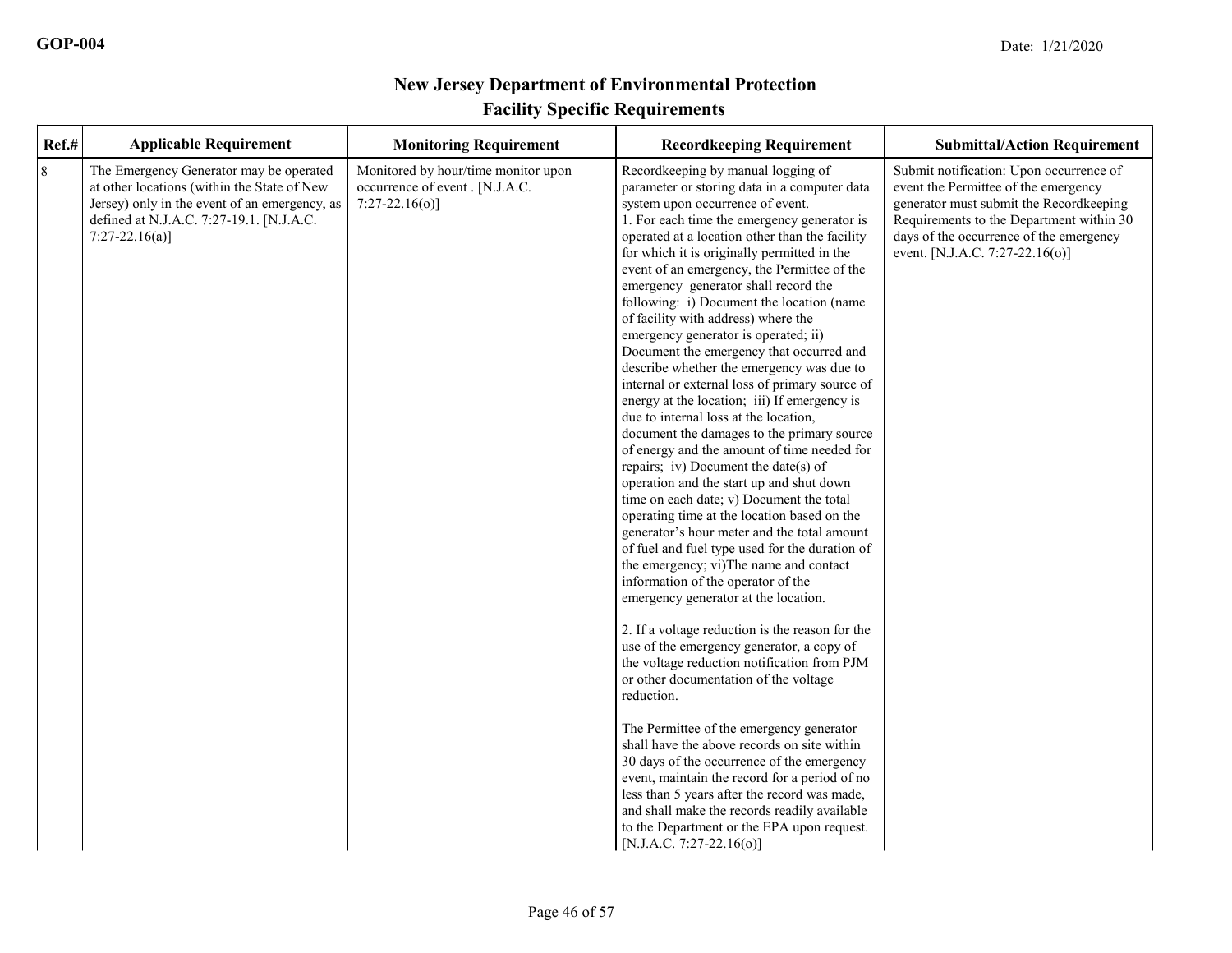## New Jersey Department of Environmental Protection
## Facility Specific Requirements

| Ref.# | Applicable Requirement | Monitoring Requirement | Recordkeeping Requirement | Submittal/Action Requirement |
|---|---|---|---|---|
| 8 | The Emergency Generator may be operated at other locations (within the State of New Jersey) only in the event of an emergency, as defined at N.J.A.C. 7:27-19.1. [N.J.A.C. 7:27-22.16(a)] | Monitored by hour/time monitor upon occurrence of event . [N.J.A.C. 7:27-22.16(o)] | Recordkeeping by manual logging of parameter or storing data in a computer data system upon occurrence of event.<br>1. For each time the emergency generator is operated at a location other than the facility for which it is originally permitted in the event of an emergency, the Permittee of the emergency generator shall record the following: i) Document the location (name of facility with address) where the emergency generator is operated; ii) Document the emergency that occurred and describe whether the emergency was due to internal or external loss of primary source of energy at the location; iii) If emergency is due to internal loss at the location, document the damages to the primary source of energy and the amount of time needed for repairs; iv) Document the date(s) of operation and the start up and shut down time on each date; v) Document the total operating time at the location based on the generator's hour meter and the total amount of fuel and fuel type used for the duration of the emergency; vi)The name and contact information of the operator of the emergency generator at the location.<br><br>2. If a voltage reduction is the reason for the use of the emergency generator, a copy of the voltage reduction notification from PJM or other documentation of the voltage reduction.<br><br>The Permittee of the emergency generator shall have the above records on site within 30 days of the occurrence of the emergency event, maintain the record for a period of no less than 5 years after the record was made, and shall make the records readily available to the Department or the EPA upon request. [N.J.A.C. 7:27-22.16(o)] | Submit notification: Upon occurrence of event the Permittee of the emergency generator must submit the Recordkeeping Requirements to the Department within 30 days of the occurrence of the emergency event. [N.J.A.C. 7:27-22.16(o)] |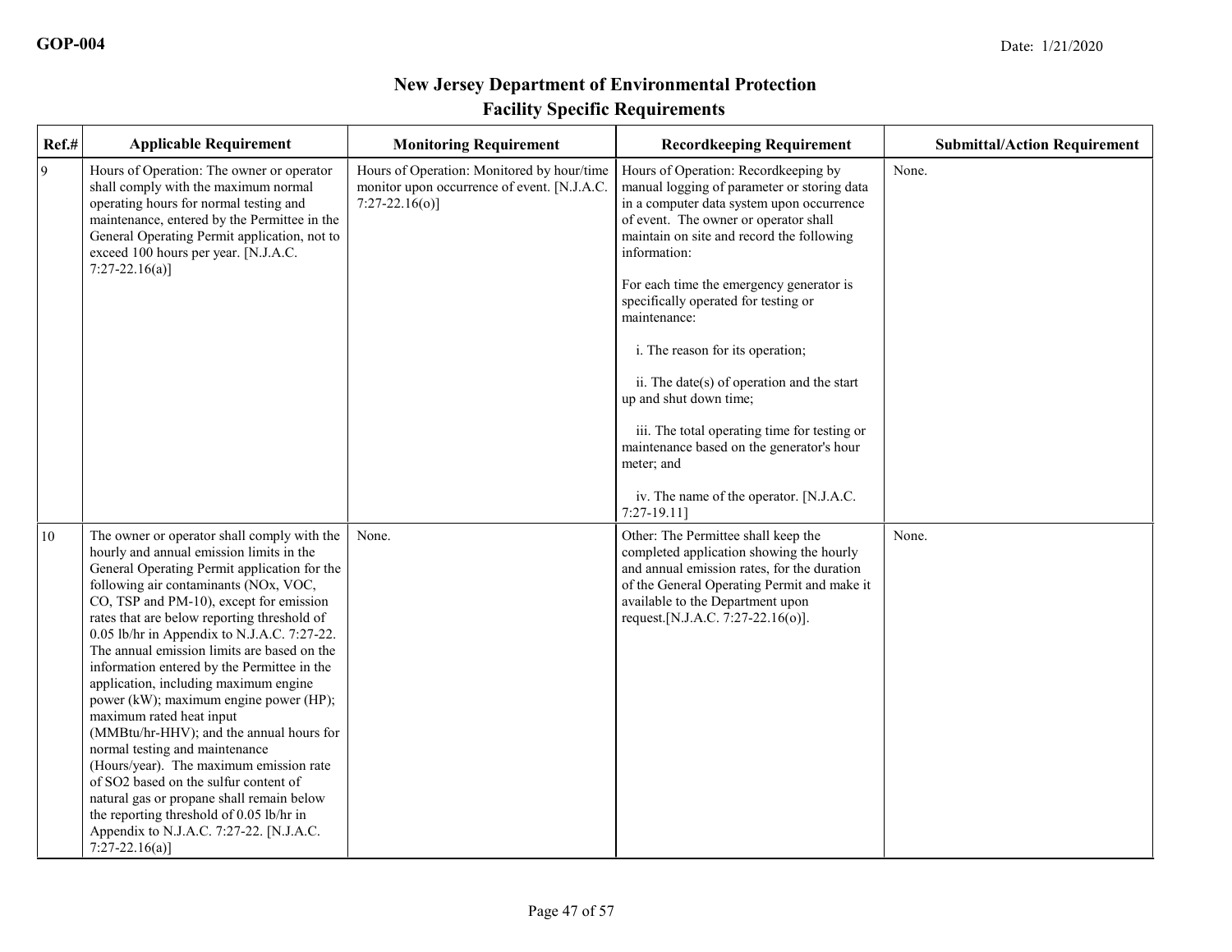## New Jersey Department of Environmental Protection
## Facility Specific Requirements

| Ref.# | Applicable Requirement | Monitoring Requirement | Recordkeeping Requirement | Submittal/Action Requirement |
|---|---|---|---|---|
| 9 | Hours of Operation: The owner or operator shall comply with the maximum normal operating hours for normal testing and maintenance, entered by the Permittee in the General Operating Permit application, not to exceed 100 hours per year. [N.J.A.C. 7:27-22.16(a)] | Hours of Operation: Monitored by hour/time monitor upon occurrence of event. [N.J.A.C. 7:27-22.16(o)] | Hours of Operation: Recordkeeping by manual logging of parameter or storing data in a computer data system upon occurrence of event. The owner or operator shall maintain on site and record the following information:<br><br>For each time the emergency generator is specifically operated for testing or maintenance:<br><br>i. The reason for its operation;<br><br>ii. The date(s) of operation and the start up and shut down time;<br><br>iii. The total operating time for testing or maintenance based on the generator's hour meter; and<br><br>iv. The name of the operator. [N.J.A.C. 7:27-19.11] | None. |
| 10 | The owner or operator shall comply with the hourly and annual emission limits in the General Operating Permit application for the following air contaminants (NOx, VOC, CO, TSP and PM-10), except for emission rates that are below reporting threshold of 0.05 lb/hr in Appendix to N.J.A.C. 7:27-22. The annual emission limits are based on the information entered by the Permittee in the application, including maximum engine power (kW); maximum engine power (HP); maximum rated heat input (MMBtu/hr-HHV); and the annual hours for normal testing and maintenance (Hours/year). The maximum emission rate of $SO_2$ based on the sulfur content of natural gas or propane shall remain below the reporting threshold of 0.05 lb/hr in Appendix to N.J.A.C. 7:27-22. [N.J.A.C. 7:27-22.16(a)] | None. | Other: The Permittee shall keep the completed application showing the hourly and annual emission rates, for the duration of the General Operating Permit and make it available to the Department upon request.[N.J.A.C. 7:27-22.16(o)]. | None. |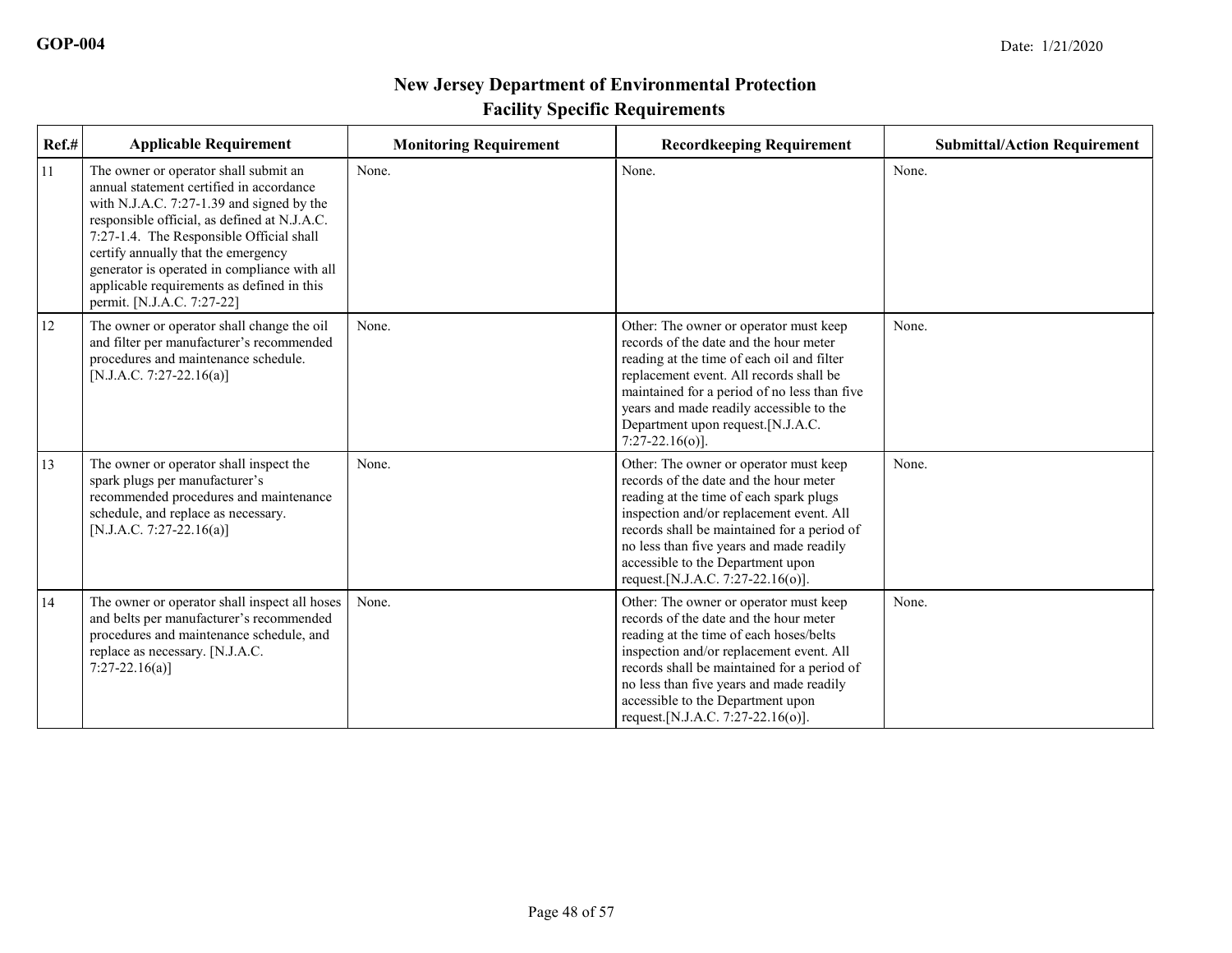## New Jersey Department of Environmental Protection
## Facility Specific Requirements

| Ref.# | Applicable Requirement | Monitoring Requirement | Recordkeeping Requirement | Submittal/Action Requirement |
|---|---|---|---|---|
| 11 | The owner or operator shall submit an annual statement certified in accordance with N.J.A.C. 7:27-1.39 and signed by the responsible official, as defined at N.J.A.C. 7:27-1.4. The Responsible Official shall certify annually that the emergency generator is operated in compliance with all applicable requirements as defined in this permit. [N.J.A.C. 7:27-22] | None. | None. | None. |
| 12 | The owner or operator shall change the oil and filter per manufacturer's recommended procedures and maintenance schedule. [N.J.A.C. 7:27-22.16(a)] | None. | Other: The owner or operator must keep records of the date and the hour meter reading at the time of each oil and filter replacement event. All records shall be maintained for a period of no less than five years and made readily accessible to the Department upon request.[N.J.A.C. 7:27-22.16(o)]. | None. |
| 13 | The owner or operator shall inspect the spark plugs per manufacturer's recommended procedures and maintenance schedule, and replace as necessary. [N.J.A.C. 7:27-22.16(a)] | None. | Other: The owner or operator must keep records of the date and the hour meter reading at the time of each spark plugs inspection and/or replacement event. All records shall be maintained for a period of no less than five years and made readily accessible to the Department upon request.[N.J.A.C. 7:27-22.16(o)]. | None. |
| 14 | The owner or operator shall inspect all hoses and belts per manufacturer's recommended procedures and maintenance schedule, and replace as necessary. [N.J.A.C. 7:27-22.16(a)] | None. | Other: The owner or operator must keep records of the date and the hour meter reading at the time of each hoses/belts inspection and/or replacement event. All records shall be maintained for a period of no less than five years and made readily accessible to the Department upon request.[N.J.A.C. 7:27-22.16(o)]. | None. |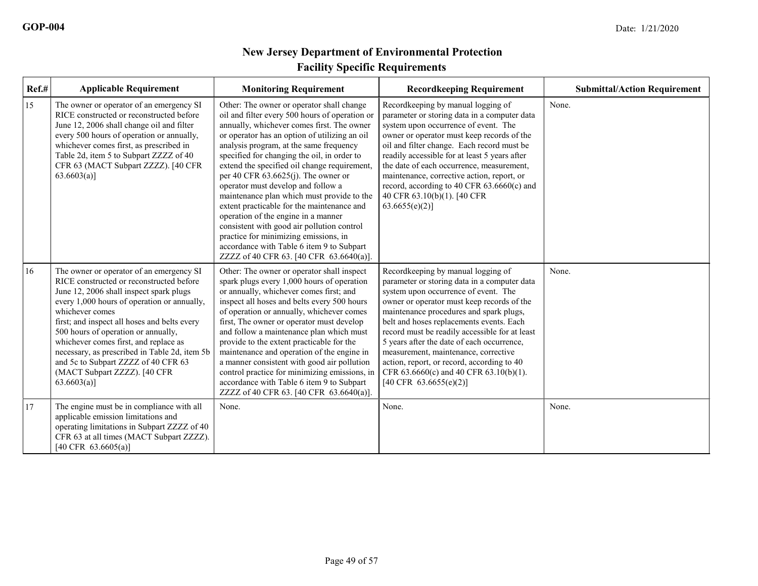## New Jersey Department of Environmental Protection
## Facility Specific Requirements

| Ref.# | Applicable Requirement | Monitoring Requirement | Recordkeeping Requirement | Submittal/Action Requirement |
|---|---|---|---|---|
| 15 | The owner or operator of an emergency SI RICE constructed or reconstructed before June 12, 2006 shall change oil and filter every 500 hours of operation or annually, whichever comes first, as prescribed in Table 2d, item 5 to Subpart ZZZZ of 40 CFR 63 (MACT Subpart ZZZZ). [40 CFR 63.6603(a)] | Other: The owner or operator shall change oil and filter every 500 hours of operation or annually, whichever comes first. The owner or operator has an option of utilizing an oil analysis program, at the same frequency specified for changing the oil, in order to extend the specified oil change requirement, per 40 CFR 63.6625(j). The owner or operator must develop and follow a maintenance plan which must provide to the extent practicable for the maintenance and operation of the engine in a manner consistent with good air pollution control practice for minimizing emissions, in accordance with Table 6 item 9 to Subpart ZZZZ of 40 CFR 63. [40 CFR 63.6640(a)]. | Recordkeeping by manual logging of parameter or storing data in a computer data system upon occurrence of event. The owner or operator must keep records of the oil and filter change. Each record must be readily accessible for at least 5 years after the date of each occurrence, measurement, maintenance, corrective action, report, or record, according to 40 CFR 63.6660(c) and 40 CFR 63.10(b)(1). [40 CFR 63.6655(e)(2)] | None. |
| 16 | The owner or operator of an emergency SI RICE constructed or reconstructed before June 12, 2006 shall inspect spark plugs every 1,000 hours of operation or annually, whichever comes first; and inspect all hoses and belts every 500 hours of operation or annually, whichever comes first, and replace as necessary, as prescribed in Table 2d, item 5b and 5c to Subpart ZZZZ of 40 CFR 63 (MACT Subpart ZZZZ). [40 CFR 63.6603(a)] | Other: The owner or operator shall inspect spark plugs every 1,000 hours of operation or annually, whichever comes first; and inspect all hoses and belts every 500 hours of operation or annually, whichever comes first, The owner or operator must develop and follow a maintenance plan which must provide to the extent practicable for the maintenance and operation of the engine in a manner consistent with good air pollution control practice for minimizing emissions, in accordance with Table 6 item 9 to Subpart ZZZZ of 40 CFR 63. [40 CFR 63.6640(a)]. | Recordkeeping by manual logging of parameter or storing data in a computer data system upon occurrence of event. The owner or operator must keep records of the maintenance procedures and spark plugs, belt and hoses replacements events. Each record must be readily accessible for at least 5 years after the date of each occurrence, measurement, maintenance, corrective action, report, or record, according to 40 CFR 63.6660(c) and 40 CFR 63.10(b)(1). [40 CFR 63.6655(e)(2)] | None. |
| 17 | The engine must be in compliance with all applicable emission limitations and operating limitations in Subpart ZZZZ of 40 CFR 63 at all times (MACT Subpart ZZZZ). [40 CFR 63.6605(a)] | None. | None. | None. |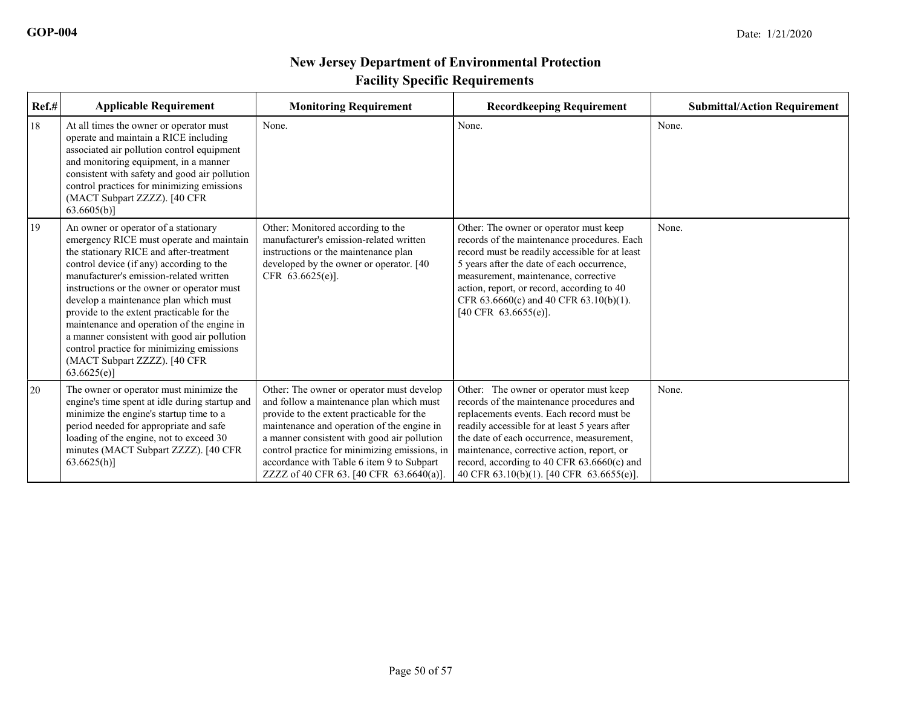# New Jersey Department of Environmental Protection

## Facility Specific Requirements

| Ref.# | Applicable Requirement | Monitoring Requirement | Recordkeeping Requirement | Submittal/Action Requirement |
|---|---|---|---|---|
| 18 | At all times the owner or operator must operate and maintain a RICE including associated air pollution control equipment and monitoring equipment, in a manner consistent with safety and good air pollution control practices for minimizing emissions (MACT Subpart ZZZZ). [40 CFR 63.6605(b)] | None. | None. | None. |
| 19 | An owner or operator of a stationary emergency RICE must operate and maintain the stationary RICE and after-treatment control device (if any) according to the manufacturer's emission-related written instructions or the owner or operator must develop a maintenance plan which must provide to the extent practicable for the maintenance and operation of the engine in a manner consistent with good air pollution control practice for minimizing emissions (MACT Subpart ZZZZ). [40 CFR 63.6625(e)] | Other: Monitored according to the manufacturer's emission-related written instructions or the maintenance plan developed by the owner or operator. [40 CFR 63.6625(e)]. | Other: The owner or operator must keep records of the maintenance procedures. Each record must be readily accessible for at least 5 years after the date of each occurrence, measurement, maintenance, corrective action, report, or record, according to 40 CFR 63.6660(c) and 40 CFR 63.10(b)(1). [40 CFR 63.6655(e)]. | None. |
| 20 | The owner or operator must minimize the engine's time spent at idle during startup and minimize the engine's startup time to a period needed for appropriate and safe loading of the engine, not to exceed 30 minutes (MACT Subpart ZZZZ). [40 CFR 63.6625(h)] | Other: The owner or operator must develop and follow a maintenance plan which must provide to the extent practicable for the maintenance and operation of the engine in a manner consistent with good air pollution control practice for minimizing emissions, in accordance with Table 6 item 9 to Subpart ZZZZ of 40 CFR 63. [40 CFR 63.6640(a)]. | Other: The owner or operator must keep records of the maintenance procedures and replacements events. Each record must be readily accessible for at least 5 years after the date of each occurrence, measurement, maintenance, corrective action, report, or record, according to 40 CFR 63.6660(c) and 40 CFR 63.10(b)(1). [40 CFR 63.6655(e)]. | None. |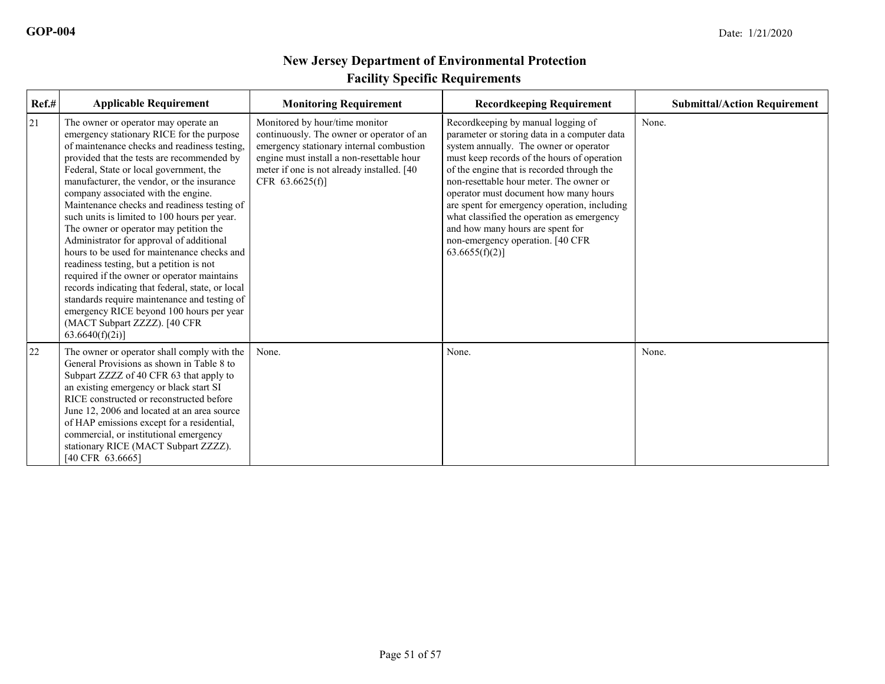## New Jersey Department of Environmental Protection
## Facility Specific Requirements

| Ref.# | Applicable Requirement | Monitoring Requirement | Recordkeeping Requirement | Submittal/Action Requirement |
|---|---|---|---|---|
| 21 | The owner or operator may operate an emergency stationary RICE for the purpose of maintenance checks and readiness testing, provided that the tests are recommended by Federal, State or local government, the manufacturer, the vendor, or the insurance company associated with the engine. Maintenance checks and readiness testing of such units is limited to 100 hours per year. The owner or operator may petition the Administrator for approval of additional hours to be used for maintenance checks and readiness testing, but a petition is not required if the owner or operator maintains records indicating that federal, state, or local standards require maintenance and testing of emergency RICE beyond 100 hours per year (MACT Subpart ZZZZ). [40 CFR 63.6640(f)(2i)] | Monitored by hour/time monitor continuously. The owner or operator of an emergency stationary internal combustion engine must install a non-resettable hour meter if one is not already installed. [40 CFR 63.6625(f)] | Recordkeeping by manual logging of parameter or storing data in a computer data system annually. The owner or operator must keep records of the hours of operation of the engine that is recorded through the non-resettable hour meter. The owner or operator must document how many hours are spent for emergency operation, including what classified the operation as emergency and how many hours are spent for non-emergency operation. [40 CFR 63.6655(f)(2)] | None. |
| 22 | The owner or operator shall comply with the General Provisions as shown in Table 8 to Subpart ZZZZ of 40 CFR 63 that apply to an existing emergency or black start SI RICE constructed or reconstructed before June 12, 2006 and located at an area source of HAP emissions except for a residential, commercial, or institutional emergency stationary RICE (MACT Subpart ZZZZ). [40 CFR 63.6665] | None. | None. | None. |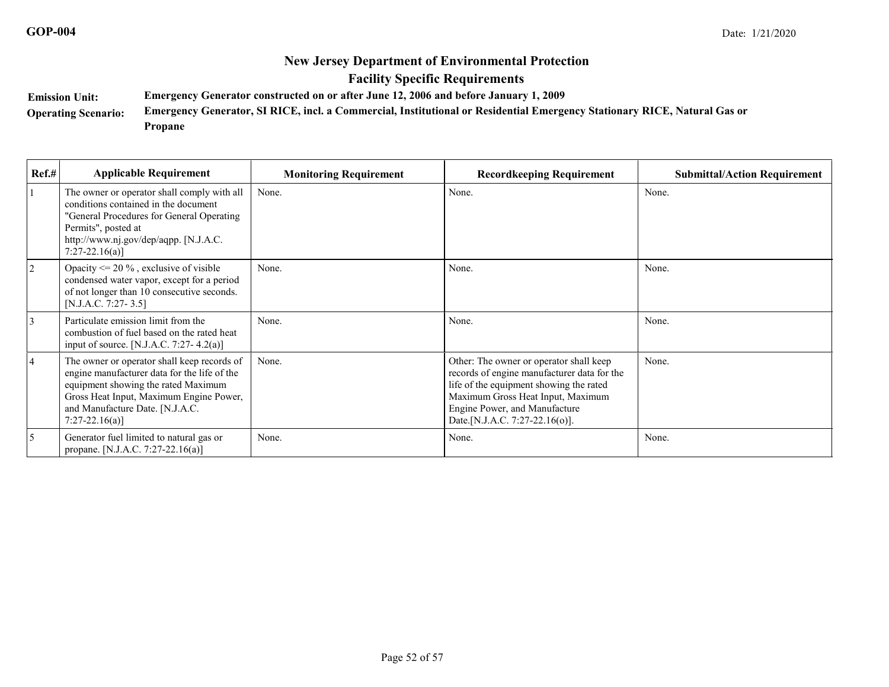**GOP-004**

Date: 1/21/2020

# New Jersey Department of Environmental Protection
## Facility Specific Requirements

**Emission Unit:** **Emergency Generator constructed on or after June 12, 2006 and before January 1, 2009**

**Operating Scenario:** **Emergency Generator, SI RICE, incl. a Commercial, Institutional or Residential Emergency Stationary RICE, Natural Gas or Propane**

| Ref.# | Applicable Requirement | Monitoring Requirement | Recordkeeping Requirement | Submittal/Action Requirement |
|---|---|---|---|---|
| 1 | The owner or operator shall comply with all conditions contained in the document "General Procedures for General Operating Permits", posted at http://www.nj.gov/dep/aqpp. [N.J.A.C. 7:27-22.16(a)] | None. | None. | None. |
| 2 | Opacity <= 20 % , exclusive of visible condensed water vapor, except for a period of not longer than 10 consecutive seconds. [N.J.A.C. 7:27- 3.5] | None. | None. | None. |
| 3 | Particulate emission limit from the combustion of fuel based on the rated heat input of source. [N.J.A.C. 7:27- 4.2(a)] | None. | None. | None. |
| 4 | The owner or operator shall keep records of engine manufacturer data for the life of the equipment showing the rated Maximum Gross Heat Input, Maximum Engine Power, and Manufacture Date. [N.J.A.C. 7:27-22.16(a)] | None. | Other: The owner or operator shall keep records of engine manufacturer data for the life of the equipment showing the rated Maximum Gross Heat Input, Maximum Engine Power, and Manufacture Date.[N.J.A.C. 7:27-22.16(o)]. | None. |
| 5 | Generator fuel limited to natural gas or propane. [N.J.A.C. 7:27-22.16(a)] | None. | None. | None. |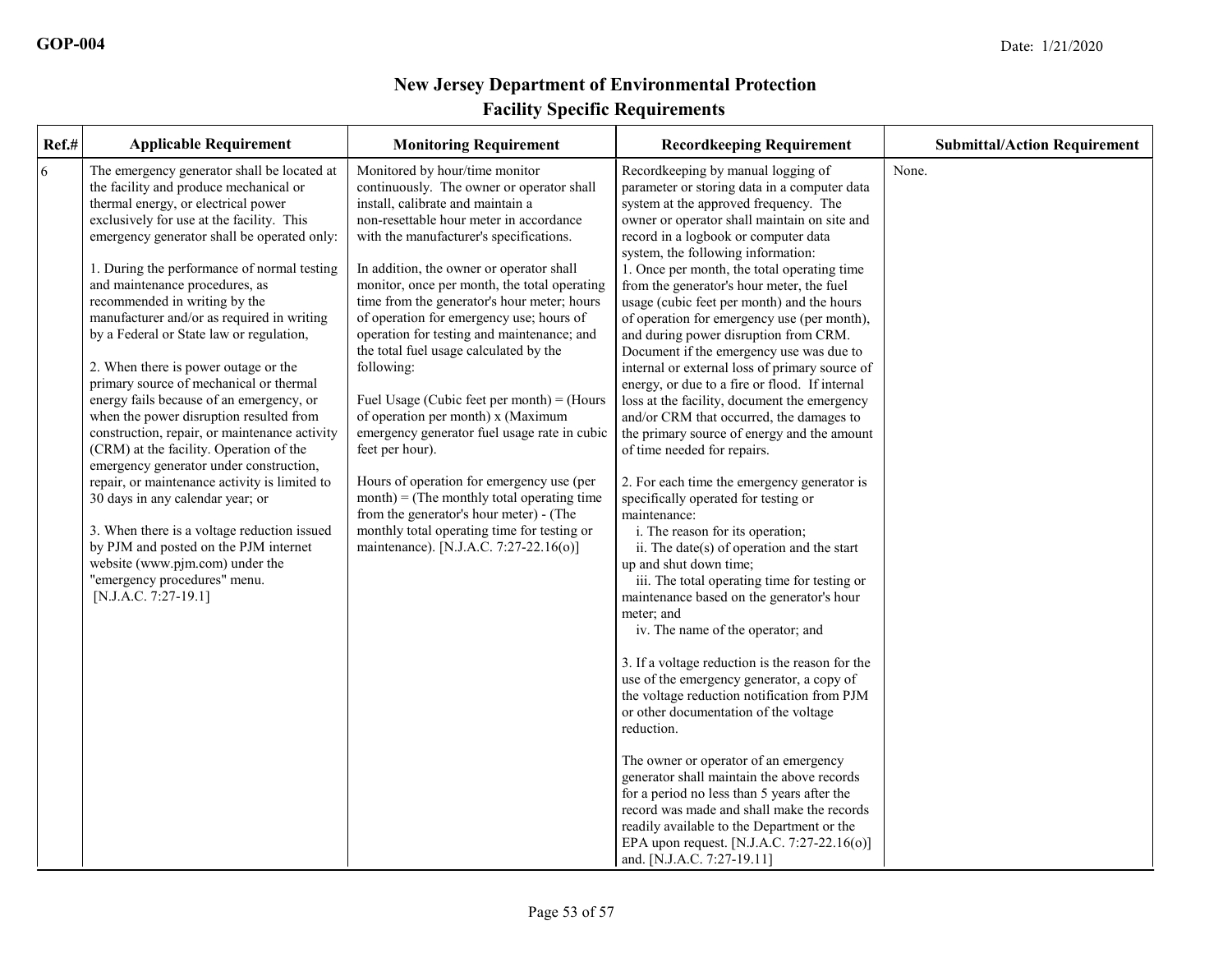# New Jersey Department of Environmental Protection
## Facility Specific Requirements

| Ref.# | Applicable Requirement | Monitoring Requirement | Recordkeeping Requirement | Submittal/Action Requirement |
|---|---|---|---|---|
| 6 | The emergency generator shall be located at the facility and produce mechanical or thermal energy, or electrical power exclusively for use at the facility. This emergency generator shall be operated only:<br><br>1. During the performance of normal testing and maintenance procedures, as recommended in writing by the manufacturer and/or as required in writing by a Federal or State law or regulation,<br><br>2. When there is power outage or the primary source of mechanical or thermal energy fails because of an emergency, or when the power disruption resulted from construction, repair, or maintenance activity (CRM) at the facility. Operation of the emergency generator under construction, repair, or maintenance activity is limited to 30 days in any calendar year; or<br><br>3. When there is a voltage reduction issued by PJM and posted on the PJM internet website (www.pjm.com) under the "emergency procedures" menu. [N.J.A.C. 7:27-19.1] | Monitored by hour/time monitor continuously. The owner or operator shall install, calibrate and maintain a non-resettable hour meter in accordance with the manufacturer's specifications.<br><br>In addition, the owner or operator shall monitor, once per month, the total operating time from the generator's hour meter; hours of operation for emergency use; hours of operation for testing and maintenance; and the total fuel usage calculated by the following:<br><br>Fuel Usage (Cubic feet per month) = (Hours of operation per month) x (Maximum emergency generator fuel usage rate in cubic feet per hour).<br><br>Hours of operation for emergency use (per month) = (The monthly total operating time from the generator's hour meter) - (The monthly total operating time for testing or maintenance). [N.J.A.C. 7:27-22.16(o)] | Recordkeeping by manual logging of parameter or storing data in a computer data system at the approved frequency. The owner or operator shall maintain on site and record in a logbook or computer data system, the following information:<br>1. Once per month, the total operating time from the generator's hour meter, the fuel usage (cubic feet per month) and the hours of operation for emergency use (per month), and during power disruption from CRM. Document if the emergency use was due to internal or external loss of primary source of energy, or due to a fire or flood. If internal loss at the facility, document the emergency and/or CRM that occurred, the damages to the primary source of energy and the amount of time needed for repairs.<br><br>2. For each time the emergency generator is specifically operated for testing or maintenance:<br>i. The reason for its operation;<br>ii. The date(s) of operation and the start up and shut down time;<br>iii. The total operating time for testing or maintenance based on the generator's hour meter; and<br>iv. The name of the operator; and<br><br>3. If a voltage reduction is the reason for the use of the emergency generator, a copy of the voltage reduction notification from PJM or other documentation of the voltage reduction.<br><br>The owner or operator of an emergency generator shall maintain the above records for a period no less than 5 years after the record was made and shall make the records readily available to the Department or the EPA upon request. [N.J.A.C. 7:27-22.16(o)] and. [N.J.A.C. 7:27-19.11] | None. |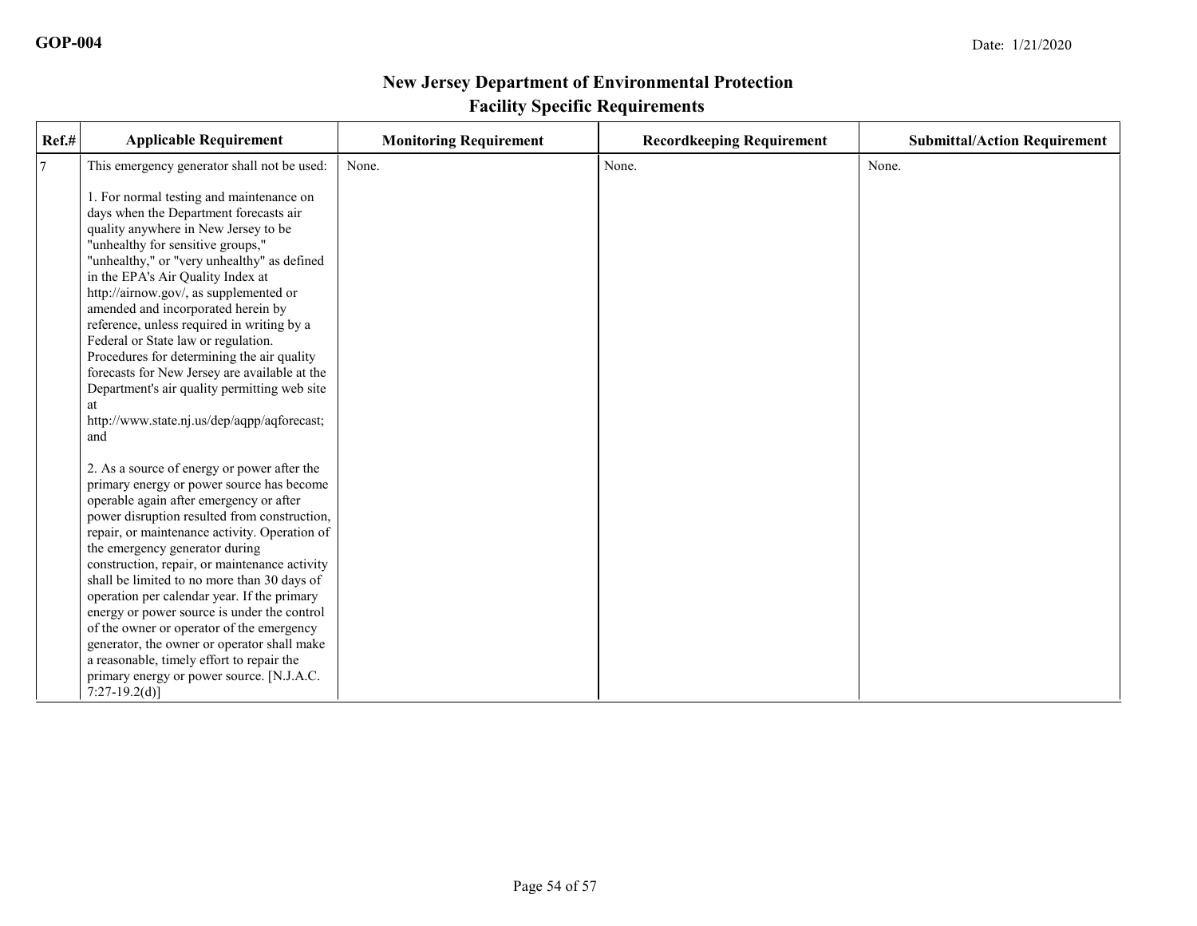GOP-004

Date: 1/21/2020

# New Jersey Department of Environmental Protection
## Facility Specific Requirements

| Ref.# | Applicable Requirement | Monitoring Requirement | Recordkeeping Requirement | Submittal/Action Requirement |
|---|---|---|---|---|
| 7 | This emergency generator shall not be used:<br><br>1. For normal testing and maintenance on days when the Department forecasts air quality anywhere in New Jersey to be "unhealthy for sensitive groups," "unhealthy," or "very unhealthy" as defined in the EPA's Air Quality Index at http://airnow.gov/, as supplemented or amended and incorporated herein by reference, unless required in writing by a Federal or State law or regulation. Procedures for determining the air quality forecasts for New Jersey are available at the Department's air quality permitting web site at http://www.state.nj.us/dep/aqpp/aqforecast; and<br><br>2. As a source of energy or power after the primary energy or power source has become operable again after emergency or after power disruption resulted from construction, repair, or maintenance activity. Operation of the emergency generator during construction, repair, or maintenance activity shall be limited to no more than 30 days of operation per calendar year. If the primary energy or power source is under the control of the owner or operator of the emergency generator, the owner or operator shall make a reasonable, timely effort to repair the primary energy or power source. [N.J.A.C. 7:27-19.2(d)] | None. | None. | None. |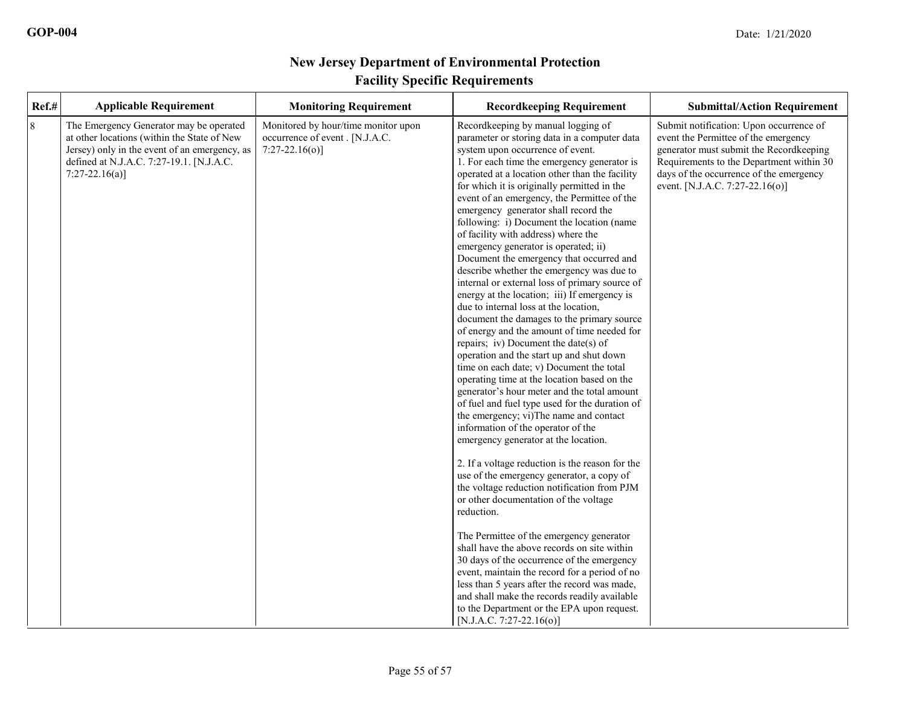**GOP-004**

Date: 1/21/2020

## New Jersey Department of Environmental Protection
## Facility Specific Requirements

| Ref.# | Applicable Requirement | Monitoring Requirement | Recordkeeping Requirement | Submittal/Action Requirement |
|---|---|---|---|---|
| 8 | The Emergency Generator may be operated at other locations (within the State of New Jersey) only in the event of an emergency, as defined at N.J.A.C. 7:27-19.1. [N.J.A.C. 7:27-22.16(a)] | Monitored by hour/time monitor upon occurrence of event . [N.J.A.C. 7:27-22.16(o)] | Recordkeeping by manual logging of parameter or storing data in a computer data system upon occurrence of event.<br>1. For each time the emergency generator is operated at a location other than the facility for which it is originally permitted in the event of an emergency, the Permittee of the emergency generator shall record the following: i) Document the location (name of facility with address) where the emergency generator is operated; ii) Document the emergency that occurred and describe whether the emergency was due to internal or external loss of primary source of energy at the location; iii) If emergency is due to internal loss at the location, document the damages to the primary source of energy and the amount of time needed for repairs; iv) Document the date(s) of operation and the start up and shut down time on each date; v) Document the total operating time at the location based on the generator's hour meter and the total amount of fuel and fuel type used for the duration of the emergency; vi)The name and contact information of the operator of the emergency generator at the location.<br><br>2. If a voltage reduction is the reason for the use of the emergency generator, a copy of the voltage reduction notification from PJM or other documentation of the voltage reduction.<br><br>The Permittee of the emergency generator shall have the above records on site within 30 days of the occurrence of the emergency event, maintain the record for a period of no less than 5 years after the record was made, and shall make the records readily available to the Department or the EPA upon request. [N.J.A.C. 7:27-22.16(o)] | Submit notification: Upon occurrence of event the Permittee of the emergency generator must submit the Recordkeeping Requirements to the Department within 30 days of the occurrence of the emergency event. [N.J.A.C. 7:27-22.16(o)] |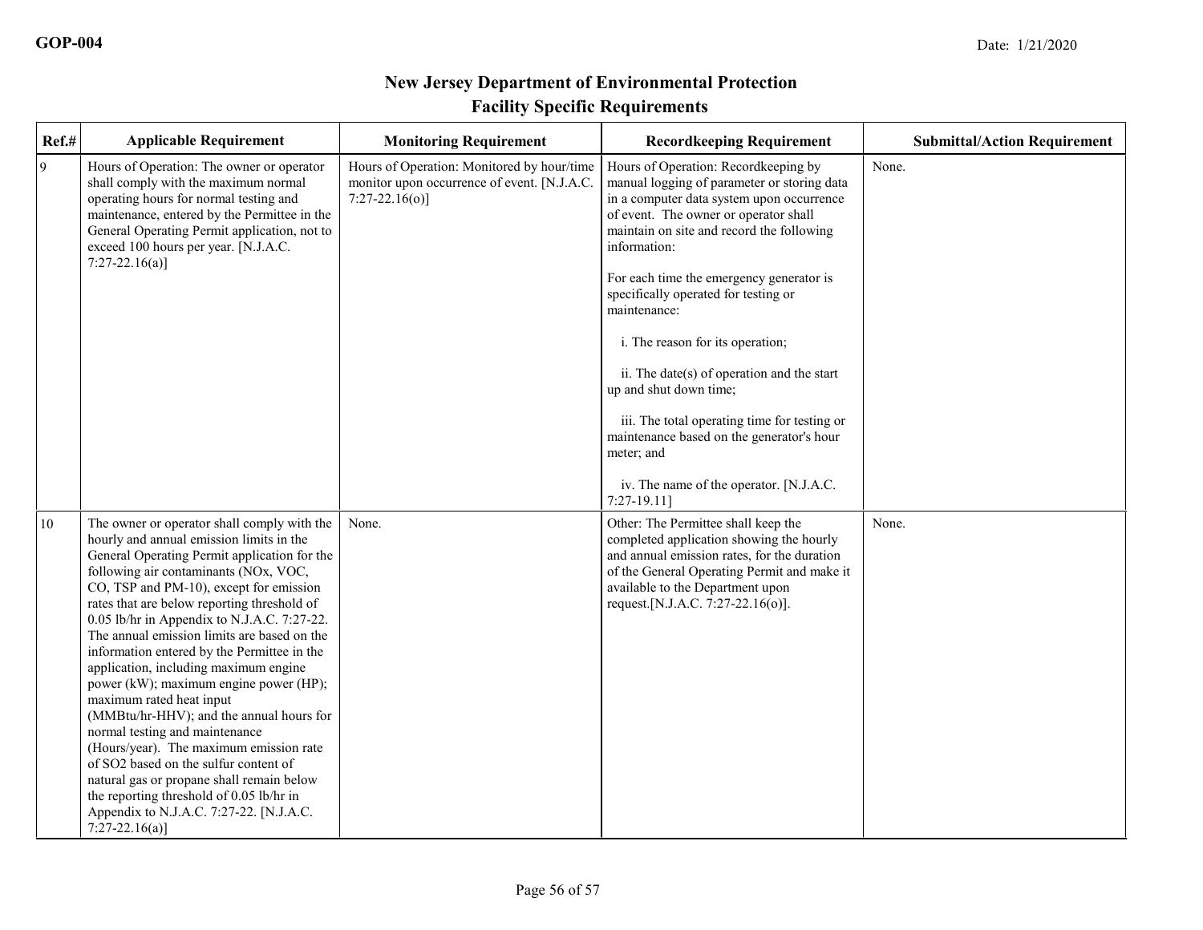# New Jersey Department of Environmental Protection

## Facility Specific Requirements

| Ref.# | Applicable Requirement | Monitoring Requirement | Recordkeeping Requirement | Submittal/Action Requirement |
|---|---|---|---|---|
| 9 | Hours of Operation: The owner or operator shall comply with the maximum normal operating hours for normal testing and maintenance, entered by the Permittee in the General Operating Permit application, not to exceed 100 hours per year. [N.J.A.C. 7:27-22.16(a)] | Hours of Operation: Monitored by hour/time monitor upon occurrence of event. [N.J.A.C. 7:27-22.16(o)] | Hours of Operation: Recordkeeping by manual logging of parameter or storing data in a computer data system upon occurrence of event. The owner or operator shall maintain on site and record the following information:<br><br>For each time the emergency generator is specifically operated for testing or maintenance:<br><br>i. The reason for its operation;<br><br>ii. The date(s) of operation and the start up and shut down time;<br><br>iii. The total operating time for testing or maintenance based on the generator's hour meter; and<br><br>iv. The name of the operator. [N.J.A.C. 7:27-19.11] | None. |
| 10 | The owner or operator shall comply with the hourly and annual emission limits in the General Operating Permit application for the following air contaminants (NOx, VOC, CO, TSP and PM-10), except for emission rates that are below reporting threshold of 0.05 lb/hr in Appendix to N.J.A.C. 7:27-22. The annual emission limits are based on the information entered by the Permittee in the application, including maximum engine power (kW); maximum engine power (HP); maximum rated heat input (MMBtu/hr-HHV); and the annual hours for normal testing and maintenance (Hours/year). The maximum emission rate of SO2 based on the sulfur content of natural gas or propane shall remain below the reporting threshold of 0.05 lb/hr in Appendix to N.J.A.C. 7:27-22. [N.J.A.C. 7:27-22.16(a)] | None. | Other: The Permittee shall keep the completed application showing the hourly and annual emission rates, for the duration of the General Operating Permit and make it available to the Department upon request.[N.J.A.C. 7:27-22.16(o)]. | None. |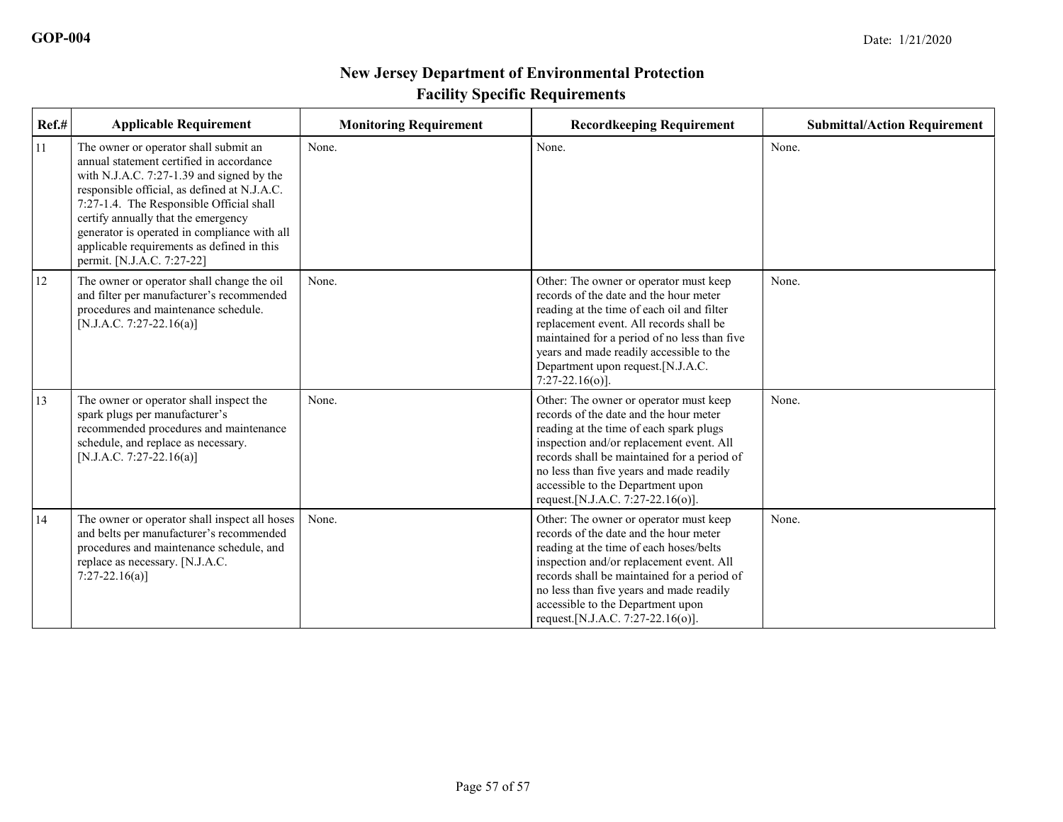## New Jersey Department of Environmental Protection
## Facility Specific Requirements

| Ref.# | Applicable Requirement | Monitoring Requirement | Recordkeeping Requirement | Submittal/Action Requirement |
|---|---|---|---|---|
| 11 | The owner or operator shall submit an annual statement certified in accordance with N.J.A.C. 7:27-1.39 and signed by the responsible official, as defined at N.J.A.C. 7:27-1.4. The Responsible Official shall certify annually that the emergency generator is operated in compliance with all applicable requirements as defined in this permit. [N.J.A.C. 7:27-22] | None. | None. | None. |
| 12 | The owner or operator shall change the oil and filter per manufacturer's recommended procedures and maintenance schedule. [N.J.A.C. 7:27-22.16(a)] | None. | Other: The owner or operator must keep records of the date and the hour meter reading at the time of each oil and filter replacement event. All records shall be maintained for a period of no less than five years and made readily accessible to the Department upon request.[N.J.A.C. 7:27-22.16(o)]. | None. |
| 13 | The owner or operator shall inspect the spark plugs per manufacturer's recommended procedures and maintenance schedule, and replace as necessary. [N.J.A.C. 7:27-22.16(a)] | None. | Other: The owner or operator must keep records of the date and the hour meter reading at the time of each spark plugs inspection and/or replacement event. All records shall be maintained for a period of no less than five years and made readily accessible to the Department upon request.[N.J.A.C. 7:27-22.16(o)]. | None. |
| 14 | The owner or operator shall inspect all hoses and belts per manufacturer's recommended procedures and maintenance schedule, and replace as necessary. [N.J.A.C. 7:27-22.16(a)] | None. | Other: The owner or operator must keep records of the date and the hour meter reading at the time of each hoses/belts inspection and/or replacement event. All records shall be maintained for a period of no less than five years and made readily accessible to the Department upon request.[N.J.A.C. 7:27-22.16(o)]. | None. |